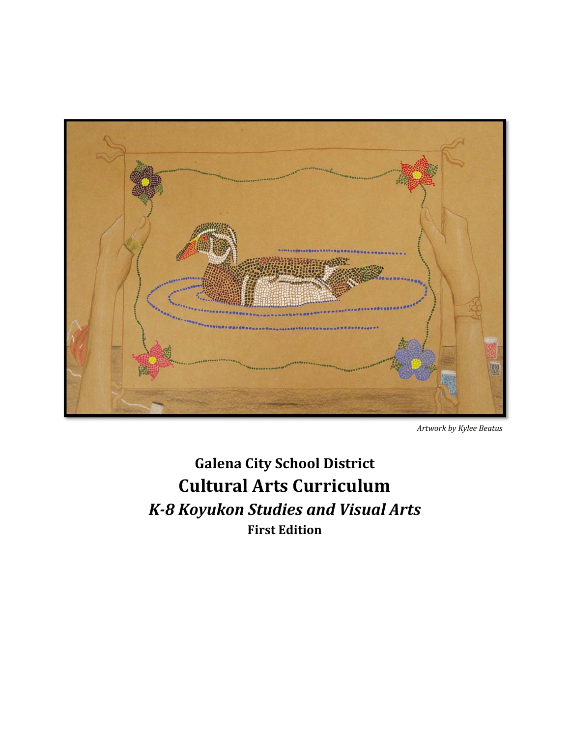*Artwork by Kylee Beatus*

# Galena City School District

# Cultural Arts Curriculum

## *K-8 Koyukon Studies and Visual Arts*

**First Edition**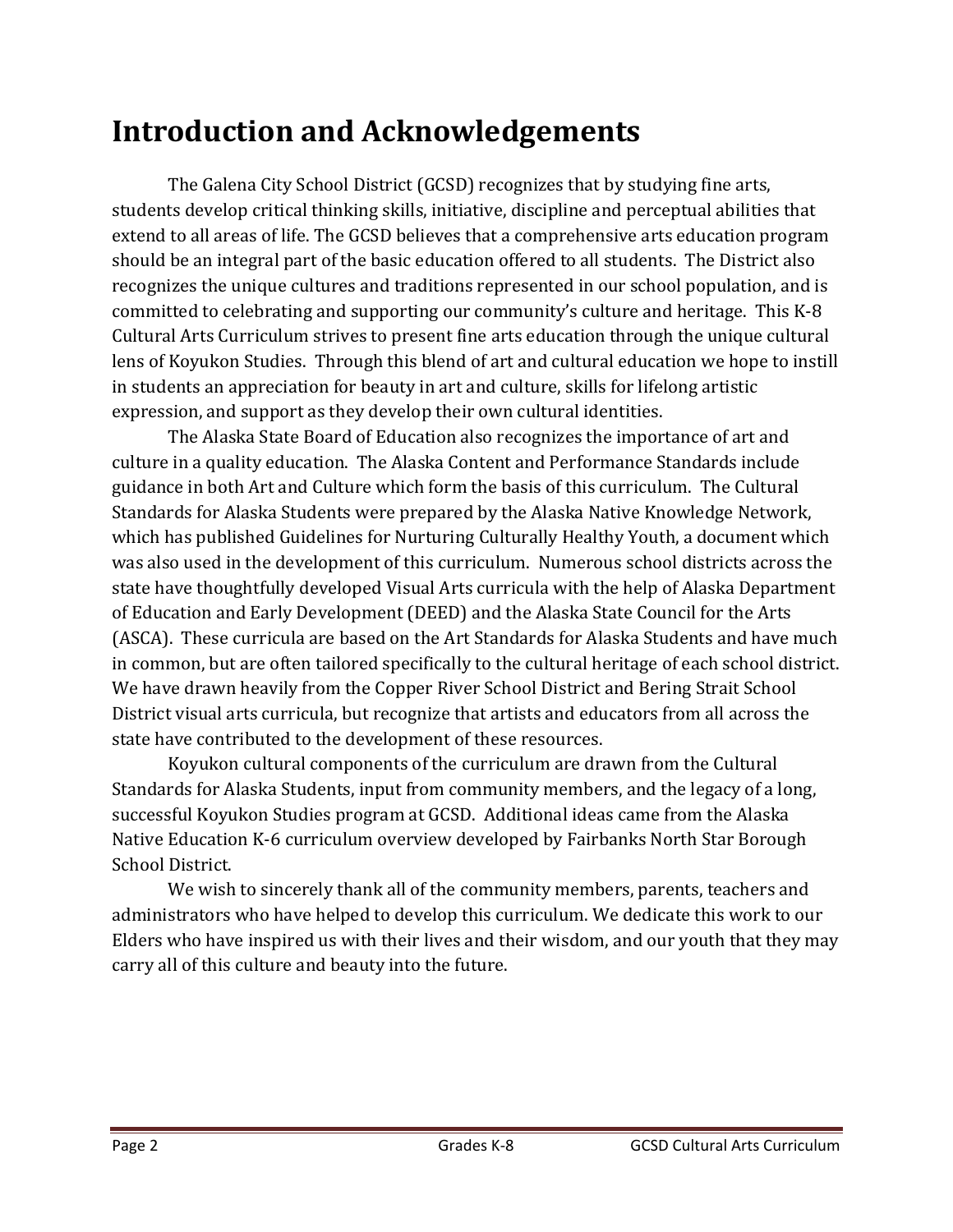# Introduction and Acknowledgements

The Galena City School District (GCSD) recognizes that by studying fine arts, students develop critical thinking skills, initiative, discipline and perceptual abilities that extend to all areas of life. The GCSD believes that a comprehensive arts education program should be an integral part of the basic education offered to all students. The District also recognizes the unique cultures and traditions represented in our school population, and is committed to celebrating and supporting our community's culture and heritage. This K-8 Cultural Arts Curriculum strives to present fine arts education through the unique cultural lens of Koyukon Studies. Through this blend of art and cultural education we hope to instill in students an appreciation for beauty in art and culture, skills for lifelong artistic expression, and support as they develop their own cultural identities.

The Alaska State Board of Education also recognizes the importance of art and culture in a quality education. The Alaska Content and Performance Standards include guidance in both Art and Culture which form the basis of this curriculum. The Cultural Standards for Alaska Students were prepared by the Alaska Native Knowledge Network, which has published Guidelines for Nurturing Culturally Healthy Youth, a document which was also used in the development of this curriculum. Numerous school districts across the state have thoughtfully developed Visual Arts curricula with the help of Alaska Department of Education and Early Development (DEED) and the Alaska State Council for the Arts (ASCA). These curricula are based on the Art Standards for Alaska Students and have much in common, but are often tailored specifically to the cultural heritage of each school district. We have drawn heavily from the Copper River School District and Bering Strait School District visual arts curricula, but recognize that artists and educators from all across the state have contributed to the development of these resources.

Koyukon cultural components of the curriculum are drawn from the Cultural Standards for Alaska Students, input from community members, and the legacy of a long, successful Koyukon Studies program at GCSD. Additional ideas came from the Alaska Native Education K-6 curriculum overview developed by Fairbanks North Star Borough School District.

We wish to sincerely thank all of the community members, parents, teachers and administrators who have helped to develop this curriculum. We dedicate this work to our Elders who have inspired us with their lives and their wisdom, and our youth that they may carry all of this culture and beauty into the future.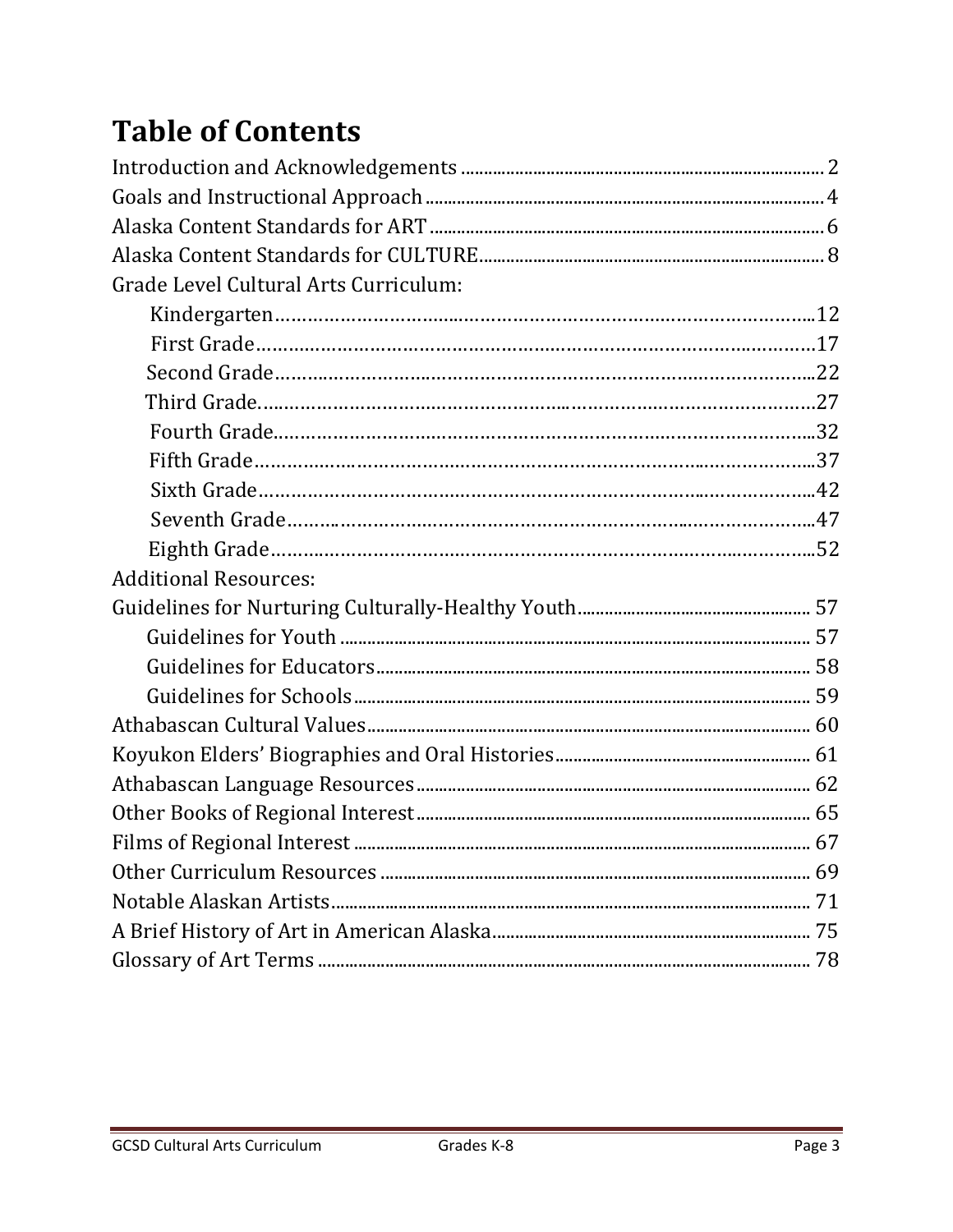# Table of Contents

Introduction and Acknowledgements ........ 2

Goals and Instructional Approach ........ 4

Alaska Content Standards for ART ........ 6

Alaska Content Standards for CULTURE ........ 8

Grade Level Cultural Arts Curriculum:

- Kindergarten ........ 12
- First Grade ........ 17
- Second Grade ........ 22
- Third Grade. ........ 27
- Fourth Grade ........ 32
- Fifth Grade ........ 37
- Sixth Grade ........ 42
- Seventh Grade ........ 47
- Eighth Grade ........ 52

Additional Resources:

Guidelines for Nurturing Culturally-Healthy Youth ........ 57

- Guidelines for Youth ........ 57
- Guidelines for Educators ........ 58
- Guidelines for Schools ........ 59

Athabascan Cultural Values ........ 60

Koyukon Elders' Biographies and Oral Histories ........ 61

Athabascan Language Resources ........ 62

Other Books of Regional Interest ........ 65

Films of Regional Interest ........ 67

Other Curriculum Resources ........ 69

Notable Alaskan Artists ........ 71

A Brief History of Art in American Alaska ........ 75

Glossary of Art Terms ........ 78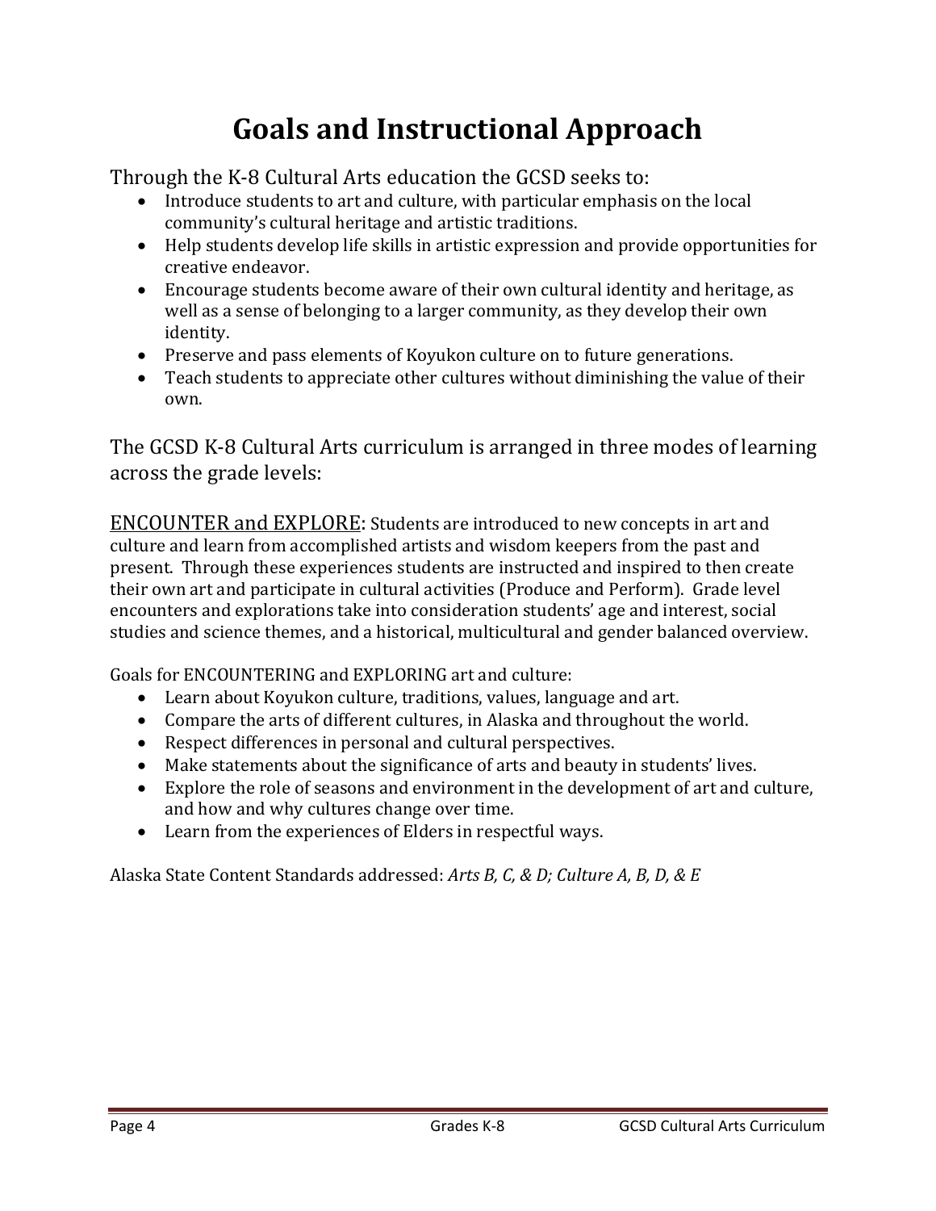# Goals and Instructional Approach

Through the K-8 Cultural Arts education the GCSD seeks to:

- Introduce students to art and culture, with particular emphasis on the local community's cultural heritage and artistic traditions.
- Help students develop life skills in artistic expression and provide opportunities for creative endeavor.
- Encourage students become aware of their own cultural identity and heritage, as well as a sense of belonging to a larger community, as they develop their own identity.
- Preserve and pass elements of Koyukon culture on to future generations.
- Teach students to appreciate other cultures without diminishing the value of their own.

The GCSD K-8 Cultural Arts curriculum is arranged in three modes of learning across the grade levels:

<u>ENCOUNTER and EXPLORE</u>: Students are introduced to new concepts in art and culture and learn from accomplished artists and wisdom keepers from the past and present. Through these experiences students are instructed and inspired to then create their own art and participate in cultural activities (Produce and Perform). Grade level encounters and explorations take into consideration students' age and interest, social studies and science themes, and a historical, multicultural and gender balanced overview.

Goals for ENCOUNTERING and EXPLORING art and culture:

- Learn about Koyukon culture, traditions, values, language and art.
- Compare the arts of different cultures, in Alaska and throughout the world.
- Respect differences in personal and cultural perspectives.
- Make statements about the significance of arts and beauty in students' lives.
- Explore the role of seasons and environment in the development of art and culture, and how and why cultures change over time.
- Learn from the experiences of Elders in respectful ways.

Alaska State Content Standards addressed: *Arts B, C, & D; Culture A, B, D, & E*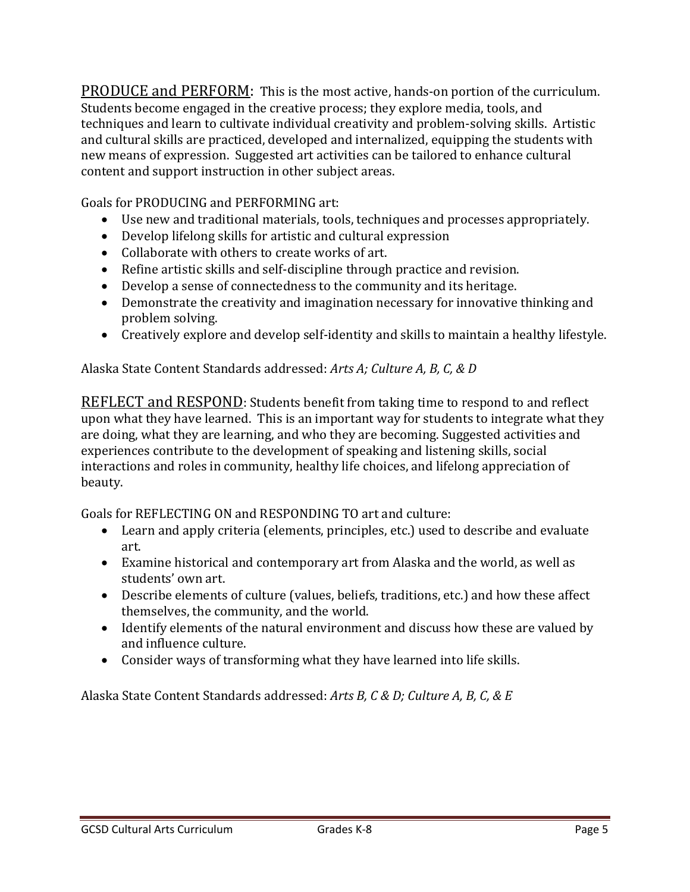PRODUCE and PERFORM: This is the most active, hands-on portion of the curriculum. Students become engaged in the creative process; they explore media, tools, and techniques and learn to cultivate individual creativity and problem-solving skills. Artistic and cultural skills are practiced, developed and internalized, equipping the students with new means of expression. Suggested art activities can be tailored to enhance cultural content and support instruction in other subject areas.

Goals for PRODUCING and PERFORMING art:

- Use new and traditional materials, tools, techniques and processes appropriately.
- Develop lifelong skills for artistic and cultural expression
- Collaborate with others to create works of art.
- Refine artistic skills and self-discipline through practice and revision.
- Develop a sense of connectedness to the community and its heritage.
- Demonstrate the creativity and imagination necessary for innovative thinking and problem solving.
- Creatively explore and develop self-identity and skills to maintain a healthy lifestyle.

Alaska State Content Standards addressed: *Arts A; Culture A, B, C, & D*

REFLECT and RESPOND: Students benefit from taking time to respond to and reflect upon what they have learned. This is an important way for students to integrate what they are doing, what they are learning, and who they are becoming. Suggested activities and experiences contribute to the development of speaking and listening skills, social interactions and roles in community, healthy life choices, and lifelong appreciation of beauty.

Goals for REFLECTING ON and RESPONDING TO art and culture:

- Learn and apply criteria (elements, principles, etc.) used to describe and evaluate art.
- Examine historical and contemporary art from Alaska and the world, as well as students' own art.
- Describe elements of culture (values, beliefs, traditions, etc.) and how these affect themselves, the community, and the world.
- Identify elements of the natural environment and discuss how these are valued by and influence culture.
- Consider ways of transforming what they have learned into life skills.

Alaska State Content Standards addressed: *Arts B, C & D; Culture A, B, C, & E*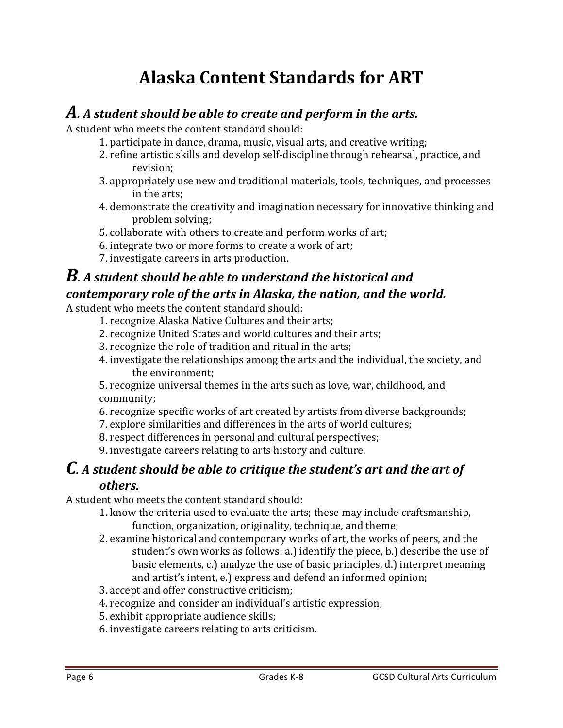# Alaska Content Standards for ART

## ***A. A student should be able to create and perform in the arts.***

A student who meets the content standard should:

1. participate in dance, drama, music, visual arts, and creative writing;
2. refine artistic skills and develop self-discipline through rehearsal, practice, and revision;
3. appropriately use new and traditional materials, tools, techniques, and processes in the arts;
4. demonstrate the creativity and imagination necessary for innovative thinking and problem solving;
5. collaborate with others to create and perform works of art;
6. integrate two or more forms to create a work of art;
7. investigate careers in arts production.

## ***B. A student should be able to understand the historical and contemporary role of the arts in Alaska, the nation, and the world.***

A student who meets the content standard should:

1. recognize Alaska Native Cultures and their arts;
2. recognize United States and world cultures and their arts;
3. recognize the role of tradition and ritual in the arts;
4. investigate the relationships among the arts and the individual, the society, and the environment;
5. recognize universal themes in the arts such as love, war, childhood, and community;
6. recognize specific works of art created by artists from diverse backgrounds;
7. explore similarities and differences in the arts of world cultures;
8. respect differences in personal and cultural perspectives;
9. investigate careers relating to arts history and culture.

## ***C. A student should be able to critique the student's art and the art of others.***

A student who meets the content standard should:

1. know the criteria used to evaluate the arts; these may include craftsmanship, function, organization, originality, technique, and theme;
2. examine historical and contemporary works of art, the works of peers, and the student's own works as follows: a.) identify the piece, b.) describe the use of basic elements, c.) analyze the use of basic principles, d.) interpret meaning and artist's intent, e.) express and defend an informed opinion;
3. accept and offer constructive criticism;
4. recognize and consider an individual's artistic expression;
5. exhibit appropriate audience skills;
6. investigate careers relating to arts criticism.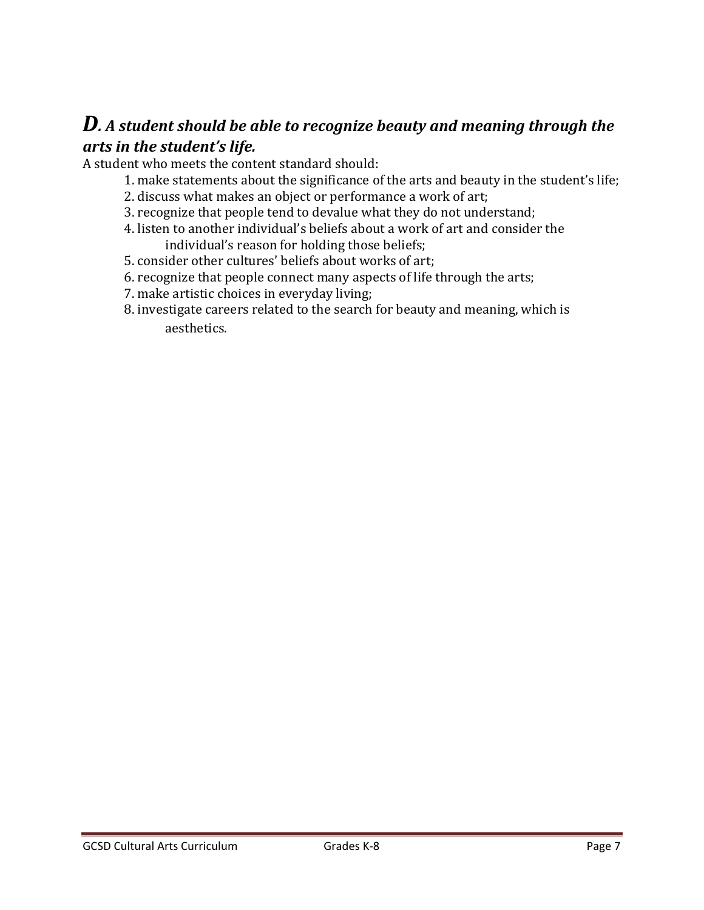## ***D. A student should be able to recognize beauty and meaning through the arts in the student's life.***

A student who meets the content standard should:

1. make statements about the significance of the arts and beauty in the student's life;
2. discuss what makes an object or performance a work of art;
3. recognize that people tend to devalue what they do not understand;
4. listen to another individual's beliefs about a work of art and consider the individual's reason for holding those beliefs;
5. consider other cultures' beliefs about works of art;
6. recognize that people connect many aspects of life through the arts;
7. make artistic choices in everyday living;
8. investigate careers related to the search for beauty and meaning, which is aesthetics.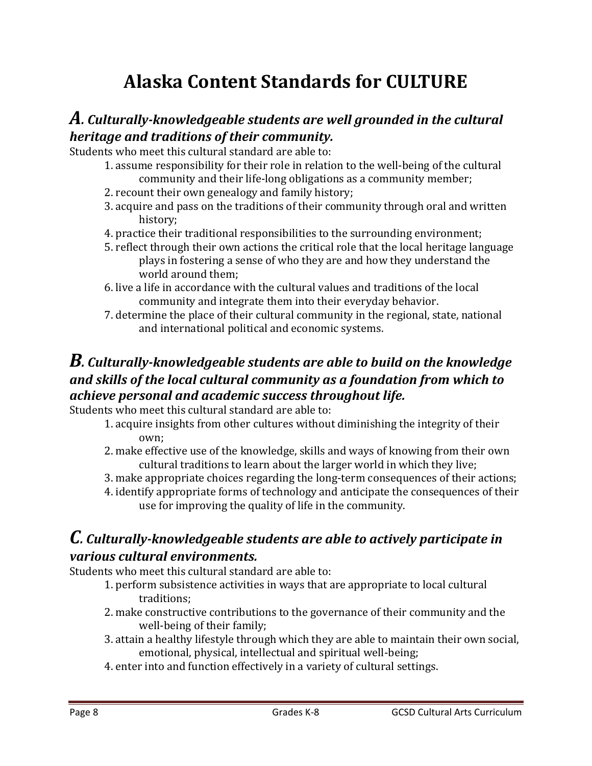# Alaska Content Standards for CULTURE

## *A. Culturally-knowledgeable students are well grounded in the cultural heritage and traditions of their community.*

Students who meet this cultural standard are able to:

1. assume responsibility for their role in relation to the well-being of the cultural community and their life-long obligations as a community member;
2. recount their own genealogy and family history;
3. acquire and pass on the traditions of their community through oral and written history;
4. practice their traditional responsibilities to the surrounding environment;
5. reflect through their own actions the critical role that the local heritage language plays in fostering a sense of who they are and how they understand the world around them;
6. live a life in accordance with the cultural values and traditions of the local community and integrate them into their everyday behavior.
7. determine the place of their cultural community in the regional, state, national and international political and economic systems.

## *B. Culturally-knowledgeable students are able to build on the knowledge and skills of the local cultural community as a foundation from which to achieve personal and academic success throughout life.*

Students who meet this cultural standard are able to:

1. acquire insights from other cultures without diminishing the integrity of their own;
2. make effective use of the knowledge, skills and ways of knowing from their own cultural traditions to learn about the larger world in which they live;
3. make appropriate choices regarding the long-term consequences of their actions;
4. identify appropriate forms of technology and anticipate the consequences of their use for improving the quality of life in the community.

## *C. Culturally-knowledgeable students are able to actively participate in various cultural environments.*

Students who meet this cultural standard are able to:

1. perform subsistence activities in ways that are appropriate to local cultural traditions;
2. make constructive contributions to the governance of their community and the well-being of their family;
3. attain a healthy lifestyle through which they are able to maintain their own social, emotional, physical, intellectual and spiritual well-being;
4. enter into and function effectively in a variety of cultural settings.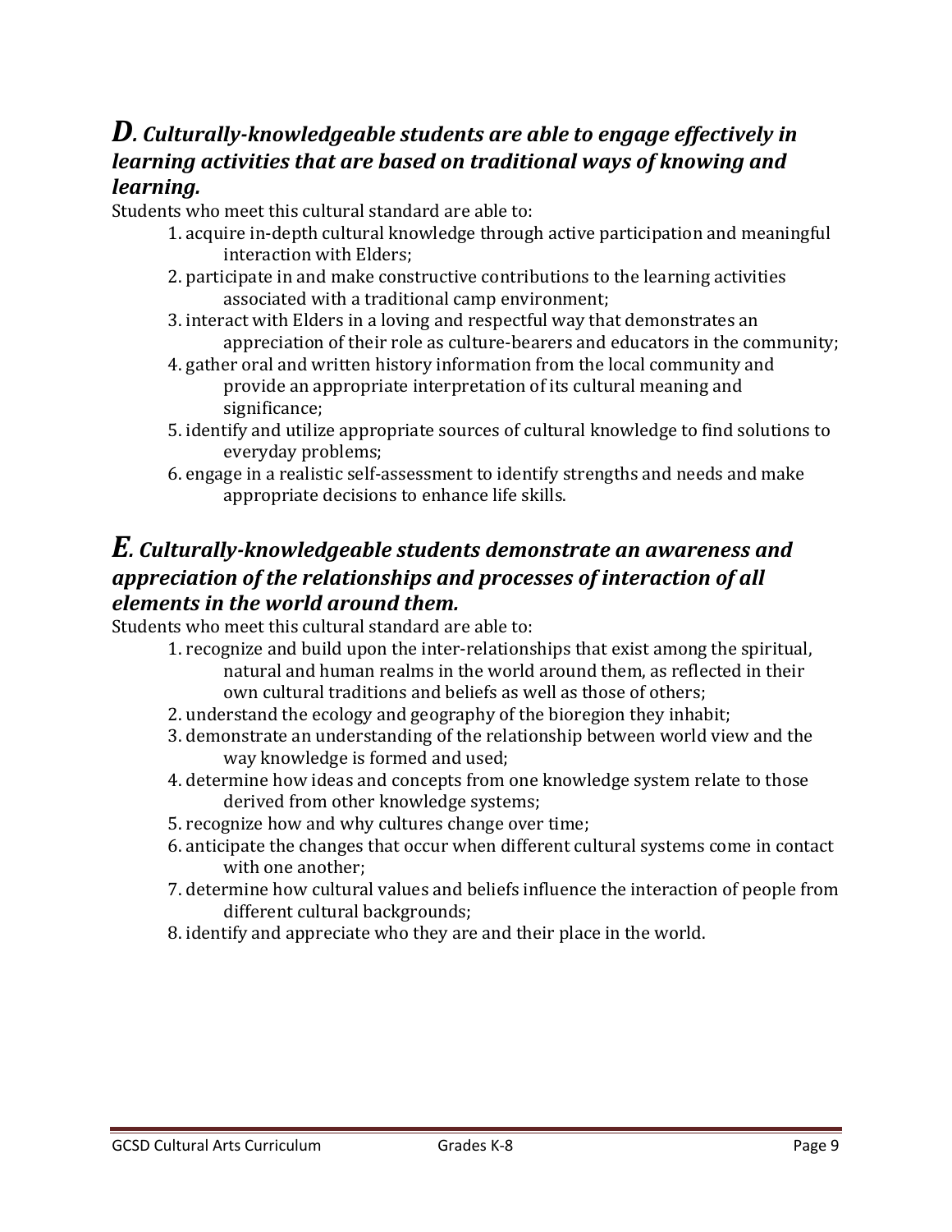## *D. Culturally-knowledgeable students are able to engage effectively in learning activities that are based on traditional ways of knowing and learning.*

Students who meet this cultural standard are able to:

1. acquire in-depth cultural knowledge through active participation and meaningful interaction with Elders;
2. participate in and make constructive contributions to the learning activities associated with a traditional camp environment;
3. interact with Elders in a loving and respectful way that demonstrates an appreciation of their role as culture-bearers and educators in the community;
4. gather oral and written history information from the local community and provide an appropriate interpretation of its cultural meaning and significance;
5. identify and utilize appropriate sources of cultural knowledge to find solutions to everyday problems;
6. engage in a realistic self-assessment to identify strengths and needs and make appropriate decisions to enhance life skills.

## *E. Culturally-knowledgeable students demonstrate an awareness and appreciation of the relationships and processes of interaction of all elements in the world around them.*

Students who meet this cultural standard are able to:

1. recognize and build upon the inter-relationships that exist among the spiritual, natural and human realms in the world around them, as reflected in their own cultural traditions and beliefs as well as those of others;
2. understand the ecology and geography of the bioregion they inhabit;
3. demonstrate an understanding of the relationship between world view and the way knowledge is formed and used;
4. determine how ideas and concepts from one knowledge system relate to those derived from other knowledge systems;
5. recognize how and why cultures change over time;
6. anticipate the changes that occur when different cultural systems come in contact with one another;
7. determine how cultural values and beliefs influence the interaction of people from different cultural backgrounds;
8. identify and appreciate who they are and their place in the world.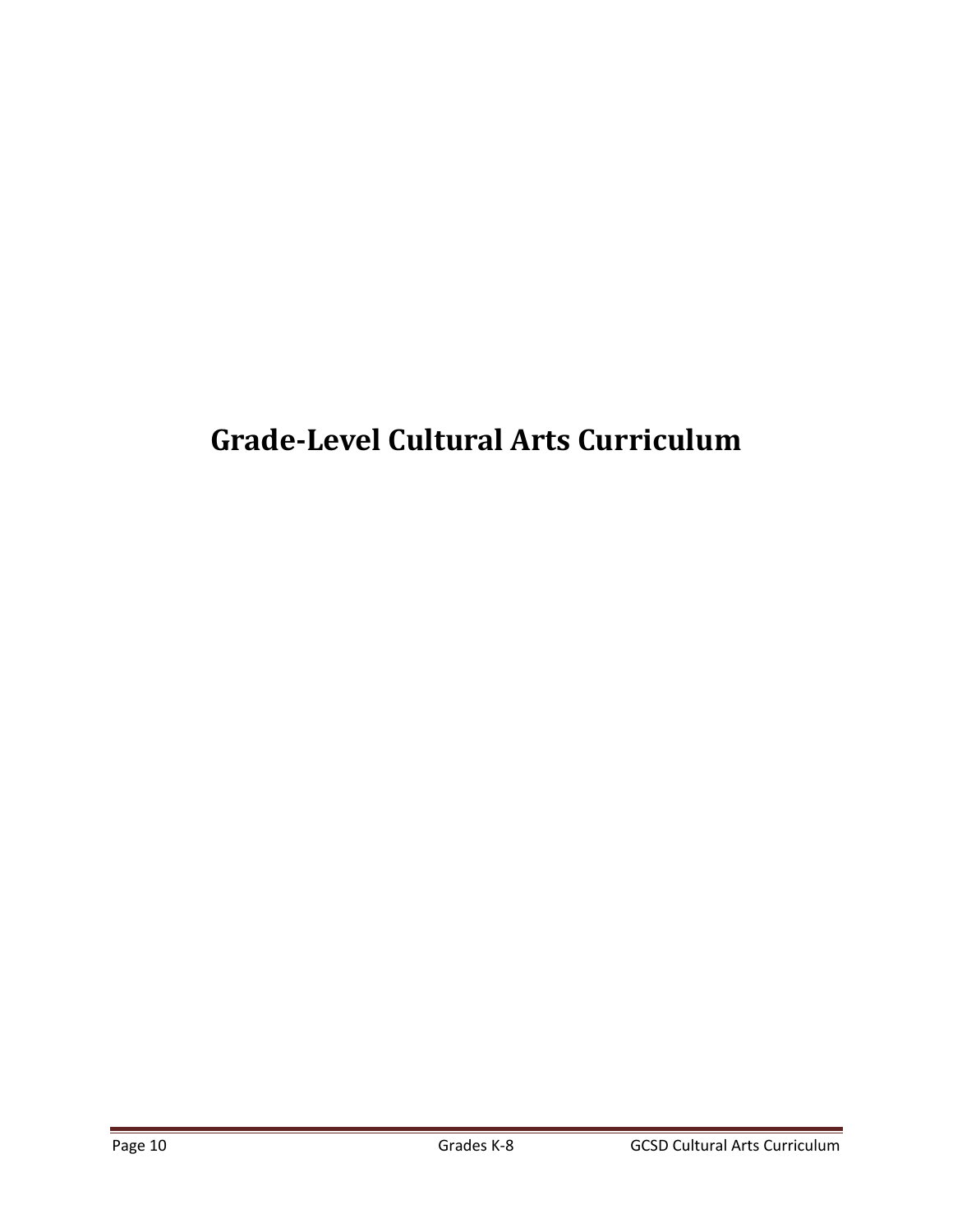# Grade-Level Cultural Arts Curriculum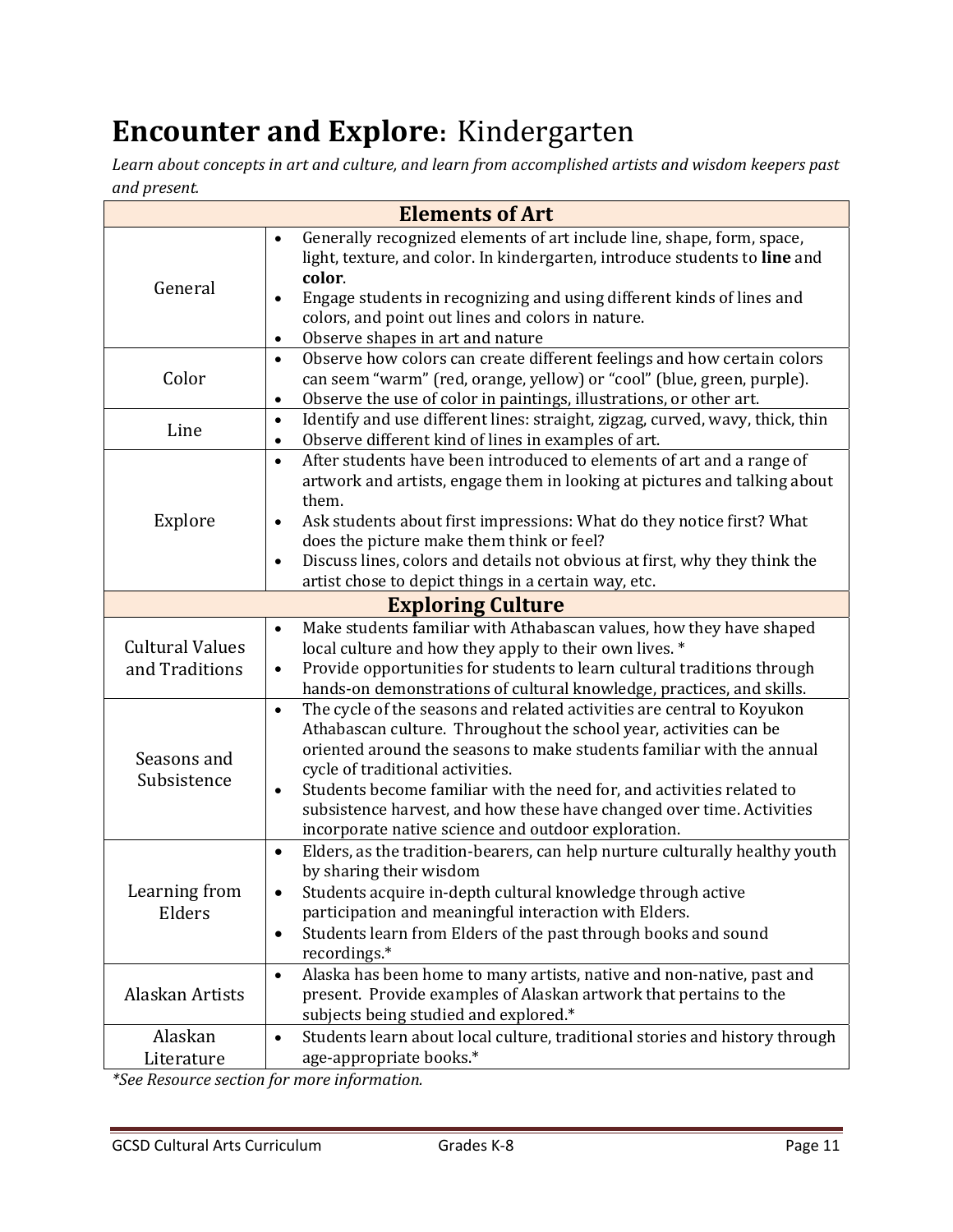# **Encounter and Explore**: Kindergarten

*Learn about concepts in art and culture, and learn from accomplished artists and wisdom keepers past and present.*

| **Elements of Art** | |
|---|---|
| General | • Generally recognized elements of art include line, shape, form, space, light, texture, and color. In kindergarten, introduce students to **line** and **color**.<br>• Engage students in recognizing and using different kinds of lines and colors, and point out lines and colors in nature.<br>• Observe shapes in art and nature |
| Color | • Observe how colors can create different feelings and how certain colors can seem "warm" (red, orange, yellow) or "cool" (blue, green, purple).<br>• Observe the use of color in paintings, illustrations, or other art. |
| Line | • Identify and use different lines: straight, zigzag, curved, wavy, thick, thin<br>• Observe different kind of lines in examples of art. |
| Explore | • After students have been introduced to elements of art and a range of artwork and artists, engage them in looking at pictures and talking about them.<br>• Ask students about first impressions: What do they notice first? What does the picture make them think or feel?<br>• Discuss lines, colors and details not obvious at first, why they think the artist chose to depict things in a certain way, etc. |
| **Exploring Culture** | |
| Cultural Values and Traditions | • Make students familiar with Athabascan values, how they have shaped local culture and how they apply to their own lives. *<br>• Provide opportunities for students to learn cultural traditions through hands-on demonstrations of cultural knowledge, practices, and skills. |
| Seasons and Subsistence | • The cycle of the seasons and related activities are central to Koyukon Athabascan culture. Throughout the school year, activities can be oriented around the seasons to make students familiar with the annual cycle of traditional activities.<br>• Students become familiar with the need for, and activities related to subsistence harvest, and how these have changed over time. Activities incorporate native science and outdoor exploration. |
| Learning from Elders | • Elders, as the tradition-bearers, can help nurture culturally healthy youth by sharing their wisdom<br>• Students acquire in-depth cultural knowledge through active participation and meaningful interaction with Elders.<br>• Students learn from Elders of the past through books and sound recordings.* |
| Alaskan Artists | • Alaska has been home to many artists, native and non-native, past and present. Provide examples of Alaskan artwork that pertains to the subjects being studied and explored.* |
| Alaskan Literature | • Students learn about local culture, traditional stories and history through age-appropriate books.* |

*\*See Resource section for more information.*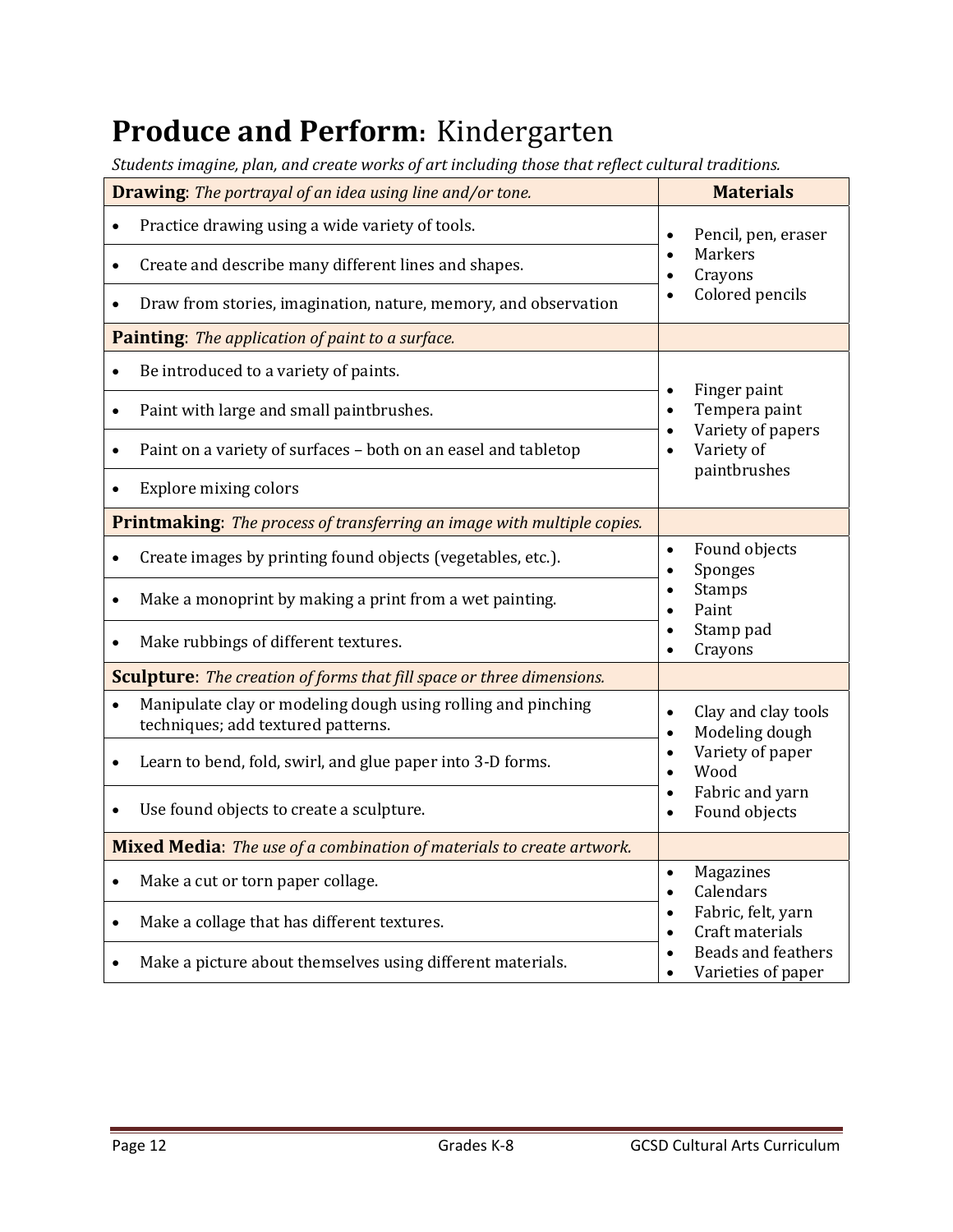# **Produce and Perform**: Kindergarten

*Students imagine, plan, and create works of art including those that reflect cultural traditions.*

| **Drawing**: *The portrayal of an idea using line and/or tone.* | **Materials** |
|---|---|
| • Practice drawing using a wide variety of tools. | • Pencil, pen, eraser<br>• Markers<br>• Crayons<br>• Colored pencils |
| • Create and describe many different lines and shapes. | |
| • Draw from stories, imagination, nature, memory, and observation | |
| **Painting**: *The application of paint to a surface.* | |
| • Be introduced to a variety of paints. | • Finger paint<br>• Tempera paint<br>• Variety of papers<br>• Variety of paintbrushes |
| • Paint with large and small paintbrushes. | |
| • Paint on a variety of surfaces – both on an easel and tabletop | |
| • Explore mixing colors | |
| **Printmaking**: *The process of transferring an image with multiple copies.* | |
| • Create images by printing found objects (vegetables, etc.). | • Found objects<br>• Sponges<br>• Stamps<br>• Paint<br>• Stamp pad<br>• Crayons |
| • Make a monoprint by making a print from a wet painting. | |
| • Make rubbings of different textures. | |
| **Sculpture**: *The creation of forms that fill space or three dimensions.* | |
| • Manipulate clay or modeling dough using rolling and pinching techniques; add textured patterns. | • Clay and clay tools<br>• Modeling dough<br>• Variety of paper<br>• Wood<br>• Fabric and yarn<br>• Found objects |
| • Learn to bend, fold, swirl, and glue paper into 3-D forms. | |
| • Use found objects to create a sculpture. | |
| **Mixed Media**: *The use of a combination of materials to create artwork.* | |
| • Make a cut or torn paper collage. | • Magazines<br>• Calendars<br>• Fabric, felt, yarn<br>• Craft materials<br>• Beads and feathers<br>• Varieties of paper |
| • Make a collage that has different textures. | |
| • Make a picture about themselves using different materials. | |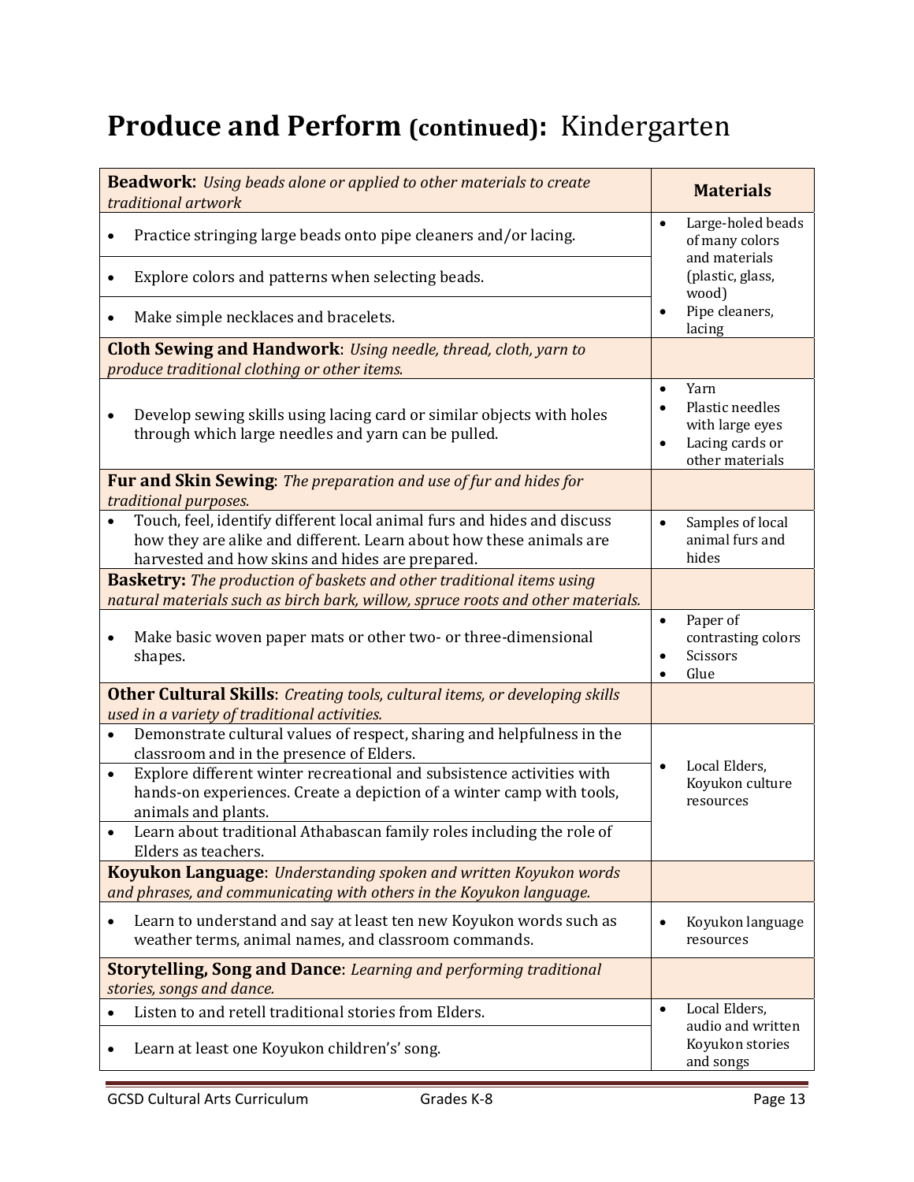# Produce and Perform (continued): Kindergarten

| **Beadwork**: *Using beads alone or applied to other materials to create traditional artwork* | **Materials** |
|---|---|
| • Practice stringing large beads onto pipe cleaners and/or lacing. | • Large-holed beads of many colors and materials (plastic, glass, wood)<br>• Pipe cleaners, lacing |
| • Explore colors and patterns when selecting beads. | |
| • Make simple necklaces and bracelets. | |
| **Cloth Sewing and Handwork**: *Using needle, thread, cloth, yarn to produce traditional clothing or other items.* | |
| • Develop sewing skills using lacing card or similar objects with holes through which large needles and yarn can be pulled. | • Yarn<br>• Plastic needles with large eyes<br>• Lacing cards or other materials |
| **Fur and Skin Sewing**: *The preparation and use of fur and hides for traditional purposes.* | |
| • Touch, feel, identify different local animal furs and hides and discuss how they are alike and different. Learn about how these animals are harvested and how skins and hides are prepared. | • Samples of local animal furs and hides |
| **Basketry:** *The production of baskets and other traditional items using natural materials such as birch bark, willow, spruce roots and other materials.* | |
| • Make basic woven paper mats or other two- or three-dimensional shapes. | • Paper of contrasting colors<br>• Scissors<br>• Glue |
| **Other Cultural Skills**: *Creating tools, cultural items, or developing skills used in a variety of traditional activities.* | |
| • Demonstrate cultural values of respect, sharing and helpfulness in the classroom and in the presence of Elders. | • Local Elders, Koyukon culture resources |
| • Explore different winter recreational and subsistence activities with hands-on experiences. Create a depiction of a winter camp with tools, animals and plants. | |
| • Learn about traditional Athabascan family roles including the role of Elders as teachers. | |
| **Koyukon Language**: *Understanding spoken and written Koyukon words and phrases, and communicating with others in the Koyukon language.* | |
| • Learn to understand and say at least ten new Koyukon words such as weather terms, animal names, and classroom commands. | • Koyukon language resources |
| **Storytelling, Song and Dance**: *Learning and performing traditional stories, songs and dance.* | |
| • Listen to and retell traditional stories from Elders. | • Local Elders, audio and written Koyukon stories and songs |
| • Learn at least one Koyukon children's' song. | |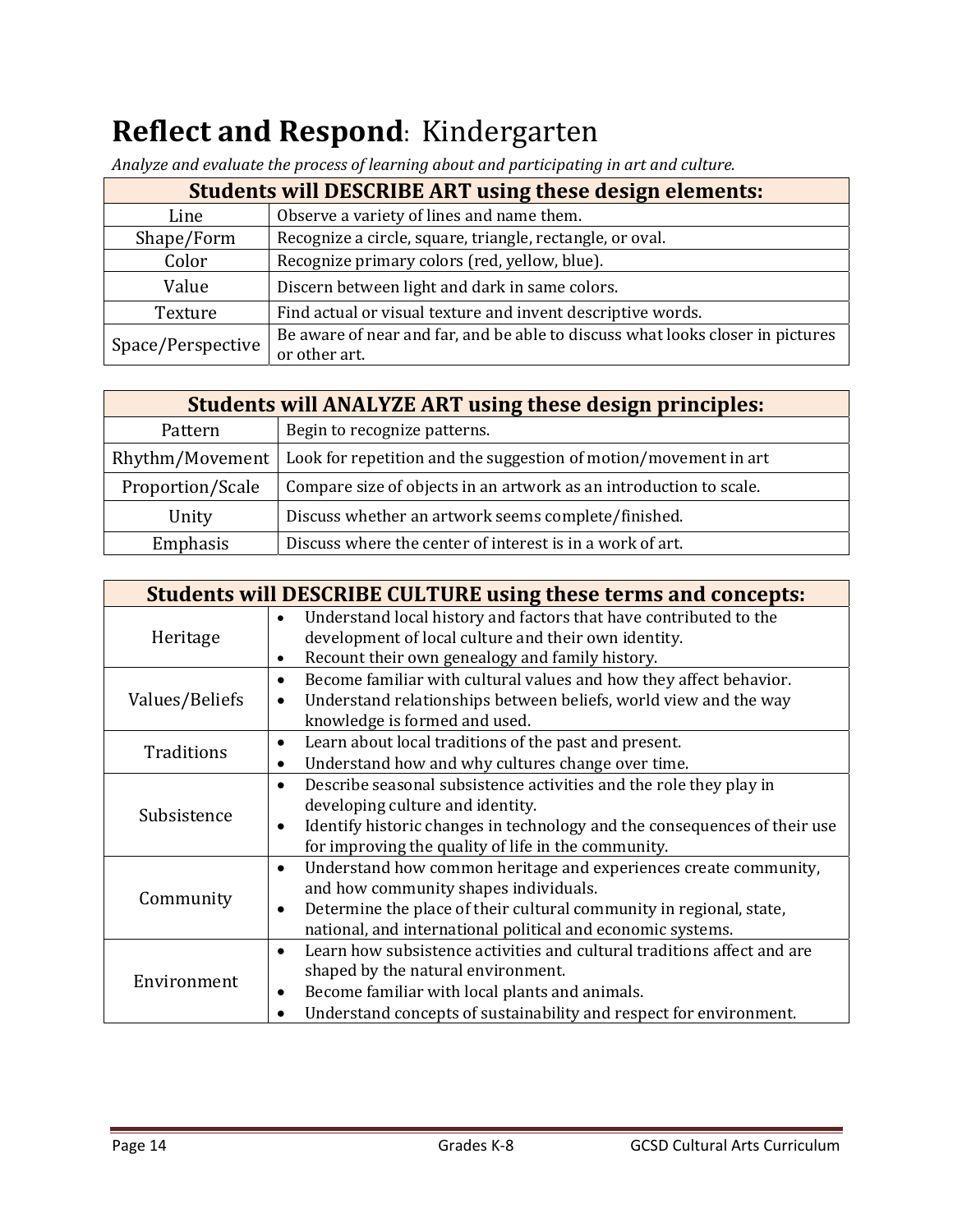# **Reflect and Respond**: Kindergarten

*Analyze and evaluate the process of learning about and participating in art and culture.*

| Students will DESCRIBE ART using these design elements: | |
|---|---|
| Line | Observe a variety of lines and name them. |
| Shape/Form | Recognize a circle, square, triangle, rectangle, or oval. |
| Color | Recognize primary colors (red, yellow, blue). |
| Value | Discern between light and dark in same colors. |
| Texture | Find actual or visual texture and invent descriptive words. |
| Space/Perspective | Be aware of near and far, and be able to discuss what looks closer in pictures or other art. |

| Students will ANALYZE ART using these design principles: | |
|---|---|
| Pattern | Begin to recognize patterns. |
| Rhythm/Movement | Look for repetition and the suggestion of motion/movement in art |
| Proportion/Scale | Compare size of objects in an artwork as an introduction to scale. |
| Unity | Discuss whether an artwork seems complete/finished. |
| Emphasis | Discuss where the center of interest is in a work of art. |

| Students will DESCRIBE CULTURE using these terms and concepts: | |
|---|---|
| Heritage | • Understand local history and factors that have contributed to the development of local culture and their own identity.<br>• Recount their own genealogy and family history. |
| Values/Beliefs | • Become familiar with cultural values and how they affect behavior.<br>• Understand relationships between beliefs, world view and the way knowledge is formed and used. |
| Traditions | • Learn about local traditions of the past and present.<br>• Understand how and why cultures change over time. |
| Subsistence | • Describe seasonal subsistence activities and the role they play in developing culture and identity.<br>• Identify historic changes in technology and the consequences of their use for improving the quality of life in the community. |
| Community | • Understand how common heritage and experiences create community, and how community shapes individuals.<br>• Determine the place of their cultural community in regional, state, national, and international political and economic systems. |
| Environment | • Learn how subsistence activities and cultural traditions affect and are shaped by the natural environment.<br>• Become familiar with local plants and animals.<br>• Understand concepts of sustainability and respect for environment. |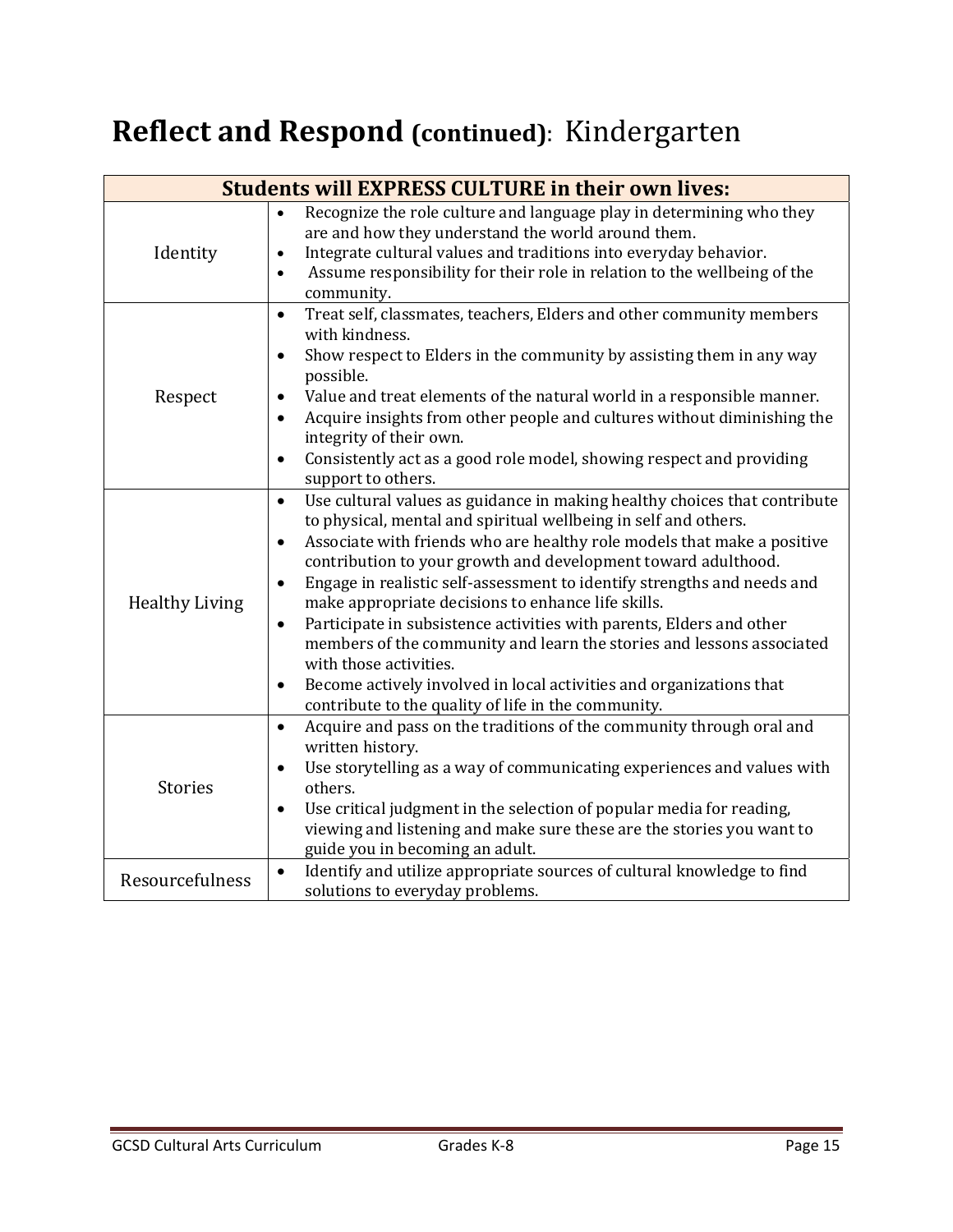# **Reflect and Respond (continued)**: Kindergarten

| Students will EXPRESS CULTURE in their own lives: | |
|---|---|
| Identity | • Recognize the role culture and language play in determining who they are and how they understand the world around them.<br>• Integrate cultural values and traditions into everyday behavior.<br>• Assume responsibility for their role in relation to the wellbeing of the community. |
| Respect | • Treat self, classmates, teachers, Elders and other community members with kindness.<br>• Show respect to Elders in the community by assisting them in any way possible.<br>• Value and treat elements of the natural world in a responsible manner.<br>• Acquire insights from other people and cultures without diminishing the integrity of their own.<br>• Consistently act as a good role model, showing respect and providing support to others. |
| Healthy Living | • Use cultural values as guidance in making healthy choices that contribute to physical, mental and spiritual wellbeing in self and others.<br>• Associate with friends who are healthy role models that make a positive contribution to your growth and development toward adulthood.<br>• Engage in realistic self-assessment to identify strengths and needs and make appropriate decisions to enhance life skills.<br>• Participate in subsistence activities with parents, Elders and other members of the community and learn the stories and lessons associated with those activities.<br>• Become actively involved in local activities and organizations that contribute to the quality of life in the community. |
| Stories | • Acquire and pass on the traditions of the community through oral and written history.<br>• Use storytelling as a way of communicating experiences and values with others.<br>• Use critical judgment in the selection of popular media for reading, viewing and listening and make sure these are the stories you want to guide you in becoming an adult. |
| Resourcefulness | • Identify and utilize appropriate sources of cultural knowledge to find solutions to everyday problems. |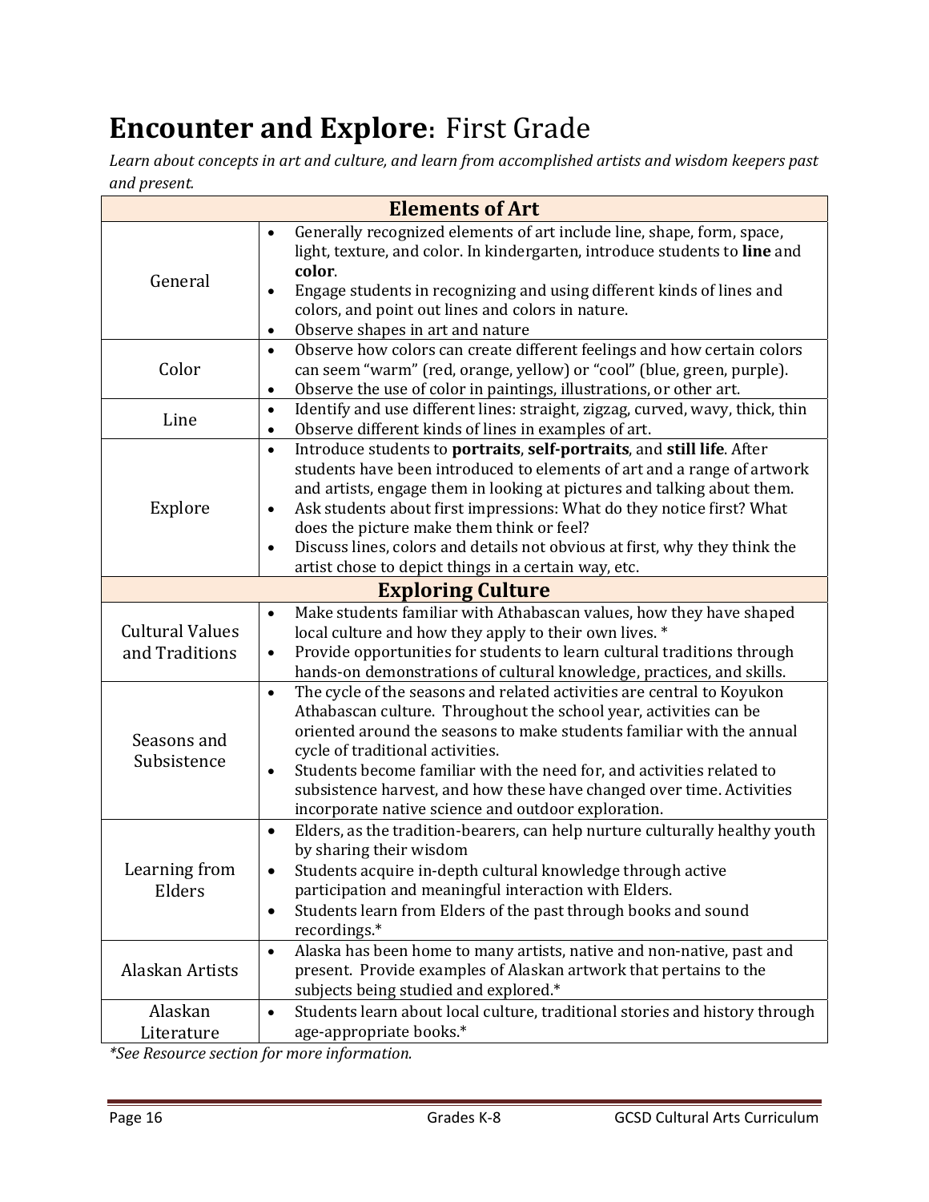# **Encounter and Explore**: First Grade

*Learn about concepts in art and culture, and learn from accomplished artists and wisdom keepers past and present.*

| **Elements of Art** | |
|---|---|
| General | • Generally recognized elements of art include line, shape, form, space, light, texture, and color. In kindergarten, introduce students to **line** and **color**.<br>• Engage students in recognizing and using different kinds of lines and colors, and point out lines and colors in nature.<br>• Observe shapes in art and nature |
| Color | • Observe how colors can create different feelings and how certain colors can seem "warm" (red, orange, yellow) or "cool" (blue, green, purple).<br>• Observe the use of color in paintings, illustrations, or other art. |
| Line | • Identify and use different lines: straight, zigzag, curved, wavy, thick, thin<br>• Observe different kinds of lines in examples of art. |
| Explore | • Introduce students to **portraits**, **self-portraits**, and **still life**. After students have been introduced to elements of art and a range of artwork and artists, engage them in looking at pictures and talking about them.<br>• Ask students about first impressions: What do they notice first? What does the picture make them think or feel?<br>• Discuss lines, colors and details not obvious at first, why they think the artist chose to depict things in a certain way, etc. |
| **Exploring Culture** | |
| Cultural Values and Traditions | • Make students familiar with Athabascan values, how they have shaped local culture and how they apply to their own lives. *<br>• Provide opportunities for students to learn cultural traditions through hands-on demonstrations of cultural knowledge, practices, and skills. |
| Seasons and Subsistence | • The cycle of the seasons and related activities are central to Koyukon Athabascan culture. Throughout the school year, activities can be oriented around the seasons to make students familiar with the annual cycle of traditional activities.<br>• Students become familiar with the need for, and activities related to subsistence harvest, and how these have changed over time. Activities incorporate native science and outdoor exploration. |
| Learning from Elders | • Elders, as the tradition-bearers, can help nurture culturally healthy youth by sharing their wisdom<br>• Students acquire in-depth cultural knowledge through active participation and meaningful interaction with Elders.<br>• Students learn from Elders of the past through books and sound recordings.* |
| Alaskan Artists | • Alaska has been home to many artists, native and non-native, past and present. Provide examples of Alaskan artwork that pertains to the subjects being studied and explored.* |
| Alaskan Literature | • Students learn about local culture, traditional stories and history through age-appropriate books.* |

*\*See Resource section for more information.*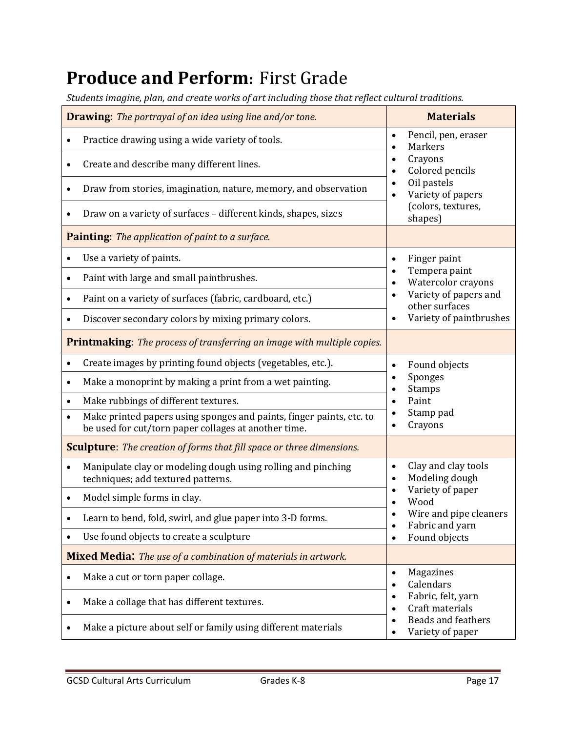# Produce and Perform: First Grade

*Students imagine, plan, and create works of art including those that reflect cultural traditions.*

| **Drawing**: *The portrayal of an idea using line and/or tone.* | **Materials** |
|---|---|
| • Practice drawing using a wide variety of tools. | • Pencil, pen, eraser<br>• Markers<br>• Crayons<br>• Colored pencils<br>• Oil pastels<br>• Variety of papers (colors, textures, shapes) |
| • Create and describe many different lines. | |
| • Draw from stories, imagination, nature, memory, and observation | |
| • Draw on a variety of surfaces – different kinds, shapes, sizes | |
| **Painting**: *The application of paint to a surface.* | |
| • Use a variety of paints. | • Finger paint<br>• Tempera paint<br>• Watercolor crayons<br>• Variety of papers and other surfaces<br>• Variety of paintbrushes |
| • Paint with large and small paintbrushes. | |
| • Paint on a variety of surfaces (fabric, cardboard, etc.) | |
| • Discover secondary colors by mixing primary colors. | |
| **Printmaking**: *The process of transferring an image with multiple copies.* | |
| • Create images by printing found objects (vegetables, etc.). | • Found objects<br>• Sponges<br>• Stamps<br>• Paint<br>• Stamp pad<br>• Crayons |
| • Make a monoprint by making a print from a wet painting. | |
| • Make rubbings of different textures. | |
| • Make printed papers using sponges and paints, finger paints, etc. to be used for cut/torn paper collages at another time. | |
| **Sculpture**: *The creation of forms that fill space or three dimensions.* | |
| • Manipulate clay or modeling dough using rolling and pinching techniques; add textured patterns. | • Clay and clay tools<br>• Modeling dough<br>• Variety of paper<br>• Wood<br>• Wire and pipe cleaners<br>• Fabric and yarn<br>• Found objects |
| • Model simple forms in clay. | |
| • Learn to bend, fold, swirl, and glue paper into 3-D forms. | |
| • Use found objects to create a sculpture | |
| **Mixed Media**: *The use of a combination of materials in artwork.* | |
| • Make a cut or torn paper collage. | • Magazines<br>• Calendars<br>• Fabric, felt, yarn<br>• Craft materials<br>• Beads and feathers<br>• Variety of paper |
| • Make a collage that has different textures. | |
| • Make a picture about self or family using different materials | |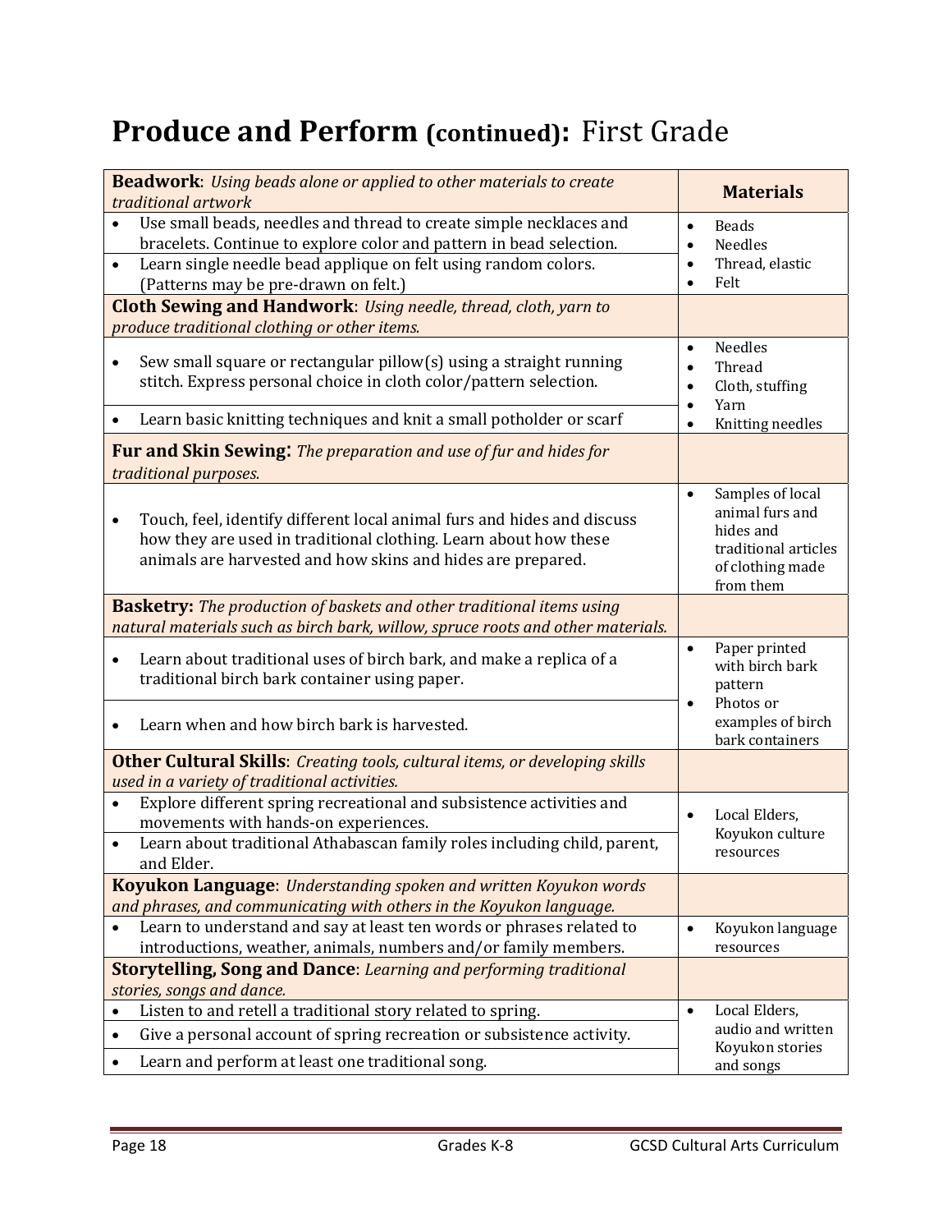# Produce and Perform (continued): First Grade

| **Beadwork**: *Using beads alone or applied to other materials to create traditional artwork* | **Materials** |
|---|---|
| • Use small beads, needles and thread to create simple necklaces and bracelets. Continue to explore color and pattern in bead selection. | • Beads<br>• Needles<br>• Thread, elastic<br>• Felt |
| • Learn single needle bead applique on felt using random colors. (Patterns may be pre-drawn on felt.) | |
| **Cloth Sewing and Handwork**: *Using needle, thread, cloth, yarn to produce traditional clothing or other items.* | |
| • Sew small square or rectangular pillow(s) using a straight running stitch. Express personal choice in cloth color/pattern selection. | • Needles<br>• Thread<br>• Cloth, stuffing<br>• Yarn<br>• Knitting needles |
| • Learn basic knitting techniques and knit a small potholder or scarf | |
| **Fur and Skin Sewing**: *The preparation and use of fur and hides for traditional purposes.* | |
| • Touch, feel, identify different local animal furs and hides and discuss how they are used in traditional clothing. Learn about how these animals are harvested and how skins and hides are prepared. | • Samples of local animal furs and hides and traditional articles of clothing made from them |
| **Basketry:** *The production of baskets and other traditional items using natural materials such as birch bark, willow, spruce roots and other materials.* | |
| • Learn about traditional uses of birch bark, and make a replica of a traditional birch bark container using paper. | • Paper printed with birch bark pattern<br>• Photos or examples of birch bark containers |
| • Learn when and how birch bark is harvested. | |
| **Other Cultural Skills**: *Creating tools, cultural items, or developing skills used in a variety of traditional activities.* | |
| • Explore different spring recreational and subsistence activities and movements with hands-on experiences. | • Local Elders, Koyukon culture resources |
| • Learn about traditional Athabascan family roles including child, parent, and Elder. | |
| **Koyukon Language**: *Understanding spoken and written Koyukon words and phrases, and communicating with others in the Koyukon language.* | |
| • Learn to understand and say at least ten words or phrases related to introductions, weather, animals, numbers and/or family members. | • Koyukon language resources |
| **Storytelling, Song and Dance**: *Learning and performing traditional stories, songs and dance.* | |
| • Listen to and retell a traditional story related to spring. | • Local Elders, audio and written Koyukon stories and songs |
| • Give a personal account of spring recreation or subsistence activity. | |
| • Learn and perform at least one traditional song. | |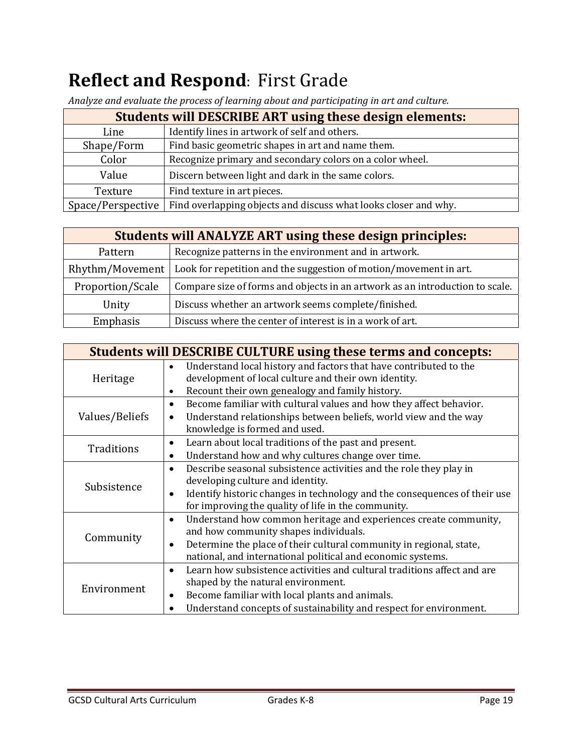# **Reflect and Respond**: First Grade

*Analyze and evaluate the process of learning about and participating in art and culture.*

| Students will DESCRIBE ART using these design elements: | |
|---|---|
| Line | Identify lines in artwork of self and others. |
| Shape/Form | Find basic geometric shapes in art and name them. |
| Color | Recognize primary and secondary colors on a color wheel. |
| Value | Discern between light and dark in the same colors. |
| Texture | Find texture in art pieces. |
| Space/Perspective | Find overlapping objects and discuss what looks closer and why. |

| Students will ANALYZE ART using these design principles: | |
|---|---|
| Pattern | Recognize patterns in the environment and in artwork. |
| Rhythm/Movement | Look for repetition and the suggestion of motion/movement in art. |
| Proportion/Scale | Compare size of forms and objects in an artwork as an introduction to scale. |
| Unity | Discuss whether an artwork seems complete/finished. |
| Emphasis | Discuss where the center of interest is in a work of art. |

| Students will DESCRIBE CULTURE using these terms and concepts: | |
|---|---|
| Heritage | • Understand local history and factors that have contributed to the development of local culture and their own identity.<br>• Recount their own genealogy and family history. |
| Values/Beliefs | • Become familiar with cultural values and how they affect behavior.<br>• Understand relationships between beliefs, world view and the way knowledge is formed and used. |
| Traditions | • Learn about local traditions of the past and present.<br>• Understand how and why cultures change over time. |
| Subsistence | • Describe seasonal subsistence activities and the role they play in developing culture and identity.<br>• Identify historic changes in technology and the consequences of their use for improving the quality of life in the community. |
| Community | • Understand how common heritage and experiences create community, and how community shapes individuals.<br>• Determine the place of their cultural community in regional, state, national, and international political and economic systems. |
| Environment | • Learn how subsistence activities and cultural traditions affect and are shaped by the natural environment.<br>• Become familiar with local plants and animals.<br>• Understand concepts of sustainability and respect for environment. |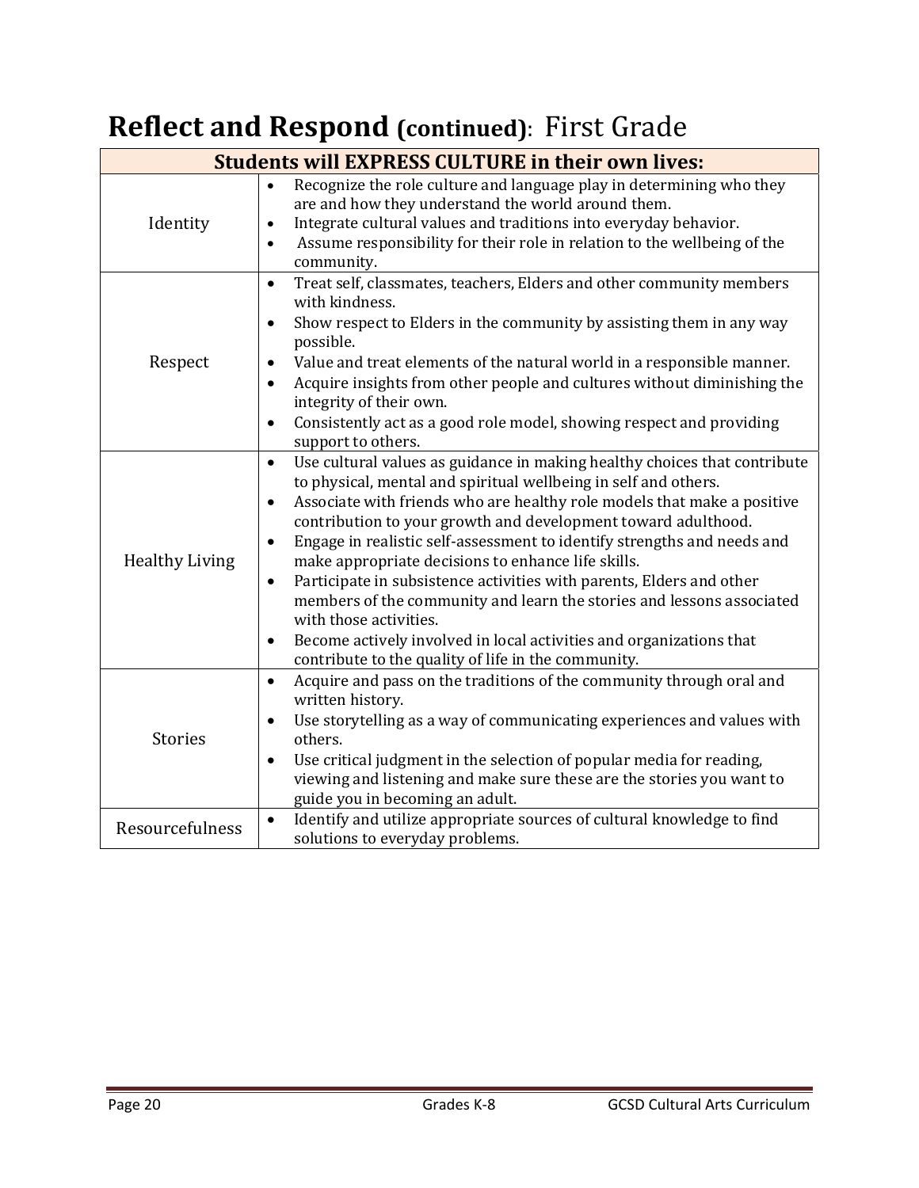# **Reflect and Respond (continued):** First Grade

| **Students will EXPRESS CULTURE in their own lives:** | |
|---|---|
| Identity | • Recognize the role culture and language play in determining who they are and how they understand the world around them.<br>• Integrate cultural values and traditions into everyday behavior.<br>• Assume responsibility for their role in relation to the wellbeing of the community. |
| Respect | • Treat self, classmates, teachers, Elders and other community members with kindness.<br>• Show respect to Elders in the community by assisting them in any way possible.<br>• Value and treat elements of the natural world in a responsible manner.<br>• Acquire insights from other people and cultures without diminishing the integrity of their own.<br>• Consistently act as a good role model, showing respect and providing support to others. |
| Healthy Living | • Use cultural values as guidance in making healthy choices that contribute to physical, mental and spiritual wellbeing in self and others.<br>• Associate with friends who are healthy role models that make a positive contribution to your growth and development toward adulthood.<br>• Engage in realistic self-assessment to identify strengths and needs and make appropriate decisions to enhance life skills.<br>• Participate in subsistence activities with parents, Elders and other members of the community and learn the stories and lessons associated with those activities.<br>• Become actively involved in local activities and organizations that contribute to the quality of life in the community. |
| Stories | • Acquire and pass on the traditions of the community through oral and written history.<br>• Use storytelling as a way of communicating experiences and values with others.<br>• Use critical judgment in the selection of popular media for reading, viewing and listening and make sure these are the stories you want to guide you in becoming an adult. |
| Resourcefulness | • Identify and utilize appropriate sources of cultural knowledge to find solutions to everyday problems. |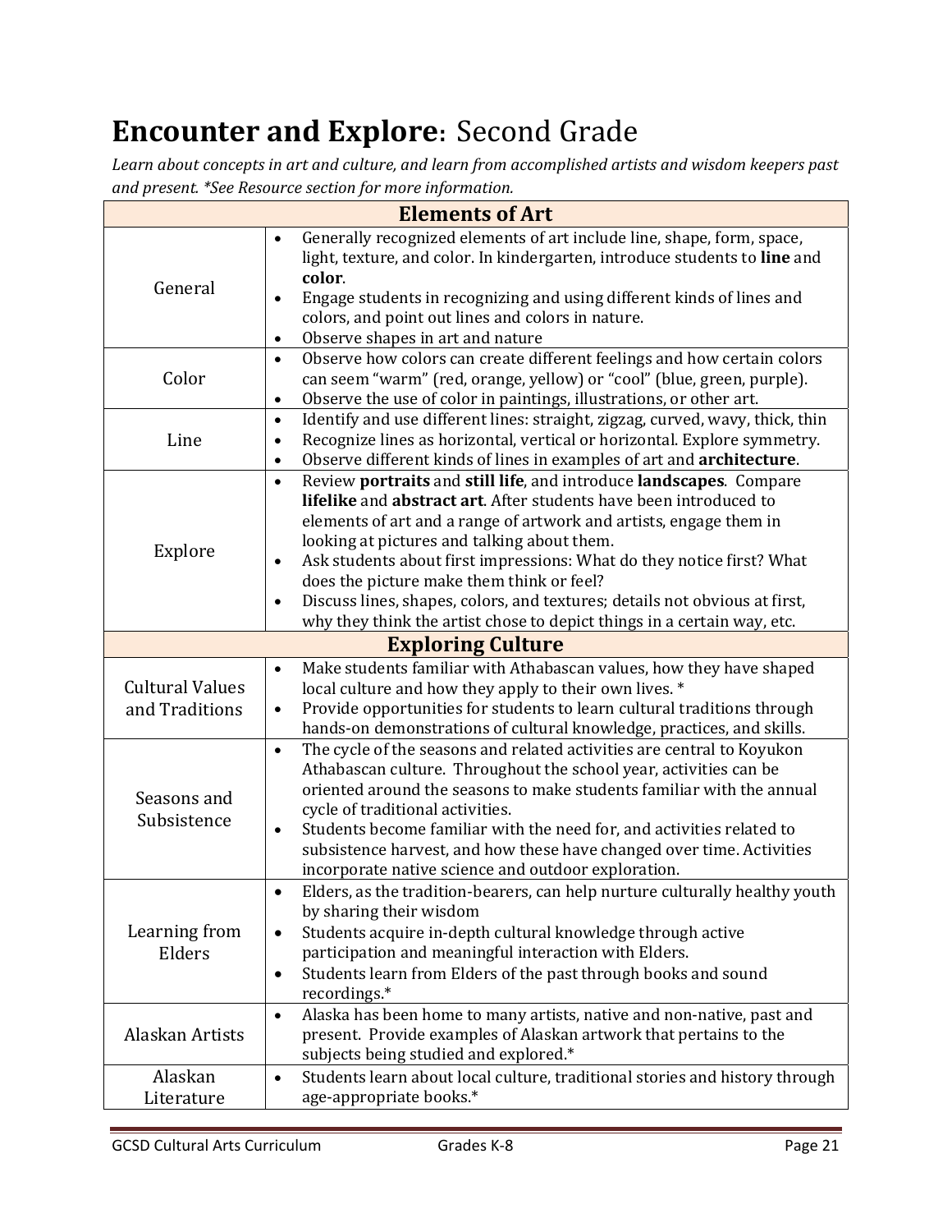# **Encounter and Explore**: Second Grade

*Learn about concepts in art and culture, and learn from accomplished artists and wisdom keepers past and present. *See Resource section for more information.*

| **Elements of Art** | |
|---|---|
| General | • Generally recognized elements of art include line, shape, form, space, light, texture, and color. In kindergarten, introduce students to **line** and **color**.<br>• Engage students in recognizing and using different kinds of lines and colors, and point out lines and colors in nature.<br>• Observe shapes in art and nature |
| Color | • Observe how colors can create different feelings and how certain colors can seem "warm" (red, orange, yellow) or "cool" (blue, green, purple).<br>• Observe the use of color in paintings, illustrations, or other art. |
| Line | • Identify and use different lines: straight, zigzag, curved, wavy, thick, thin<br>• Recognize lines as horizontal, vertical or horizontal. Explore symmetry.<br>• Observe different kinds of lines in examples of art and **architecture**. |
| Explore | • Review **portraits** and **still life**, and introduce **landscapes**. Compare **lifelike** and **abstract art**. After students have been introduced to elements of art and a range of artwork and artists, engage them in looking at pictures and talking about them.<br>• Ask students about first impressions: What do they notice first? What does the picture make them think or feel?<br>• Discuss lines, shapes, colors, and textures; details not obvious at first, why they think the artist chose to depict things in a certain way, etc. |
| **Exploring Culture** | |
| Cultural Values and Traditions | • Make students familiar with Athabascan values, how they have shaped local culture and how they apply to their own lives. *<br>• Provide opportunities for students to learn cultural traditions through hands-on demonstrations of cultural knowledge, practices, and skills. |
| Seasons and Subsistence | • The cycle of the seasons and related activities are central to Koyukon Athabascan culture. Throughout the school year, activities can be oriented around the seasons to make students familiar with the annual cycle of traditional activities.<br>• Students become familiar with the need for, and activities related to subsistence harvest, and how these have changed over time. Activities incorporate native science and outdoor exploration. |
| Learning from Elders | • Elders, as the tradition-bearers, can help nurture culturally healthy youth by sharing their wisdom<br>• Students acquire in-depth cultural knowledge through active participation and meaningful interaction with Elders.<br>• Students learn from Elders of the past through books and sound recordings.* |
| Alaskan Artists | • Alaska has been home to many artists, native and non-native, past and present. Provide examples of Alaskan artwork that pertains to the subjects being studied and explored.* |
| Alaskan Literature | • Students learn about local culture, traditional stories and history through age-appropriate books.* |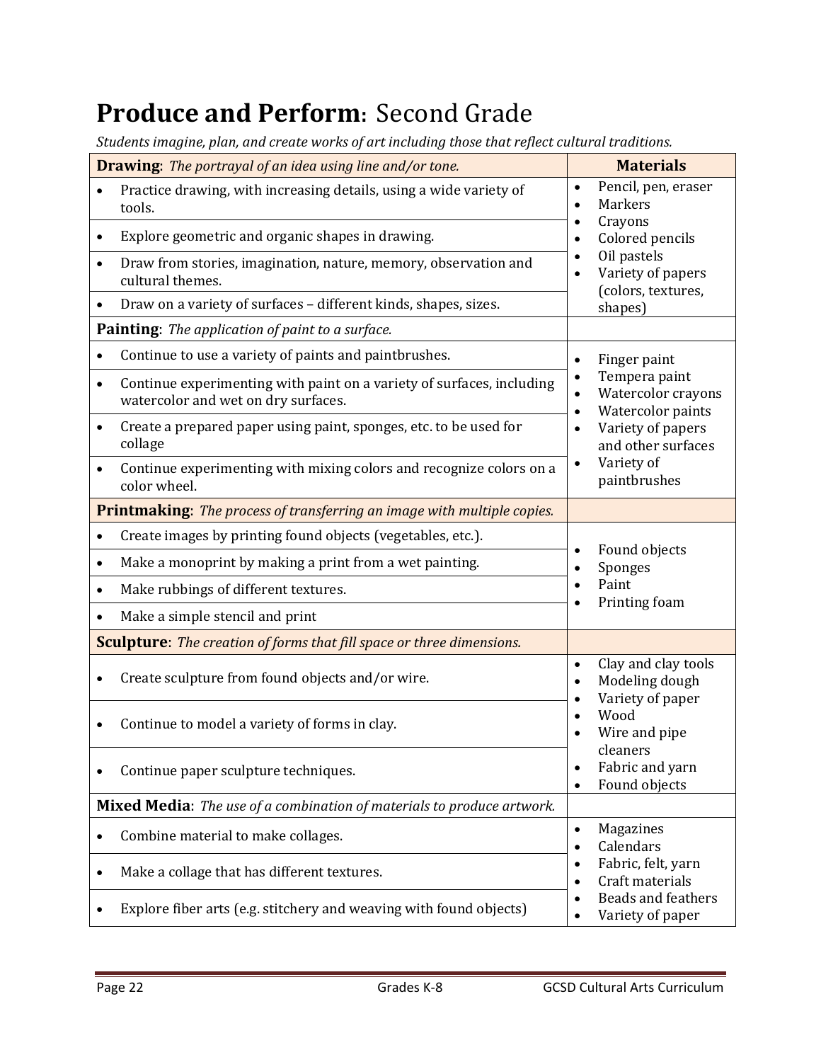# Produce and Perform: Second Grade

*Students imagine, plan, and create works of art including those that reflect cultural traditions.*

| **Drawing**: *The portrayal of an idea using line and/or tone.* | **Materials** |
|---|---|
| • Practice drawing, with increasing details, using a wide variety of tools. | • Pencil, pen, eraser<br>• Markers<br>• Crayons<br>• Colored pencils<br>• Oil pastels<br>• Variety of papers (colors, textures, shapes) |
| • Explore geometric and organic shapes in drawing. | |
| • Draw from stories, imagination, nature, memory, observation and cultural themes. | |
| • Draw on a variety of surfaces – different kinds, shapes, sizes. | |
| **Painting**: *The application of paint to a surface.* | |
| • Continue to use a variety of paints and paintbrushes. | • Finger paint<br>• Tempera paint<br>• Watercolor crayons<br>• Watercolor paints<br>• Variety of papers and other surfaces<br>• Variety of paintbrushes |
| • Continue experimenting with paint on a variety of surfaces, including watercolor and wet on dry surfaces. | |
| • Create a prepared paper using paint, sponges, etc. to be used for collage | |
| • Continue experimenting with mixing colors and recognize colors on a color wheel. | |
| **Printmaking**: *The process of transferring an image with multiple copies.* | |
| • Create images by printing found objects (vegetables, etc.). | • Found objects<br>• Sponges<br>• Paint<br>• Printing foam |
| • Make a monoprint by making a print from a wet painting. | |
| • Make rubbings of different textures. | |
| • Make a simple stencil and print | |
| **Sculpture**: *The creation of forms that fill space or three dimensions.* | |
| • Create sculpture from found objects and/or wire. | • Clay and clay tools<br>• Modeling dough<br>• Variety of paper<br>• Wood<br>• Wire and pipe cleaners<br>• Fabric and yarn<br>• Found objects |
| • Continue to model a variety of forms in clay. | |
| • Continue paper sculpture techniques. | |
| **Mixed Media**: *The use of a combination of materials to produce artwork.* | |
| • Combine material to make collages. | • Magazines<br>• Calendars<br>• Fabric, felt, yarn<br>• Craft materials<br>• Beads and feathers<br>• Variety of paper |
| • Make a collage that has different textures. | |
| • Explore fiber arts (e.g. stitchery and weaving with found objects) | |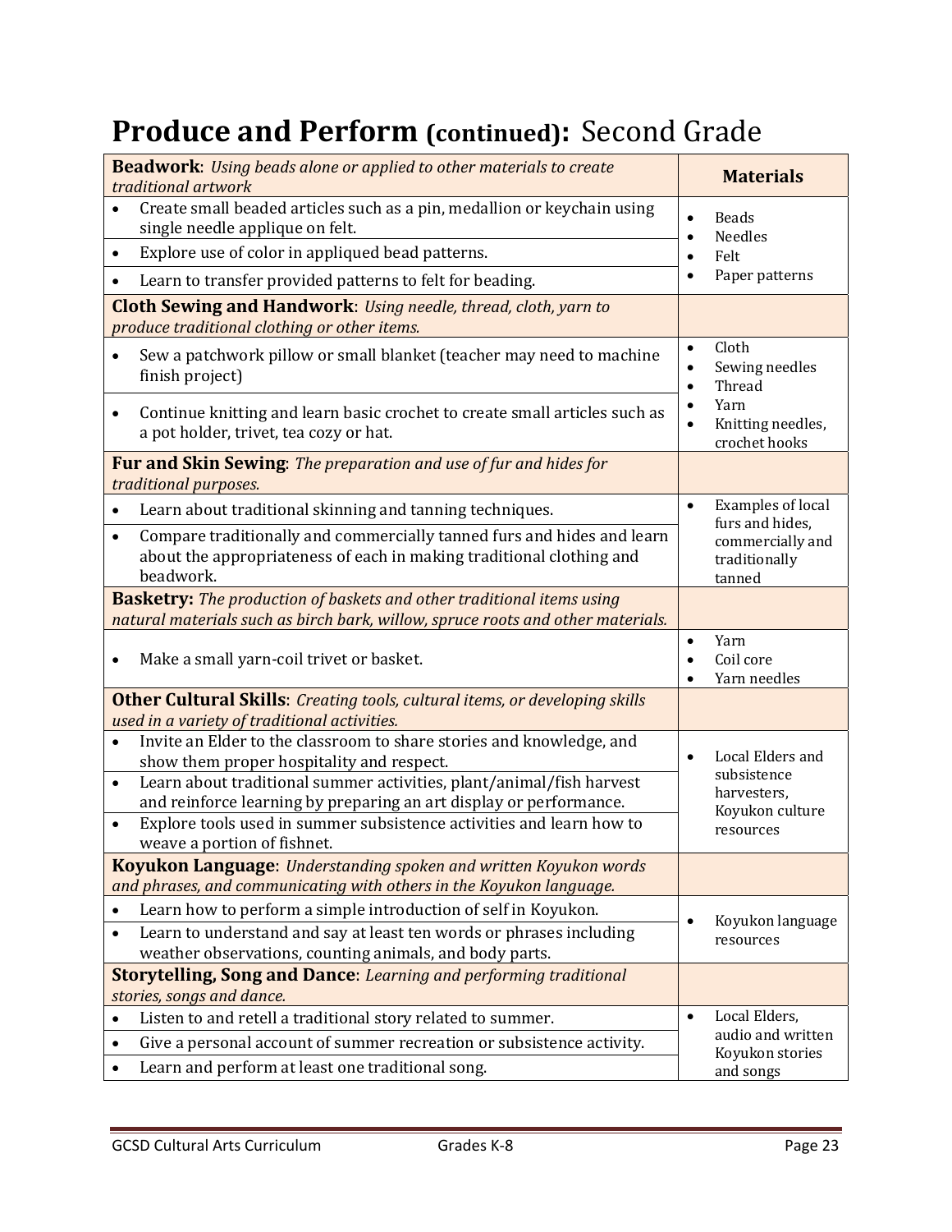# Produce and Perform (continued): Second Grade

| **Beadwork**: *Using beads alone or applied to other materials to create traditional artwork* | **Materials** |
|---|---|
| • Create small beaded articles such as a pin, medallion or keychain using single needle applique on felt. | • Beads • Needles • Felt • Paper patterns |
| • Explore use of color in appliqued bead patterns. | |
| • Learn to transfer provided patterns to felt for beading. | |
| **Cloth Sewing and Handwork**: *Using needle, thread, cloth, yarn to produce traditional clothing or other items.* | |
| • Sew a patchwork pillow or small blanket (teacher may need to machine finish project) | • Cloth • Sewing needles • Thread • Yarn • Knitting needles, crochet hooks |
| • Continue knitting and learn basic crochet to create small articles such as a pot holder, trivet, tea cozy or hat. | |
| **Fur and Skin Sewing**: *The preparation and use of fur and hides for traditional purposes.* | |
| • Learn about traditional skinning and tanning techniques. | • Examples of local furs and hides, commercially and traditionally tanned |
| • Compare traditionally and commercially tanned furs and hides and learn about the appropriateness of each in making traditional clothing and beadwork. | |
| **Basketry:** *The production of baskets and other traditional items using natural materials such as birch bark, willow, spruce roots and other materials.* | |
| • Make a small yarn-coil trivet or basket. | • Yarn • Coil core • Yarn needles |
| **Other Cultural Skills**: *Creating tools, cultural items, or developing skills used in a variety of traditional activities.* | |
| • Invite an Elder to the classroom to share stories and knowledge, and show them proper hospitality and respect. | • Local Elders and subsistence harvesters, Koyukon culture resources |
| • Learn about traditional summer activities, plant/animal/fish harvest and reinforce learning by preparing an art display or performance. | |
| • Explore tools used in summer subsistence activities and learn how to weave a portion of fishnet. | |
| **Koyukon Language**: *Understanding spoken and written Koyukon words and phrases, and communicating with others in the Koyukon language.* | |
| • Learn how to perform a simple introduction of self in Koyukon. | • Koyukon language resources |
| • Learn to understand and say at least ten words or phrases including weather observations, counting animals, and body parts. | |
| **Storytelling, Song and Dance**: *Learning and performing traditional stories, songs and dance.* | |
| • Listen to and retell a traditional story related to summer. | • Local Elders, audio and written Koyukon stories and songs |
| • Give a personal account of summer recreation or subsistence activity. | |
| • Learn and perform at least one traditional song. | |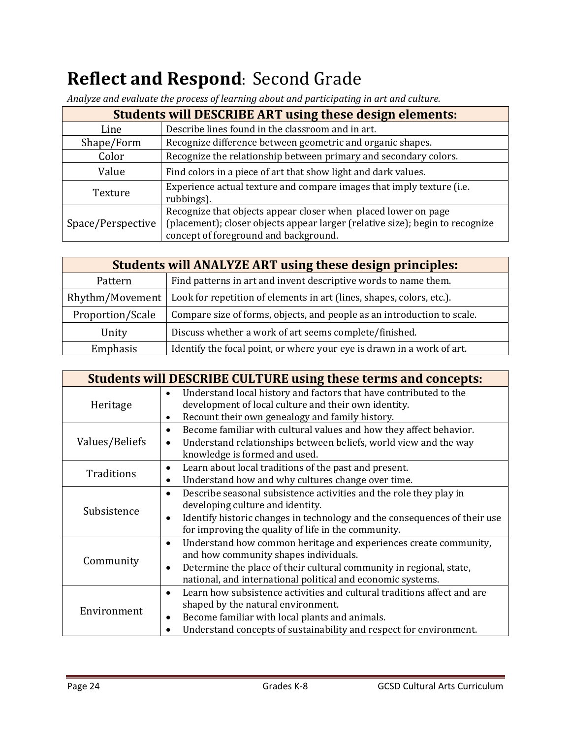# **Reflect and Respond**: Second Grade

*Analyze and evaluate the process of learning about and participating in art and culture.*

| Students will DESCRIBE ART using these design elements: | |
|---|---|
| Line | Describe lines found in the classroom and in art. |
| Shape/Form | Recognize difference between geometric and organic shapes. |
| Color | Recognize the relationship between primary and secondary colors. |
| Value | Find colors in a piece of art that show light and dark values. |
| Texture | Experience actual texture and compare images that imply texture (i.e. rubbings). |
| Space/Perspective | Recognize that objects appear closer when placed lower on page (placement); closer objects appear larger (relative size); begin to recognize concept of foreground and background. |

| Students will ANALYZE ART using these design principles: | |
|---|---|
| Pattern | Find patterns in art and invent descriptive words to name them. |
| Rhythm/Movement | Look for repetition of elements in art (lines, shapes, colors, etc.). |
| Proportion/Scale | Compare size of forms, objects, and people as an introduction to scale. |
| Unity | Discuss whether a work of art seems complete/finished. |
| Emphasis | Identify the focal point, or where your eye is drawn in a work of art. |

| Students will DESCRIBE CULTURE using these terms and concepts: | |
|---|---|
| Heritage | • Understand local history and factors that have contributed to the development of local culture and their own identity.<br>• Recount their own genealogy and family history. |
| Values/Beliefs | • Become familiar with cultural values and how they affect behavior.<br>• Understand relationships between beliefs, world view and the way knowledge is formed and used. |
| Traditions | • Learn about local traditions of the past and present.<br>• Understand how and why cultures change over time. |
| Subsistence | • Describe seasonal subsistence activities and the role they play in developing culture and identity.<br>• Identify historic changes in technology and the consequences of their use for improving the quality of life in the community. |
| Community | • Understand how common heritage and experiences create community, and how community shapes individuals.<br>• Determine the place of their cultural community in regional, state, national, and international political and economic systems. |
| Environment | • Learn how subsistence activities and cultural traditions affect and are shaped by the natural environment.<br>• Become familiar with local plants and animals.<br>• Understand concepts of sustainability and respect for environment. |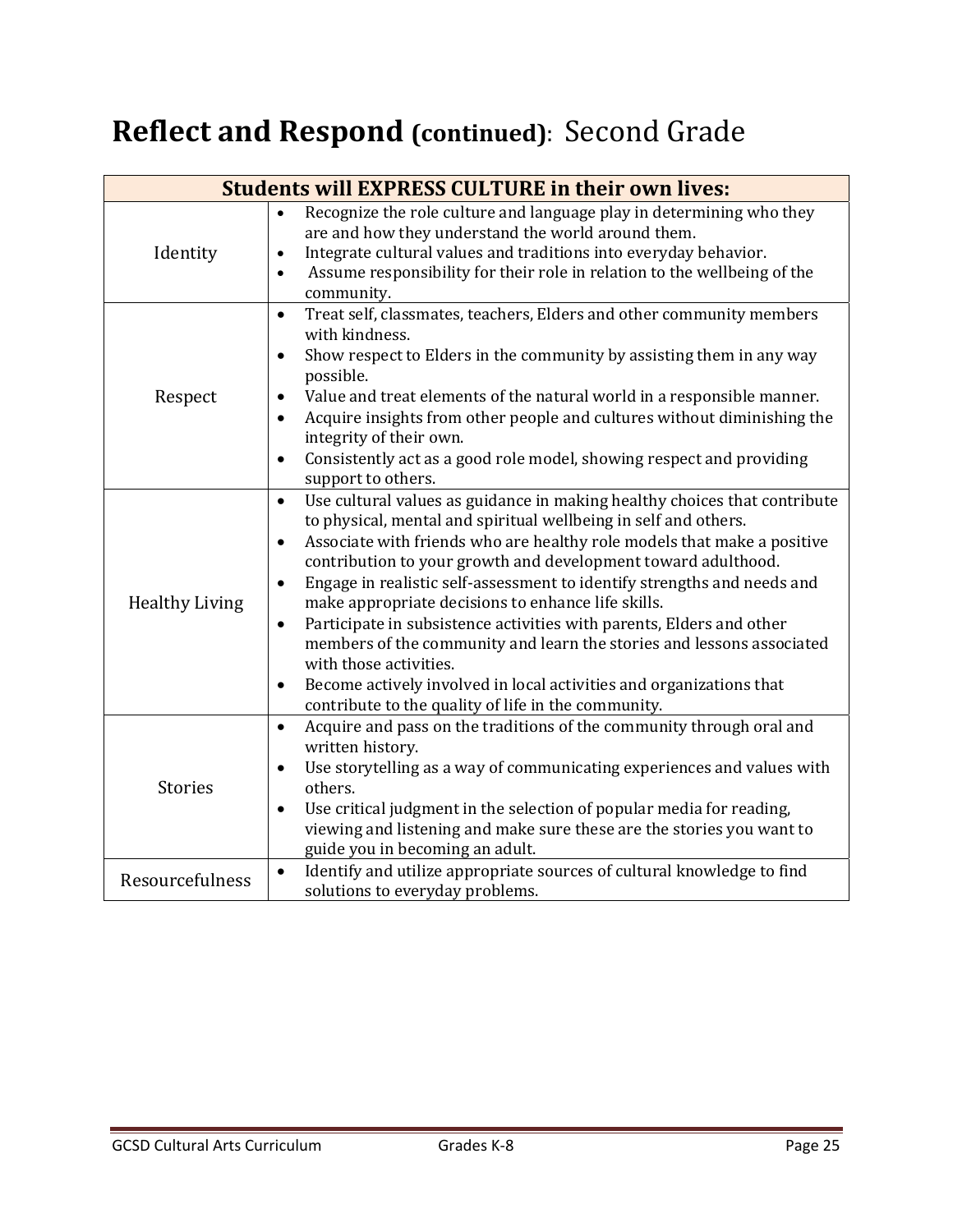# Reflect and Respond (continued): Second Grade

| Students will EXPRESS CULTURE in their own lives: | |
|---|---|
| Identity | • Recognize the role culture and language play in determining who they are and how they understand the world around them.<br>• Integrate cultural values and traditions into everyday behavior.<br>• Assume responsibility for their role in relation to the wellbeing of the community. |
| Respect | • Treat self, classmates, teachers, Elders and other community members with kindness.<br>• Show respect to Elders in the community by assisting them in any way possible.<br>• Value and treat elements of the natural world in a responsible manner.<br>• Acquire insights from other people and cultures without diminishing the integrity of their own.<br>• Consistently act as a good role model, showing respect and providing support to others. |
| Healthy Living | • Use cultural values as guidance in making healthy choices that contribute to physical, mental and spiritual wellbeing in self and others.<br>• Associate with friends who are healthy role models that make a positive contribution to your growth and development toward adulthood.<br>• Engage in realistic self-assessment to identify strengths and needs and make appropriate decisions to enhance life skills.<br>• Participate in subsistence activities with parents, Elders and other members of the community and learn the stories and lessons associated with those activities.<br>• Become actively involved in local activities and organizations that contribute to the quality of life in the community. |
| Stories | • Acquire and pass on the traditions of the community through oral and written history.<br>• Use storytelling as a way of communicating experiences and values with others.<br>• Use critical judgment in the selection of popular media for reading, viewing and listening and make sure these are the stories you want to guide you in becoming an adult. |
| Resourcefulness | • Identify and utilize appropriate sources of cultural knowledge to find solutions to everyday problems. |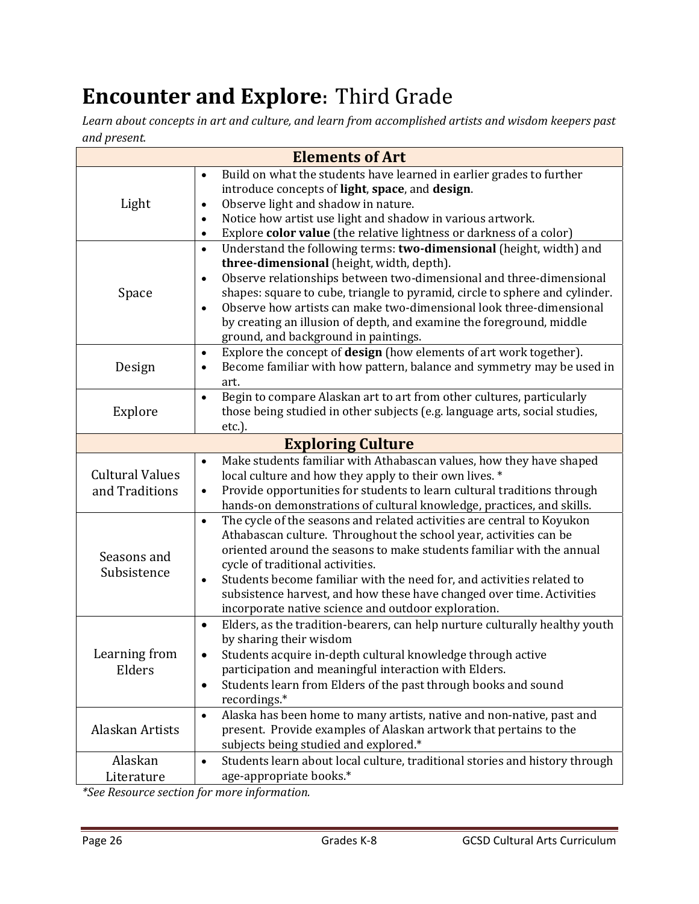# **Encounter and Explore**: Third Grade

*Learn about concepts in art and culture, and learn from accomplished artists and wisdom keepers past and present.*

| **Elements of Art** | |
|---|---|
| Light | • Build on what the students have learned in earlier grades to further introduce concepts of **light**, **space**, and **design**.<br>• Observe light and shadow in nature.<br>• Notice how artist use light and shadow in various artwork.<br>• Explore **color value** (the relative lightness or darkness of a color) |
| Space | • Understand the following terms: **two-dimensional** (height, width) and **three-dimensional** (height, width, depth).<br>• Observe relationships between two-dimensional and three-dimensional shapes: square to cube, triangle to pyramid, circle to sphere and cylinder.<br>• Observe how artists can make two-dimensional look three-dimensional by creating an illusion of depth, and examine the foreground, middle ground, and background in paintings. |
| Design | • Explore the concept of **design** (how elements of art work together).<br>• Become familiar with how pattern, balance and symmetry may be used in art. |
| Explore | • Begin to compare Alaskan art to art from other cultures, particularly those being studied in other subjects (e.g. language arts, social studies, etc.). |
| **Exploring Culture** | |
| Cultural Values and Traditions | • Make students familiar with Athabascan values, how they have shaped local culture and how they apply to their own lives. *<br>• Provide opportunities for students to learn cultural traditions through hands-on demonstrations of cultural knowledge, practices, and skills. |
| Seasons and Subsistence | • The cycle of the seasons and related activities are central to Koyukon Athabascan culture. Throughout the school year, activities can be oriented around the seasons to make students familiar with the annual cycle of traditional activities.<br>• Students become familiar with the need for, and activities related to subsistence harvest, and how these have changed over time. Activities incorporate native science and outdoor exploration. |
| Learning from Elders | • Elders, as the tradition-bearers, can help nurture culturally healthy youth by sharing their wisdom<br>• Students acquire in-depth cultural knowledge through active participation and meaningful interaction with Elders.<br>• Students learn from Elders of the past through books and sound recordings.* |
| Alaskan Artists | • Alaska has been home to many artists, native and non-native, past and present. Provide examples of Alaskan artwork that pertains to the subjects being studied and explored.* |
| Alaskan Literature | • Students learn about local culture, traditional stories and history through age-appropriate books.* |

*\*See Resource section for more information.*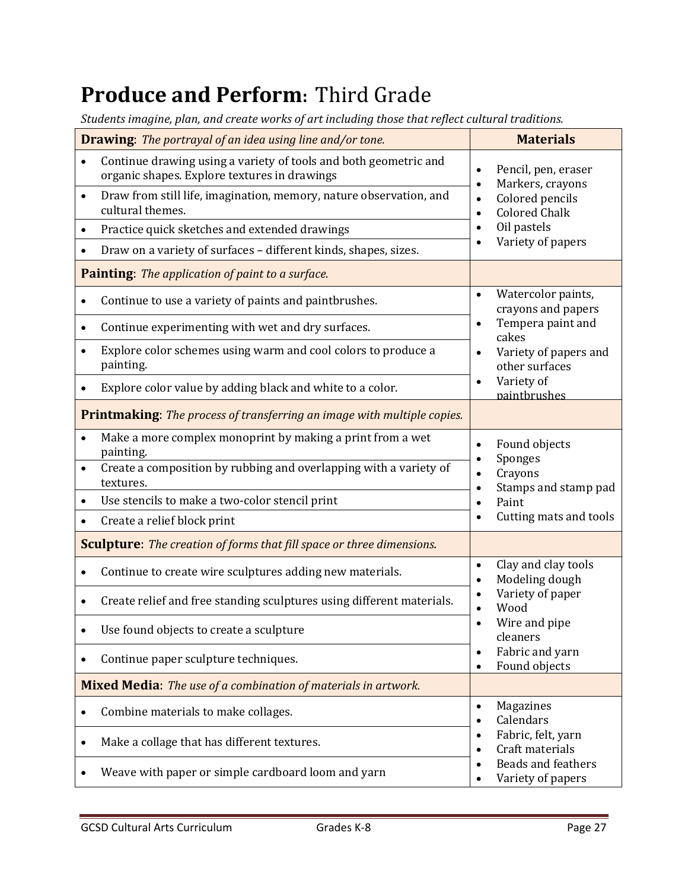# Produce and Perform: Third Grade

*Students imagine, plan, and create works of art including those that reflect cultural traditions.*

| **Drawing**: *The portrayal of an idea using line and/or tone.* | **Materials** |
|---|---|
| • Continue drawing using a variety of tools and both geometric and organic shapes. Explore textures in drawings | • Pencil, pen, eraser<br>• Markers, crayons<br>• Colored pencils<br>• Colored Chalk<br>• Oil pastels<br>• Variety of papers |
| • Draw from still life, imagination, memory, nature observation, and cultural themes. | |
| • Practice quick sketches and extended drawings | |
| • Draw on a variety of surfaces – different kinds, shapes, sizes. | |
| **Painting**: *The application of paint to a surface.* | |
| • Continue to use a variety of paints and paintbrushes. | • Watercolor paints, crayons and papers<br>• Tempera paint and cakes<br>• Variety of papers and other surfaces<br>• Variety of paintbrushes |
| • Continue experimenting with wet and dry surfaces. | |
| • Explore color schemes using warm and cool colors to produce a painting. | |
| • Explore color value by adding black and white to a color. | |
| **Printmaking**: *The process of transferring an image with multiple copies.* | |
| • Make a more complex monoprint by making a print from a wet painting. | • Found objects<br>• Sponges<br>• Crayons<br>• Stamps and stamp pad<br>• Paint<br>• Cutting mats and tools |
| • Create a composition by rubbing and overlapping with a variety of textures. | |
| • Use stencils to make a two-color stencil print | |
| • Create a relief block print | |
| **Sculpture**: *The creation of forms that fill space or three dimensions.* | |
| • Continue to create wire sculptures adding new materials. | • Clay and clay tools<br>• Modeling dough<br>• Variety of paper<br>• Wood<br>• Wire and pipe cleaners<br>• Fabric and yarn<br>• Found objects |
| • Create relief and free standing sculptures using different materials. | |
| • Use found objects to create a sculpture | |
| • Continue paper sculpture techniques. | |
| **Mixed Media**: *The use of a combination of materials in artwork.* | |
| • Combine materials to make collages. | • Magazines<br>• Calendars<br>• Fabric, felt, yarn<br>• Craft materials<br>• Beads and feathers<br>• Variety of papers |
| • Make a collage that has different textures. | |
| • Weave with paper or simple cardboard loom and yarn | |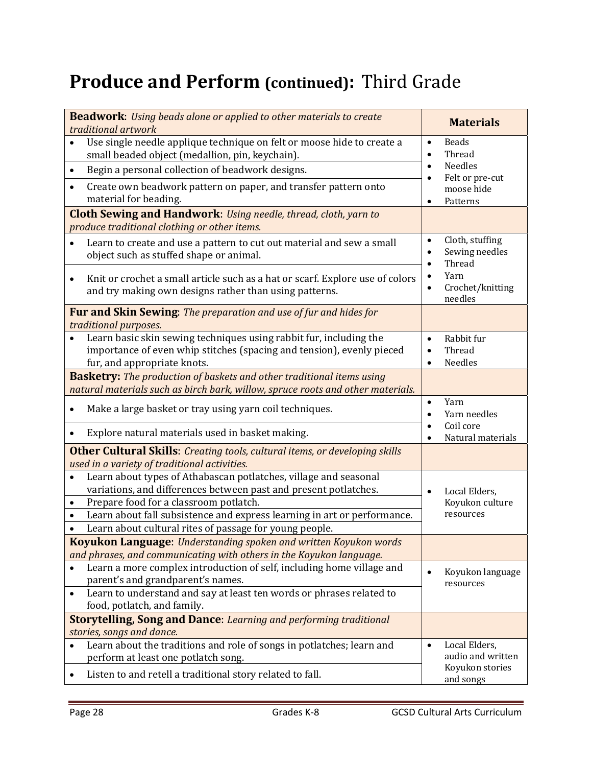# Produce and Perform (continued): Third Grade

| **Beadwork**: *Using beads alone or applied to other materials to create traditional artwork* | **Materials** |
|---|---|
| • Use single needle applique technique on felt or moose hide to create a small beaded object (medallion, pin, keychain). | • Beads<br>• Thread<br>• Needles<br>• Felt or pre-cut moose hide<br>• Patterns |
| • Begin a personal collection of beadwork designs. | |
| • Create own beadwork pattern on paper, and transfer pattern onto material for beading. | |
| **Cloth Sewing and Handwork**: *Using needle, thread, cloth, yarn to produce traditional clothing or other items.* | |
| • Learn to create and use a pattern to cut out material and sew a small object such as stuffed shape or animal. | • Cloth, stuffing<br>• Sewing needles<br>• Thread<br>• Yarn<br>• Crochet/knitting needles |
| • Knit or crochet a small article such as a hat or scarf. Explore use of colors and try making own designs rather than using patterns. | |
| **Fur and Skin Sewing**: *The preparation and use of fur and hides for traditional purposes.* | |
| • Learn basic skin sewing techniques using rabbit fur, including the importance of even whip stitches (spacing and tension), evenly pieced fur, and appropriate knots. | • Rabbit fur<br>• Thread<br>• Needles |
| **Basketry:** *The production of baskets and other traditional items using natural materials such as birch bark, willow, spruce roots and other materials.* | |
| • Make a large basket or tray using yarn coil techniques. | • Yarn<br>• Yarn needles<br>• Coil core<br>• Natural materials |
| • Explore natural materials used in basket making. | |
| **Other Cultural Skills**: *Creating tools, cultural items, or developing skills used in a variety of traditional activities.* | |
| • Learn about types of Athabascan potlatches, village and seasonal variations, and differences between past and present potlatches. | • Local Elders, Koyukon culture resources |
| • Prepare food for a classroom potlatch. | |
| • Learn about fall subsistence and express learning in art or performance. | |
| • Learn about cultural rites of passage for young people. | |
| **Koyukon Language**: *Understanding spoken and written Koyukon words and phrases, and communicating with others in the Koyukon language.* | |
| • Learn a more complex introduction of self, including home village and parent's and grandparent's names. | • Koyukon language resources |
| • Learn to understand and say at least ten words or phrases related to food, potlatch, and family. | |
| **Storytelling, Song and Dance**: *Learning and performing traditional stories, songs and dance.* | |
| • Learn about the traditions and role of songs in potlatches; learn and perform at least one potlatch song. | • Local Elders, audio and written Koyukon stories and songs |
| • Listen to and retell a traditional story related to fall. | |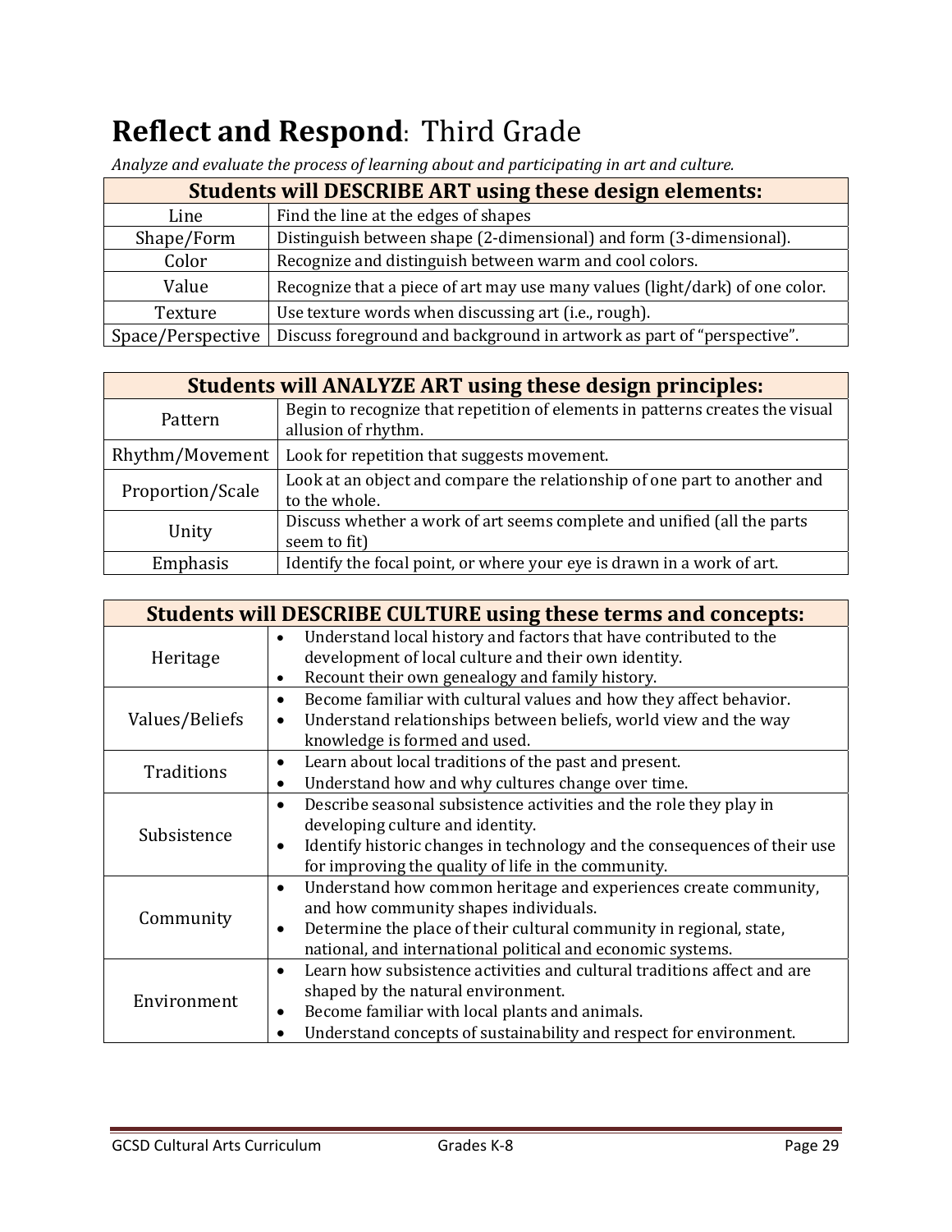# **Reflect and Respond**: Third Grade

*Analyze and evaluate the process of learning about and participating in art and culture.*

| Students will DESCRIBE ART using these design elements: | |
|---|---|
| Line | Find the line at the edges of shapes |
| Shape/Form | Distinguish between shape (2-dimensional) and form (3-dimensional). |
| Color | Recognize and distinguish between warm and cool colors. |
| Value | Recognize that a piece of art may use many values (light/dark) of one color. |
| Texture | Use texture words when discussing art (i.e., rough). |
| Space/Perspective | Discuss foreground and background in artwork as part of "perspective". |

| Students will ANALYZE ART using these design principles: | |
|---|---|
| Pattern | Begin to recognize that repetition of elements in patterns creates the visual allusion of rhythm. |
| Rhythm/Movement | Look for repetition that suggests movement. |
| Proportion/Scale | Look at an object and compare the relationship of one part to another and to the whole. |
| Unity | Discuss whether a work of art seems complete and unified (all the parts seem to fit) |
| Emphasis | Identify the focal point, or where your eye is drawn in a work of art. |

| Students will DESCRIBE CULTURE using these terms and concepts: | |
|---|---|
| Heritage | • Understand local history and factors that have contributed to the development of local culture and their own identity.<br>• Recount their own genealogy and family history. |
| Values/Beliefs | • Become familiar with cultural values and how they affect behavior.<br>• Understand relationships between beliefs, world view and the way knowledge is formed and used. |
| Traditions | • Learn about local traditions of the past and present.<br>• Understand how and why cultures change over time. |
| Subsistence | • Describe seasonal subsistence activities and the role they play in developing culture and identity.<br>• Identify historic changes in technology and the consequences of their use for improving the quality of life in the community. |
| Community | • Understand how common heritage and experiences create community, and how community shapes individuals.<br>• Determine the place of their cultural community in regional, state, national, and international political and economic systems. |
| Environment | • Learn how subsistence activities and cultural traditions affect and are shaped by the natural environment.<br>• Become familiar with local plants and animals.<br>• Understand concepts of sustainability and respect for environment. |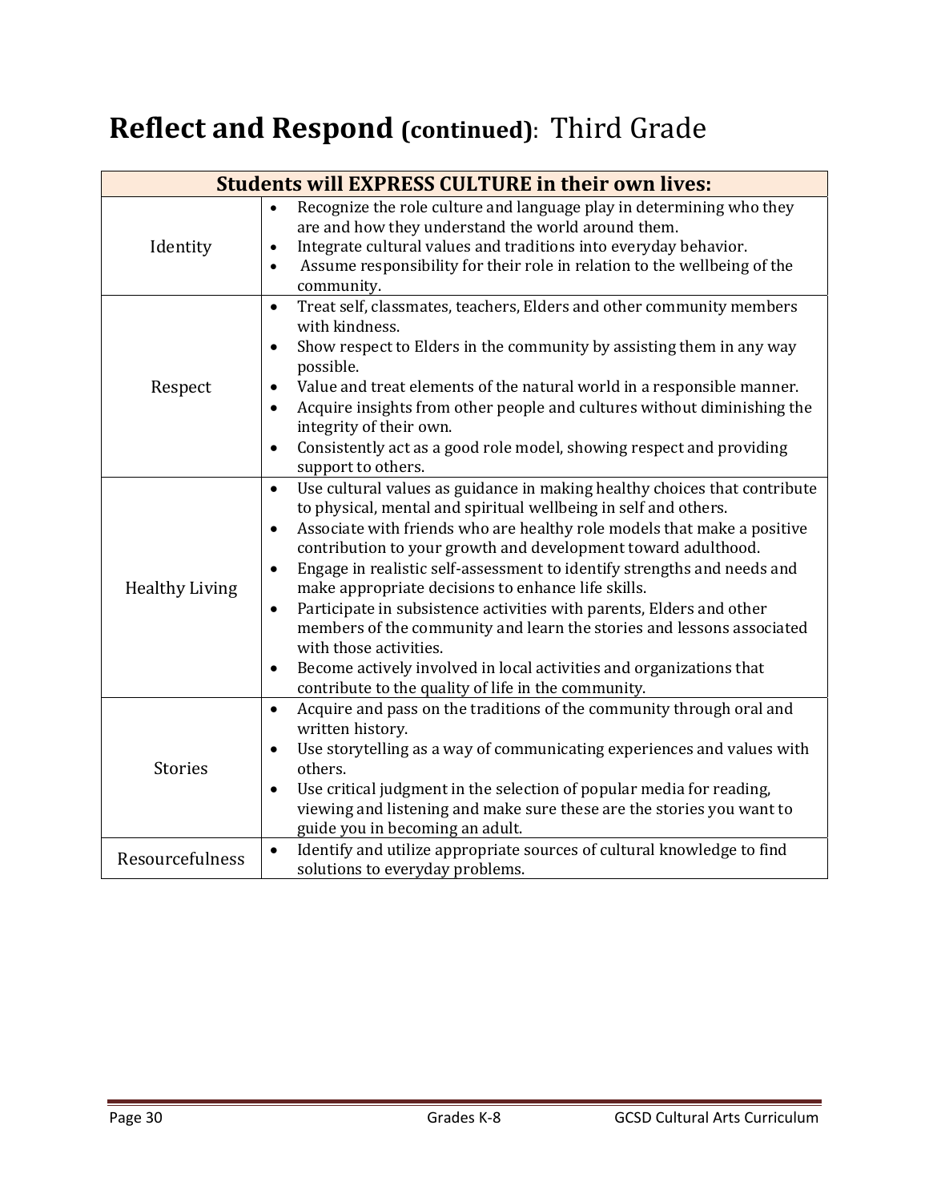# **Reflect and Respond (continued)**: Third Grade

| **Students will EXPRESS CULTURE in their own lives:** | |
|---|---|
| Identity | • Recognize the role culture and language play in determining who they are and how they understand the world around them.<br>• Integrate cultural values and traditions into everyday behavior.<br>• Assume responsibility for their role in relation to the wellbeing of the community. |
| Respect | • Treat self, classmates, teachers, Elders and other community members with kindness.<br>• Show respect to Elders in the community by assisting them in any way possible.<br>• Value and treat elements of the natural world in a responsible manner.<br>• Acquire insights from other people and cultures without diminishing the integrity of their own.<br>• Consistently act as a good role model, showing respect and providing support to others. |
| Healthy Living | • Use cultural values as guidance in making healthy choices that contribute to physical, mental and spiritual wellbeing in self and others.<br>• Associate with friends who are healthy role models that make a positive contribution to your growth and development toward adulthood.<br>• Engage in realistic self-assessment to identify strengths and needs and make appropriate decisions to enhance life skills.<br>• Participate in subsistence activities with parents, Elders and other members of the community and learn the stories and lessons associated with those activities.<br>• Become actively involved in local activities and organizations that contribute to the quality of life in the community. |
| Stories | • Acquire and pass on the traditions of the community through oral and written history.<br>• Use storytelling as a way of communicating experiences and values with others.<br>• Use critical judgment in the selection of popular media for reading, viewing and listening and make sure these are the stories you want to guide you in becoming an adult. |
| Resourcefulness | • Identify and utilize appropriate sources of cultural knowledge to find solutions to everyday problems. |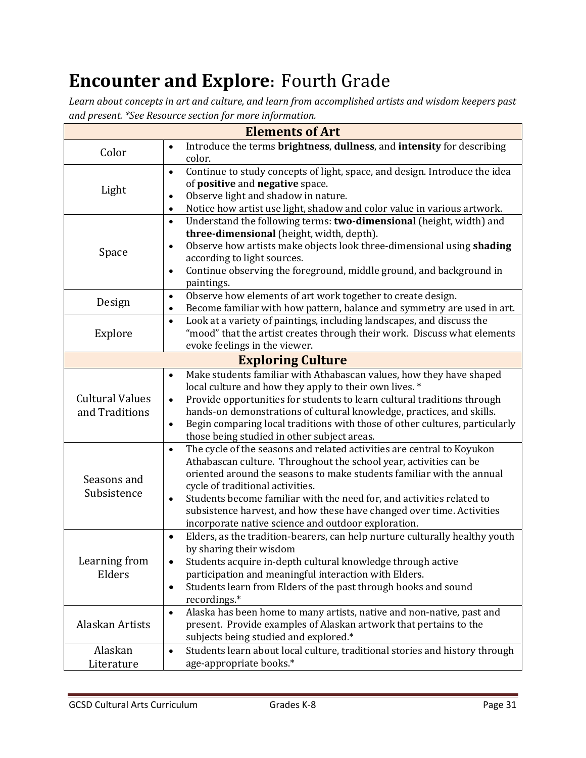# **Encounter and Explore**: Fourth Grade

*Learn about concepts in art and culture, and learn from accomplished artists and wisdom keepers past and present. *See Resource section for more information.*

| **Elements of Art** | |
|---|---|
| Color | • Introduce the terms **brightness**, **dullness**, and **intensity** for describing color. |
| Light | • Continue to study concepts of light, space, and design. Introduce the idea of **positive** and **negative** space.<br>• Observe light and shadow in nature.<br>• Notice how artist use light, shadow and color value in various artwork. |
| Space | • Understand the following terms: **two-dimensional** (height, width) and **three-dimensional** (height, width, depth).<br>• Observe how artists make objects look three-dimensional using **shading** according to light sources.<br>• Continue observing the foreground, middle ground, and background in paintings. |
| Design | • Observe how elements of art work together to create design.<br>• Become familiar with how pattern, balance and symmetry are used in art. |
| Explore | • Look at a variety of paintings, including landscapes, and discuss the "mood" that the artist creates through their work. Discuss what elements evoke feelings in the viewer. |
| **Exploring Culture** | |
| Cultural Values and Traditions | • Make students familiar with Athabascan values, how they have shaped local culture and how they apply to their own lives. *<br>• Provide opportunities for students to learn cultural traditions through hands-on demonstrations of cultural knowledge, practices, and skills.<br>• Begin comparing local traditions with those of other cultures, particularly those being studied in other subject areas. |
| Seasons and Subsistence | • The cycle of the seasons and related activities are central to Koyukon Athabascan culture. Throughout the school year, activities can be oriented around the seasons to make students familiar with the annual cycle of traditional activities.<br>• Students become familiar with the need for, and activities related to subsistence harvest, and how these have changed over time. Activities incorporate native science and outdoor exploration. |
| Learning from Elders | • Elders, as the tradition-bearers, can help nurture culturally healthy youth by sharing their wisdom<br>• Students acquire in-depth cultural knowledge through active participation and meaningful interaction with Elders.<br>• Students learn from Elders of the past through books and sound recordings.* |
| Alaskan Artists | • Alaska has been home to many artists, native and non-native, past and present. Provide examples of Alaskan artwork that pertains to the subjects being studied and explored.* |
| Alaskan Literature | • Students learn about local culture, traditional stories and history through age-appropriate books.* |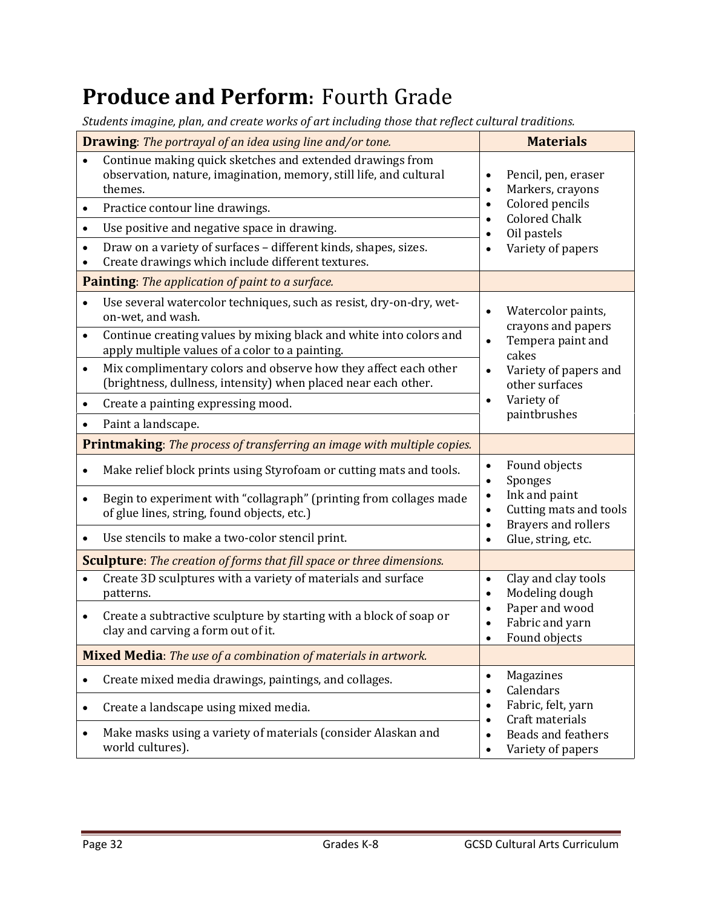# **Produce and Perform**: Fourth Grade

*Students imagine, plan, and create works of art including those that reflect cultural traditions.*

| **Drawing**: *The portrayal of an idea using line and/or tone.* | **Materials** |
|---|---|
| • Continue making quick sketches and extended drawings from observation, nature, imagination, memory, still life, and cultural themes. | • Pencil, pen, eraser<br>• Markers, crayons<br>• Colored pencils<br>• Colored Chalk<br>• Oil pastels<br>• Variety of papers |
| • Practice contour line drawings. | |
| • Use positive and negative space in drawing. | |
| • Draw on a variety of surfaces – different kinds, shapes, sizes.<br>• Create drawings which include different textures. | |
| **Painting**: *The application of paint to a surface.* | |
| • Use several watercolor techniques, such as resist, dry-on-dry, wet-on-wet, and wash. | • Watercolor paints, crayons and papers<br>• Tempera paint and cakes<br>• Variety of papers and other surfaces<br>• Variety of paintbrushes |
| • Continue creating values by mixing black and white into colors and apply multiple values of a color to a painting. | |
| • Mix complimentary colors and observe how they affect each other (brightness, dullness, intensity) when placed near each other. | |
| • Create a painting expressing mood. | |
| • Paint a landscape. | |
| **Printmaking**: *The process of transferring an image with multiple copies.* | |
| • Make relief block prints using Styrofoam or cutting mats and tools. | • Found objects<br>• Sponges<br>• Ink and paint<br>• Cutting mats and tools<br>• Brayers and rollers<br>• Glue, string, etc. |
| • Begin to experiment with "collagraph" (printing from collages made of glue lines, string, found objects, etc.) | |
| • Use stencils to make a two-color stencil print. | |
| **Sculpture**: *The creation of forms that fill space or three dimensions.* | |
| • Create 3D sculptures with a variety of materials and surface patterns. | • Clay and clay tools<br>• Modeling dough<br>• Paper and wood<br>• Fabric and yarn<br>• Found objects |
| • Create a subtractive sculpture by starting with a block of soap or clay and carving a form out of it. | |
| **Mixed Media**: *The use of a combination of materials in artwork.* | |
| • Create mixed media drawings, paintings, and collages. | • Magazines<br>• Calendars<br>• Fabric, felt, yarn<br>• Craft materials<br>• Beads and feathers<br>• Variety of papers |
| • Create a landscape using mixed media. | |
| • Make masks using a variety of materials (consider Alaskan and world cultures). | |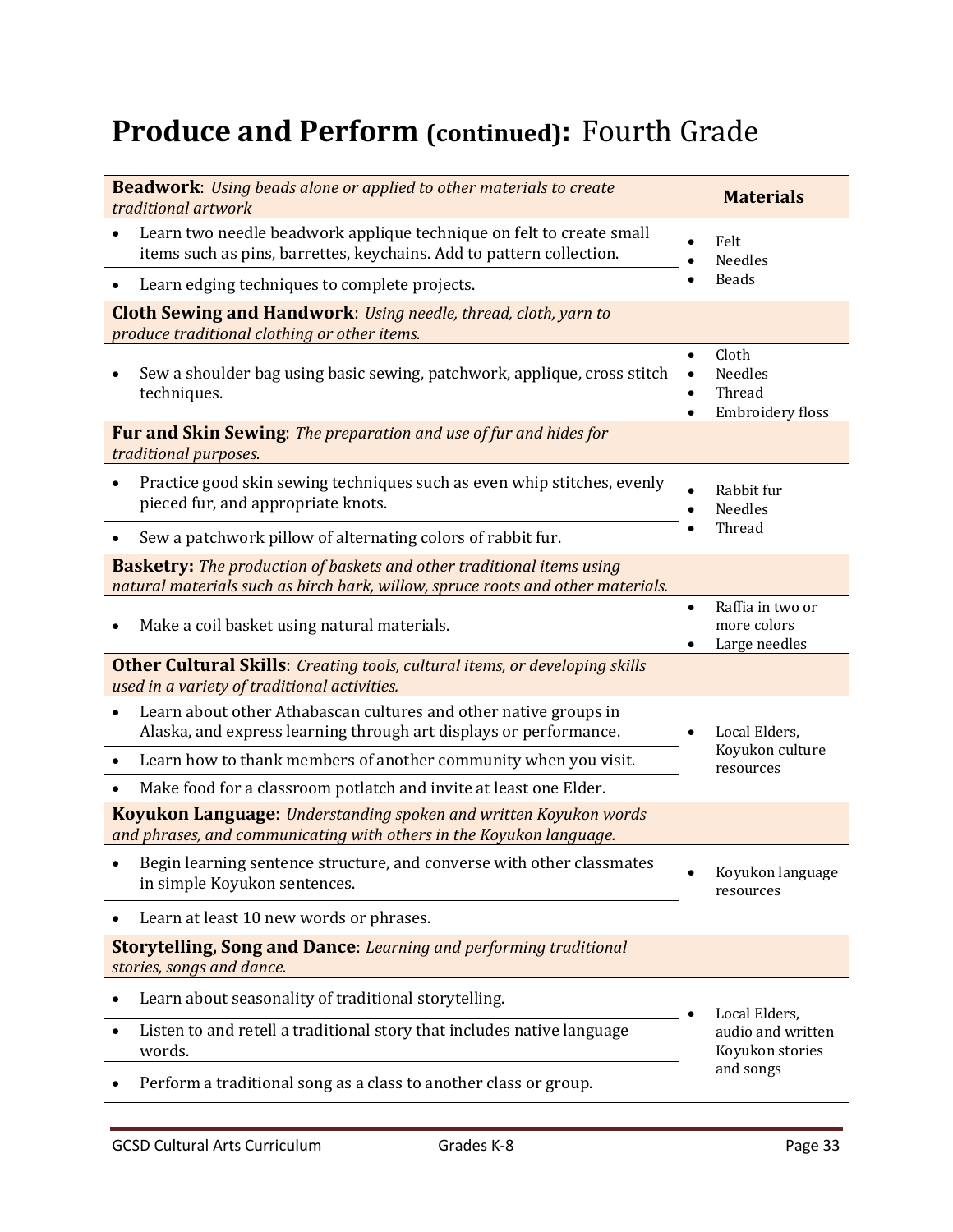# **Produce and Perform (continued):** Fourth Grade

| **Beadwork**: *Using beads alone or applied to other materials to create traditional artwork* | **Materials** |
|---|---|
| • Learn two needle beadwork applique technique on felt to create small items such as pins, barrettes, keychains. Add to pattern collection. | • Felt<br>• Needles<br>• Beads |
| • Learn edging techniques to complete projects. | |
| **Cloth Sewing and Handwork**: *Using needle, thread, cloth, yarn to produce traditional clothing or other items.* | |
| • Sew a shoulder bag using basic sewing, patchwork, applique, cross stitch techniques. | • Cloth<br>• Needles<br>• Thread<br>• Embroidery floss |
| **Fur and Skin Sewing**: *The preparation and use of fur and hides for traditional purposes.* | |
| • Practice good skin sewing techniques such as even whip stitches, evenly pieced fur, and appropriate knots. | • Rabbit fur<br>• Needles<br>• Thread |
| • Sew a patchwork pillow of alternating colors of rabbit fur. | |
| **Basketry:** *The production of baskets and other traditional items using natural materials such as birch bark, willow, spruce roots and other materials.* | |
| • Make a coil basket using natural materials. | • Raffia in two or more colors<br>• Large needles |
| **Other Cultural Skills**: *Creating tools, cultural items, or developing skills used in a variety of traditional activities.* | |
| • Learn about other Athabascan cultures and other native groups in Alaska, and express learning through art displays or performance. | • Local Elders, Koyukon culture resources |
| • Learn how to thank members of another community when you visit. | |
| • Make food for a classroom potlatch and invite at least one Elder. | |
| **Koyukon Language**: *Understanding spoken and written Koyukon words and phrases, and communicating with others in the Koyukon language.* | |
| • Begin learning sentence structure, and converse with other classmates in simple Koyukon sentences. | • Koyukon language resources |
| • Learn at least 10 new words or phrases. | |
| **Storytelling, Song and Dance**: *Learning and performing traditional stories, songs and dance.* | |
| • Learn about seasonality of traditional storytelling. | • Local Elders, audio and written Koyukon stories and songs |
| • Listen to and retell a traditional story that includes native language words. | |
| • Perform a traditional song as a class to another class or group. | |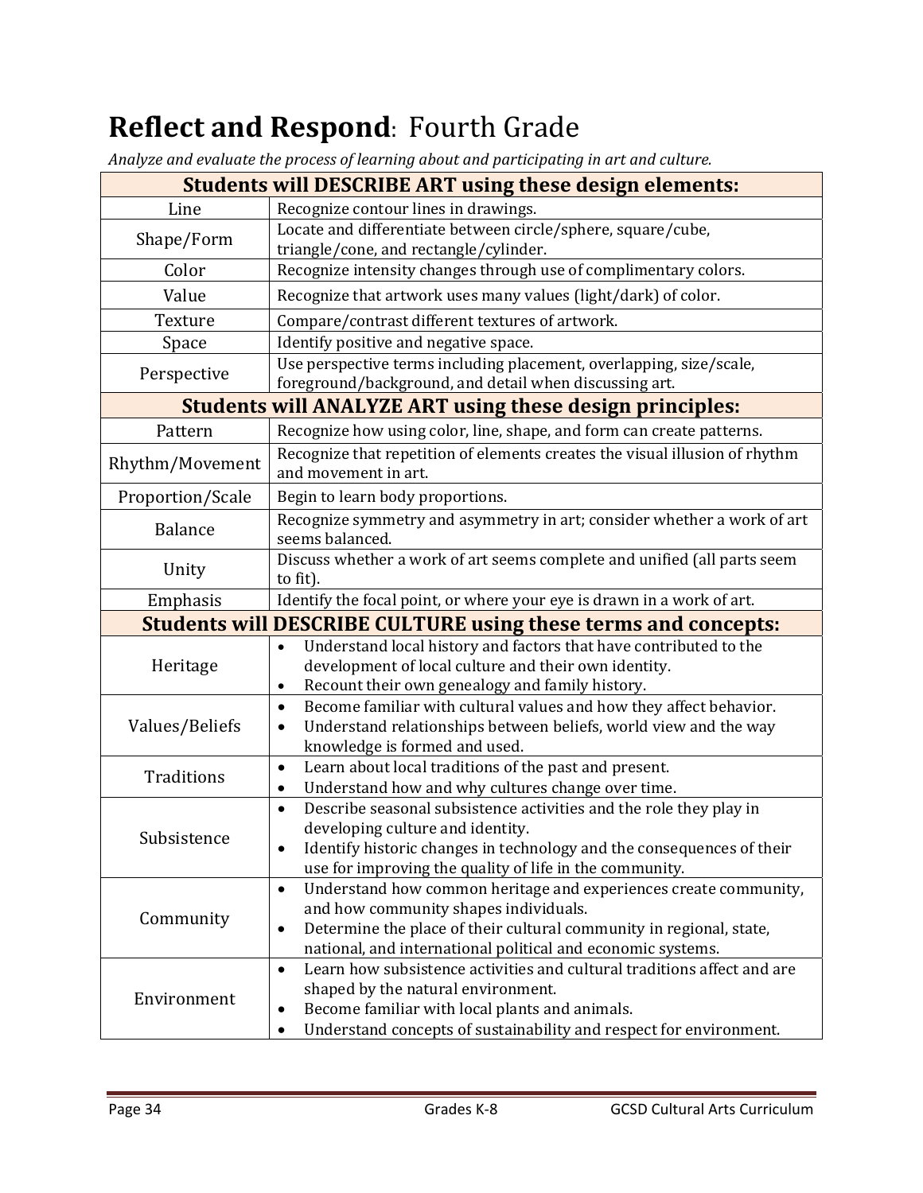# **Reflect and Respond**: Fourth Grade

*Analyze and evaluate the process of learning about and participating in art and culture.*

| **Students will DESCRIBE ART using these design elements:** | |
|---|---|
| Line | Recognize contour lines in drawings. |
| Shape/Form | Locate and differentiate between circle/sphere, square/cube, triangle/cone, and rectangle/cylinder. |
| Color | Recognize intensity changes through use of complimentary colors. |
| Value | Recognize that artwork uses many values (light/dark) of color. |
| Texture | Compare/contrast different textures of artwork. |
| Space | Identify positive and negative space. |
| Perspective | Use perspective terms including placement, overlapping, size/scale, foreground/background, and detail when discussing art. |
| **Students will ANALYZE ART using these design principles:** | |
| Pattern | Recognize how using color, line, shape, and form can create patterns. |
| Rhythm/Movement | Recognize that repetition of elements creates the visual illusion of rhythm and movement in art. |
| Proportion/Scale | Begin to learn body proportions. |
| Balance | Recognize symmetry and asymmetry in art; consider whether a work of art seems balanced. |
| Unity | Discuss whether a work of art seems complete and unified (all parts seem to fit). |
| Emphasis | Identify the focal point, or where your eye is drawn in a work of art. |
| **Students will DESCRIBE CULTURE using these terms and concepts:** | |
| Heritage | • Understand local history and factors that have contributed to the development of local culture and their own identity.<br>• Recount their own genealogy and family history. |
| Values/Beliefs | • Become familiar with cultural values and how they affect behavior.<br>• Understand relationships between beliefs, world view and the way knowledge is formed and used. |
| Traditions | • Learn about local traditions of the past and present.<br>• Understand how and why cultures change over time. |
| Subsistence | • Describe seasonal subsistence activities and the role they play in developing culture and identity.<br>• Identify historic changes in technology and the consequences of their use for improving the quality of life in the community. |
| Community | • Understand how common heritage and experiences create community, and how community shapes individuals.<br>• Determine the place of their cultural community in regional, state, national, and international political and economic systems. |
| Environment | • Learn how subsistence activities and cultural traditions affect and are shaped by the natural environment.<br>• Become familiar with local plants and animals.<br>• Understand concepts of sustainability and respect for environment. |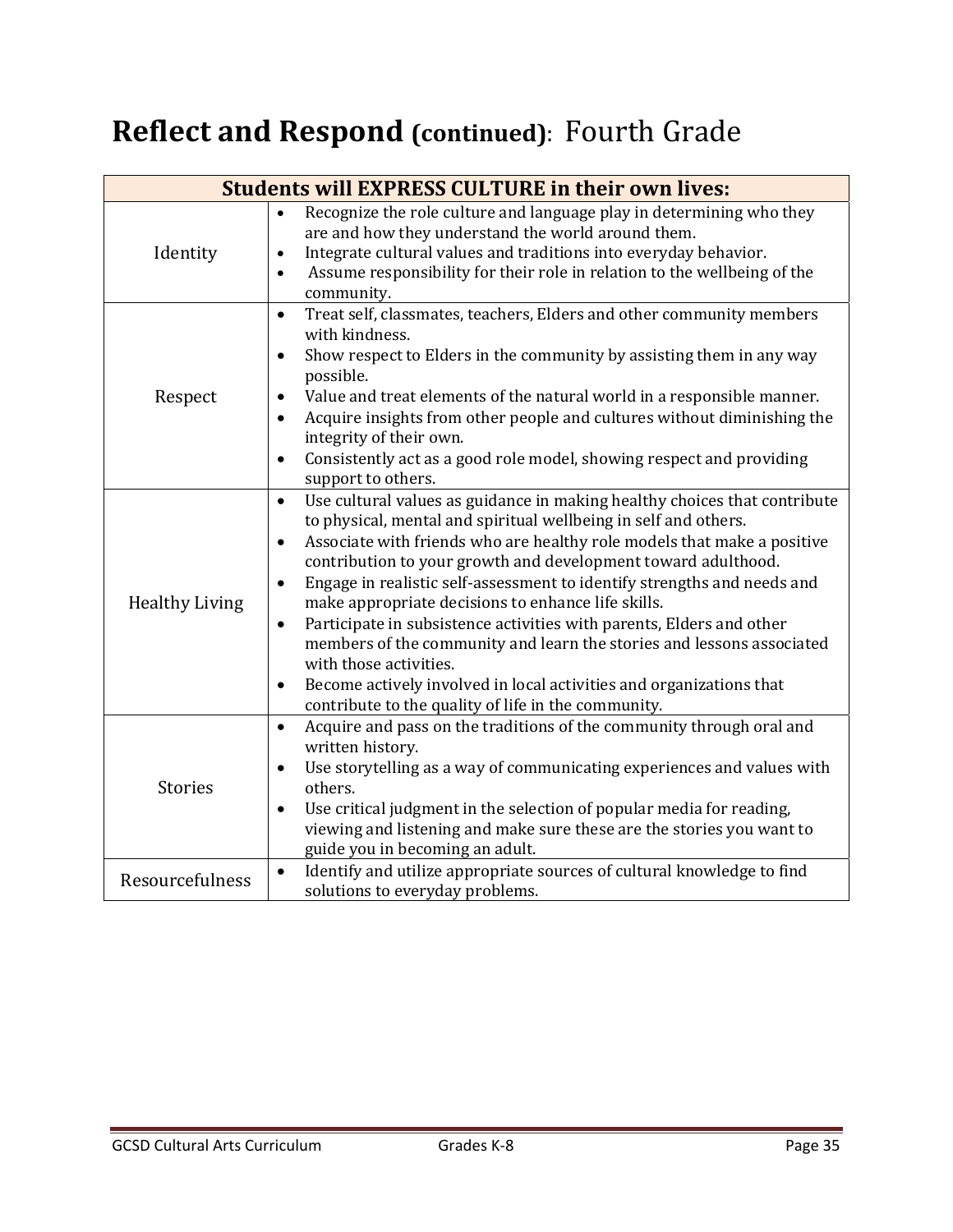# Reflect and Respond (continued): Fourth Grade

| Students will EXPRESS CULTURE in their own lives: | |
|---|---|
| Identity | • Recognize the role culture and language play in determining who they are and how they understand the world around them.<br>• Integrate cultural values and traditions into everyday behavior.<br>• Assume responsibility for their role in relation to the wellbeing of the community. |
| Respect | • Treat self, classmates, teachers, Elders and other community members with kindness.<br>• Show respect to Elders in the community by assisting them in any way possible.<br>• Value and treat elements of the natural world in a responsible manner.<br>• Acquire insights from other people and cultures without diminishing the integrity of their own.<br>• Consistently act as a good role model, showing respect and providing support to others. |
| Healthy Living | • Use cultural values as guidance in making healthy choices that contribute to physical, mental and spiritual wellbeing in self and others.<br>• Associate with friends who are healthy role models that make a positive contribution to your growth and development toward adulthood.<br>• Engage in realistic self-assessment to identify strengths and needs and make appropriate decisions to enhance life skills.<br>• Participate in subsistence activities with parents, Elders and other members of the community and learn the stories and lessons associated with those activities.<br>• Become actively involved in local activities and organizations that contribute to the quality of life in the community. |
| Stories | • Acquire and pass on the traditions of the community through oral and written history.<br>• Use storytelling as a way of communicating experiences and values with others.<br>• Use critical judgment in the selection of popular media for reading, viewing and listening and make sure these are the stories you want to guide you in becoming an adult. |
| Resourcefulness | • Identify and utilize appropriate sources of cultural knowledge to find solutions to everyday problems. |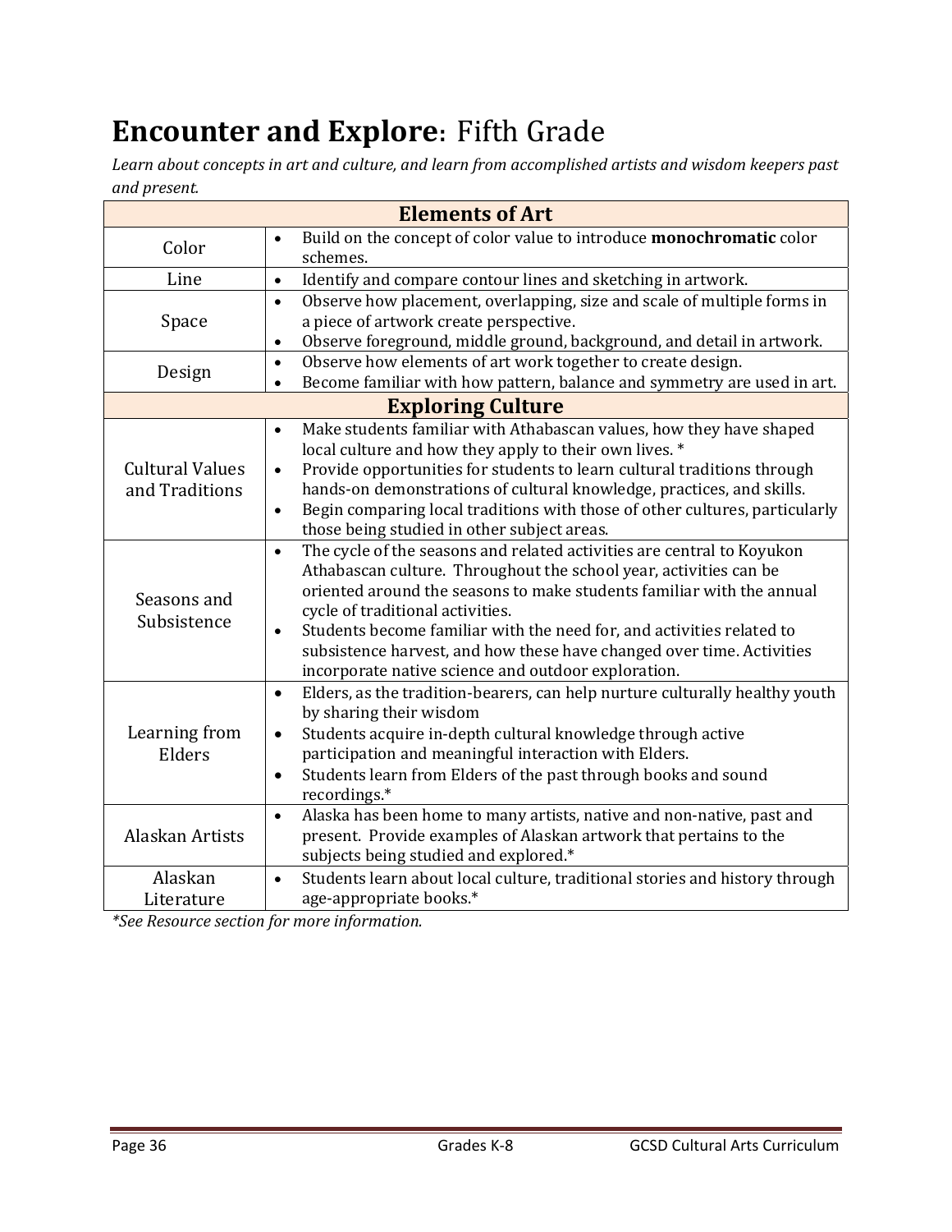# **Encounter and Explore**: Fifth Grade

*Learn about concepts in art and culture, and learn from accomplished artists and wisdom keepers past and present.*

| **Elements of Art** | |
|---|---|
| Color | • Build on the concept of color value to introduce **monochromatic** color schemes. |
| Line | • Identify and compare contour lines and sketching in artwork. |
| Space | • Observe how placement, overlapping, size and scale of multiple forms in a piece of artwork create perspective.<br>• Observe foreground, middle ground, background, and detail in artwork. |
| Design | • Observe how elements of art work together to create design.<br>• Become familiar with how pattern, balance and symmetry are used in art. |
| **Exploring Culture** | |
| Cultural Values and Traditions | • Make students familiar with Athabascan values, how they have shaped local culture and how they apply to their own lives. *<br>• Provide opportunities for students to learn cultural traditions through hands-on demonstrations of cultural knowledge, practices, and skills.<br>• Begin comparing local traditions with those of other cultures, particularly those being studied in other subject areas. |
| Seasons and Subsistence | • The cycle of the seasons and related activities are central to Koyukon Athabascan culture. Throughout the school year, activities can be oriented around the seasons to make students familiar with the annual cycle of traditional activities.<br>• Students become familiar with the need for, and activities related to subsistence harvest, and how these have changed over time. Activities incorporate native science and outdoor exploration. |
| Learning from Elders | • Elders, as the tradition-bearers, can help nurture culturally healthy youth by sharing their wisdom<br>• Students acquire in-depth cultural knowledge through active participation and meaningful interaction with Elders.<br>• Students learn from Elders of the past through books and sound recordings.* |
| Alaskan Artists | • Alaska has been home to many artists, native and non-native, past and present. Provide examples of Alaskan artwork that pertains to the subjects being studied and explored.* |
| Alaskan Literature | • Students learn about local culture, traditional stories and history through age-appropriate books.* |

*\*See Resource section for more information.*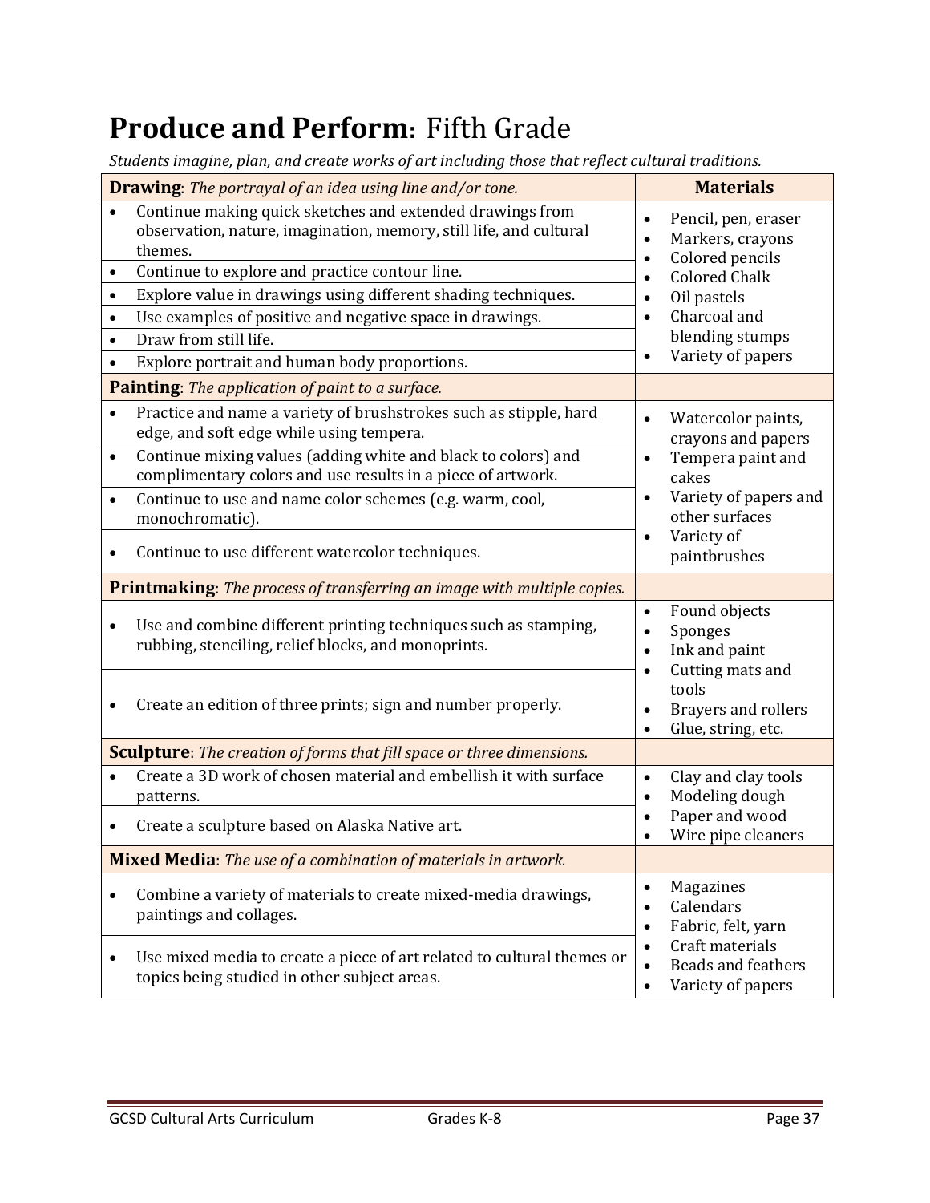# **Produce and Perform**: Fifth Grade

*Students imagine, plan, and create works of art including those that reflect cultural traditions.*

| **Drawing**: *The portrayal of an idea using line and/or tone.* | **Materials** |
|---|---|
| • Continue making quick sketches and extended drawings from observation, nature, imagination, memory, still life, and cultural themes. | • Pencil, pen, eraser<br>• Markers, crayons<br>• Colored pencils<br>• Colored Chalk<br>• Oil pastels<br>• Charcoal and blending stumps<br>• Variety of papers |
| • Continue to explore and practice contour line. | |
| • Explore value in drawings using different shading techniques. | |
| • Use examples of positive and negative space in drawings. | |
| • Draw from still life. | |
| • Explore portrait and human body proportions. | |
| **Painting**: *The application of paint to a surface.* | |
| • Practice and name a variety of brushstrokes such as stipple, hard edge, and soft edge while using tempera. | • Watercolor paints, crayons and papers<br>• Tempera paint and cakes<br>• Variety of papers and other surfaces<br>• Variety of paintbrushes |
| • Continue mixing values (adding white and black to colors) and complimentary colors and use results in a piece of artwork. | |
| • Continue to use and name color schemes (e.g. warm, cool, monochromatic). | |
| • Continue to use different watercolor techniques. | |
| **Printmaking**: *The process of transferring an image with multiple copies.* | |
| • Use and combine different printing techniques such as stamping, rubbing, stenciling, relief blocks, and monoprints. | • Found objects<br>• Sponges<br>• Ink and paint<br>• Cutting mats and tools<br>• Brayers and rollers<br>• Glue, string, etc. |
| • Create an edition of three prints; sign and number properly. | |
| **Sculpture**: *The creation of forms that fill space or three dimensions.* | |
| • Create a 3D work of chosen material and embellish it with surface patterns. | • Clay and clay tools<br>• Modeling dough<br>• Paper and wood<br>• Wire pipe cleaners |
| • Create a sculpture based on Alaska Native art. | |
| **Mixed Media**: *The use of a combination of materials in artwork.* | |
| • Combine a variety of materials to create mixed-media drawings, paintings and collages. | • Magazines<br>• Calendars<br>• Fabric, felt, yarn<br>• Craft materials<br>• Beads and feathers<br>• Variety of papers |
| • Use mixed media to create a piece of art related to cultural themes or topics being studied in other subject areas. | |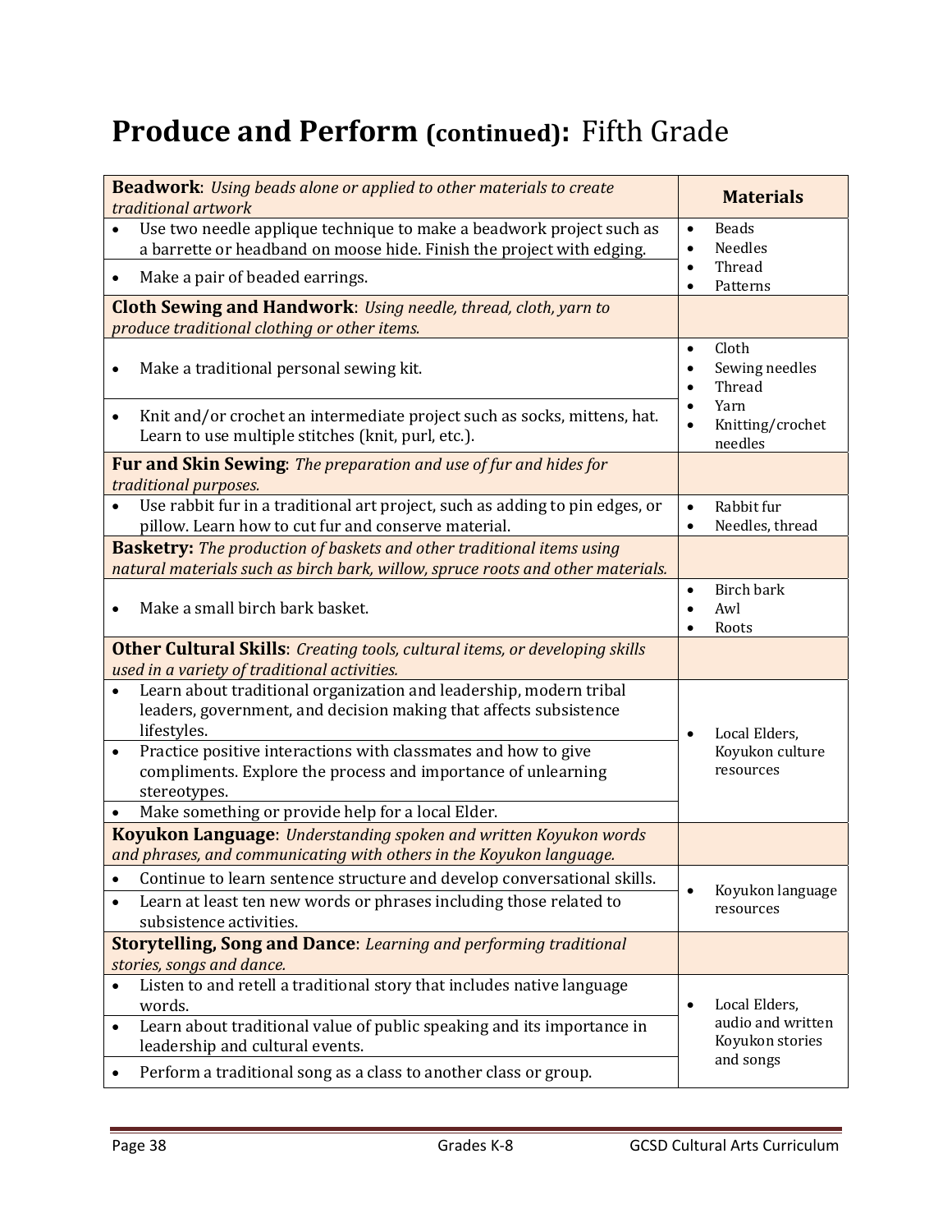# Produce and Perform (continued): Fifth Grade

| **Beadwork**: *Using beads alone or applied to other materials to create traditional artwork* | **Materials** |
|---|---|
| • Use two needle applique technique to make a beadwork project such as a barrette or headband on moose hide. Finish the project with edging. | • Beads<br>• Needles<br>• Thread<br>• Patterns |
| • Make a pair of beaded earrings. | |
| **Cloth Sewing and Handwork**: *Using needle, thread, cloth, yarn to produce traditional clothing or other items.* | |
| • Make a traditional personal sewing kit. | • Cloth<br>• Sewing needles<br>• Thread<br>• Yarn<br>• Knitting/crochet needles |
| • Knit and/or crochet an intermediate project such as socks, mittens, hat. Learn to use multiple stitches (knit, purl, etc.). | |
| **Fur and Skin Sewing**: *The preparation and use of fur and hides for traditional purposes.* | |
| • Use rabbit fur in a traditional art project, such as adding to pin edges, or pillow. Learn how to cut fur and conserve material. | • Rabbit fur<br>• Needles, thread |
| **Basketry:** *The production of baskets and other traditional items using natural materials such as birch bark, willow, spruce roots and other materials.* | |
| • Make a small birch bark basket. | • Birch bark<br>• Awl<br>• Roots |
| **Other Cultural Skills**: *Creating tools, cultural items, or developing skills used in a variety of traditional activities.* | |
| • Learn about traditional organization and leadership, modern tribal leaders, government, and decision making that affects subsistence lifestyles. | • Local Elders, Koyukon culture resources |
| • Practice positive interactions with classmates and how to give compliments. Explore the process and importance of unlearning stereotypes. | |
| • Make something or provide help for a local Elder. | |
| **Koyukon Language**: *Understanding spoken and written Koyukon words and phrases, and communicating with others in the Koyukon language.* | |
| • Continue to learn sentence structure and develop conversational skills. | • Koyukon language resources |
| • Learn at least ten new words or phrases including those related to subsistence activities. | |
| **Storytelling, Song and Dance**: *Learning and performing traditional stories, songs and dance.* | |
| • Listen to and retell a traditional story that includes native language words. | • Local Elders, audio and written Koyukon stories and songs |
| • Learn about traditional value of public speaking and its importance in leadership and cultural events. | |
| • Perform a traditional song as a class to another class or group. | |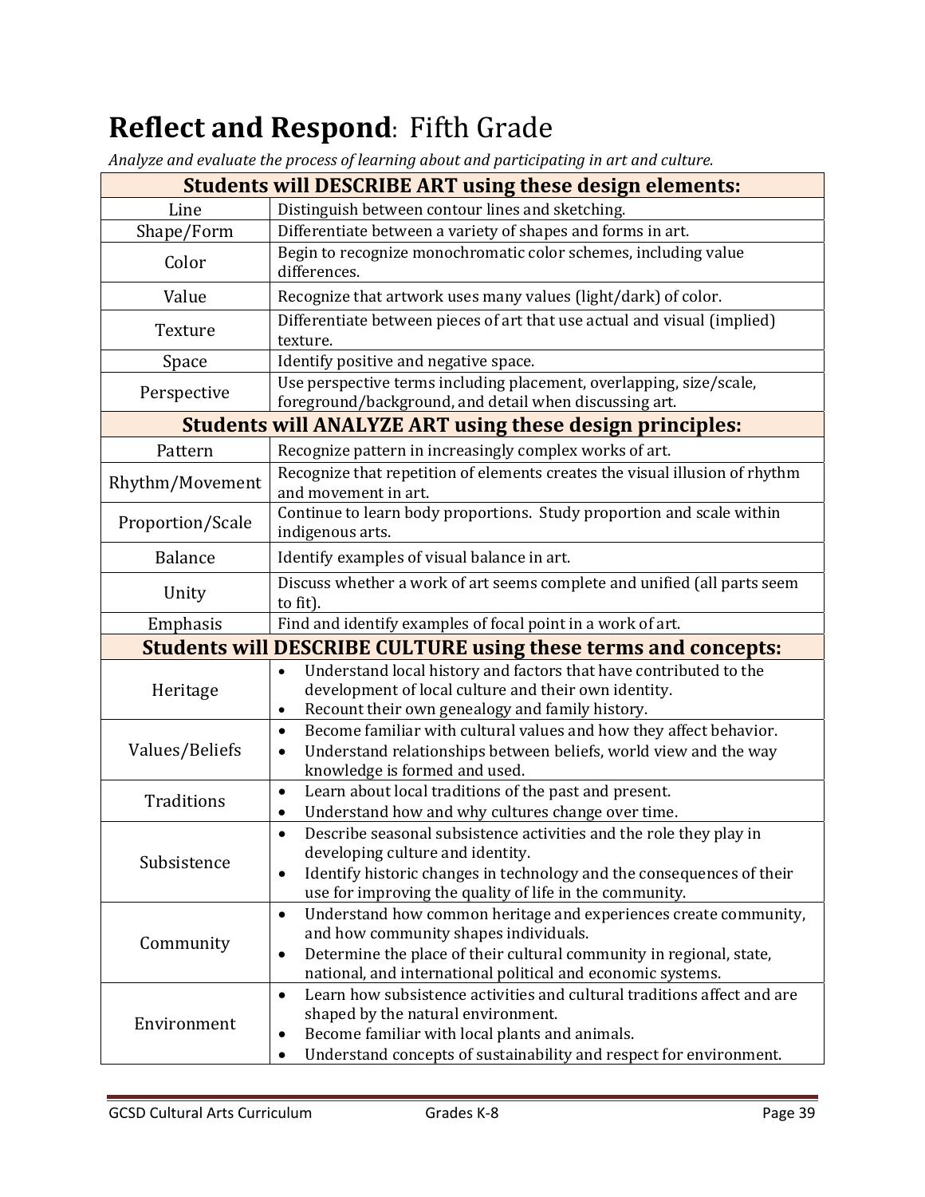# **Reflect and Respond**: Fifth Grade

*Analyze and evaluate the process of learning about and participating in art and culture.*

| **Students will DESCRIBE ART using these design elements:** | |
|---|---|
| Line | Distinguish between contour lines and sketching. |
| Shape/Form | Differentiate between a variety of shapes and forms in art. |
| Color | Begin to recognize monochromatic color schemes, including value differences. |
| Value | Recognize that artwork uses many values (light/dark) of color. |
| Texture | Differentiate between pieces of art that use actual and visual (implied) texture. |
| Space | Identify positive and negative space. |
| Perspective | Use perspective terms including placement, overlapping, size/scale, foreground/background, and detail when discussing art. |
| **Students will ANALYZE ART using these design principles:** | |
| Pattern | Recognize pattern in increasingly complex works of art. |
| Rhythm/Movement | Recognize that repetition of elements creates the visual illusion of rhythm and movement in art. |
| Proportion/Scale | Continue to learn body proportions. Study proportion and scale within indigenous arts. |
| Balance | Identify examples of visual balance in art. |
| Unity | Discuss whether a work of art seems complete and unified (all parts seem to fit). |
| Emphasis | Find and identify examples of focal point in a work of art. |
| **Students will DESCRIBE CULTURE using these terms and concepts:** | |
| Heritage | • Understand local history and factors that have contributed to the development of local culture and their own identity.<br>• Recount their own genealogy and family history. |
| Values/Beliefs | • Become familiar with cultural values and how they affect behavior.<br>• Understand relationships between beliefs, world view and the way knowledge is formed and used. |
| Traditions | • Learn about local traditions of the past and present.<br>• Understand how and why cultures change over time. |
| Subsistence | • Describe seasonal subsistence activities and the role they play in developing culture and identity.<br>• Identify historic changes in technology and the consequences of their use for improving the quality of life in the community. |
| Community | • Understand how common heritage and experiences create community, and how community shapes individuals.<br>• Determine the place of their cultural community in regional, state, national, and international political and economic systems. |
| Environment | • Learn how subsistence activities and cultural traditions affect and are shaped by the natural environment.<br>• Become familiar with local plants and animals.<br>• Understand concepts of sustainability and respect for environment. |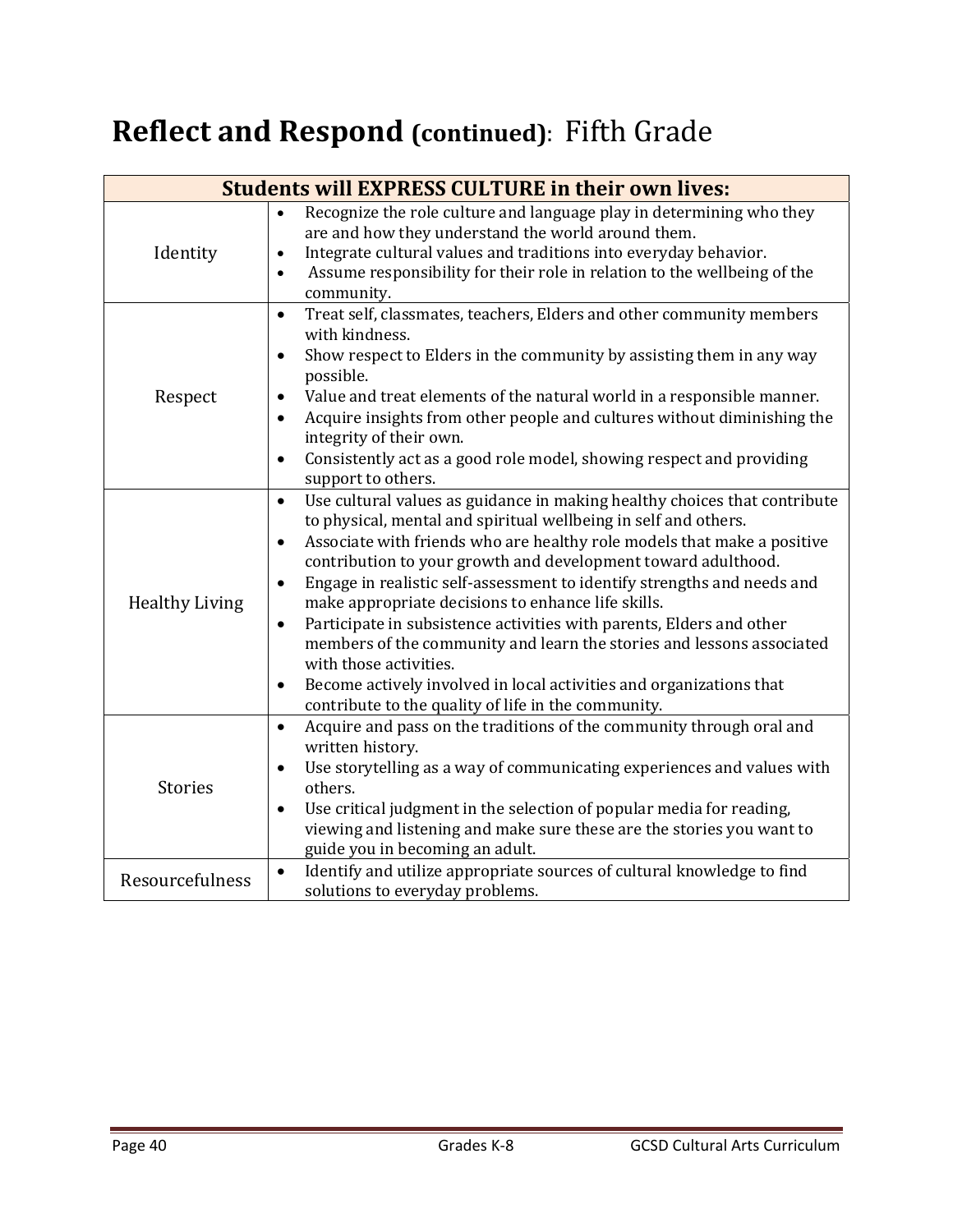# **Reflect and Respond (continued)**: Fifth Grade

| **Students will EXPRESS CULTURE in their own lives:** | |
|---|---|
| Identity | • Recognize the role culture and language play in determining who they are and how they understand the world around them.<br>• Integrate cultural values and traditions into everyday behavior.<br>• Assume responsibility for their role in relation to the wellbeing of the community. |
| Respect | • Treat self, classmates, teachers, Elders and other community members with kindness.<br>• Show respect to Elders in the community by assisting them in any way possible.<br>• Value and treat elements of the natural world in a responsible manner.<br>• Acquire insights from other people and cultures without diminishing the integrity of their own.<br>• Consistently act as a good role model, showing respect and providing support to others. |
| Healthy Living | • Use cultural values as guidance in making healthy choices that contribute to physical, mental and spiritual wellbeing in self and others.<br>• Associate with friends who are healthy role models that make a positive contribution to your growth and development toward adulthood.<br>• Engage in realistic self-assessment to identify strengths and needs and make appropriate decisions to enhance life skills.<br>• Participate in subsistence activities with parents, Elders and other members of the community and learn the stories and lessons associated with those activities.<br>• Become actively involved in local activities and organizations that contribute to the quality of life in the community. |
| Stories | • Acquire and pass on the traditions of the community through oral and written history.<br>• Use storytelling as a way of communicating experiences and values with others.<br>• Use critical judgment in the selection of popular media for reading, viewing and listening and make sure these are the stories you want to guide you in becoming an adult. |
| Resourcefulness | • Identify and utilize appropriate sources of cultural knowledge to find solutions to everyday problems. |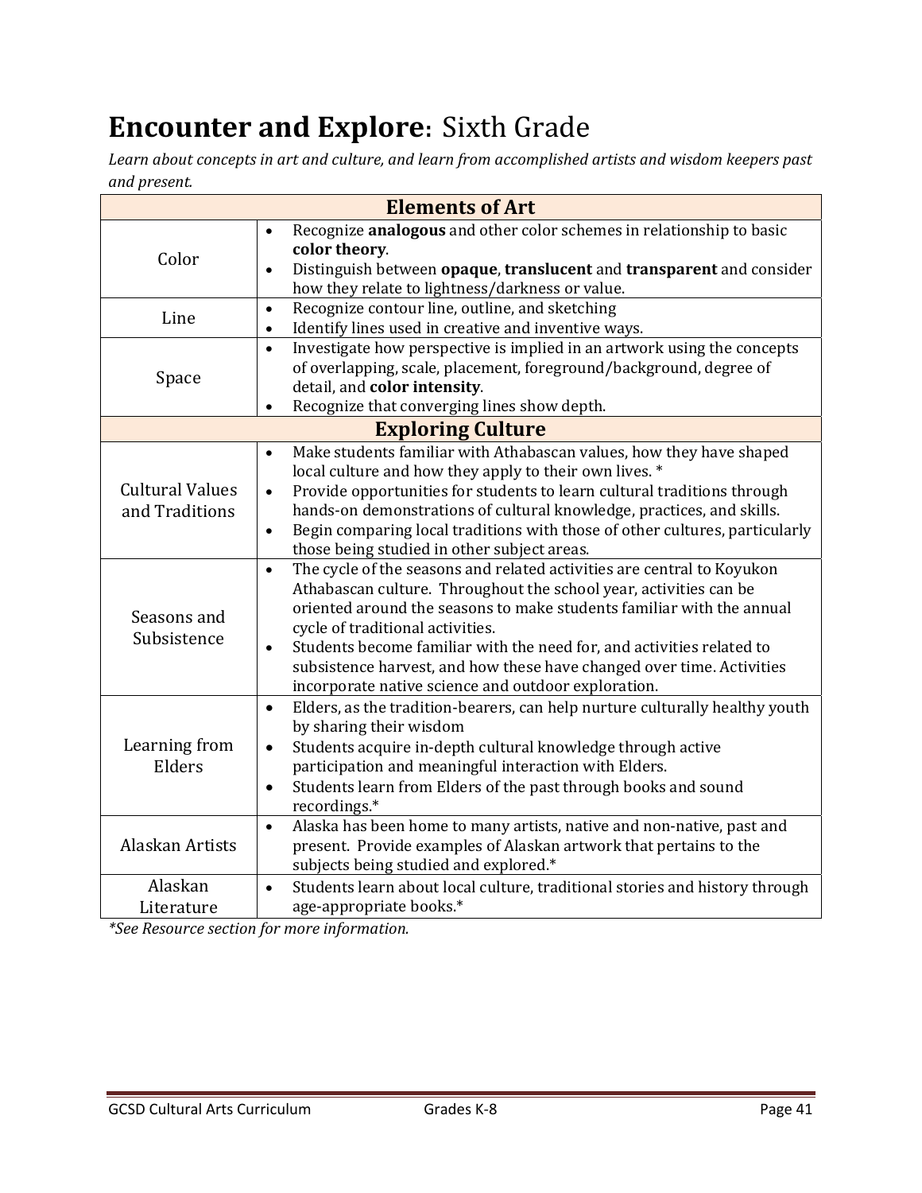# **Encounter and Explore**: Sixth Grade

*Learn about concepts in art and culture, and learn from accomplished artists and wisdom keepers past and present.*

| **Elements of Art** | |
|---|---|
| Color | • Recognize **analogous** and other color schemes in relationship to basic **color theory**.<br>• Distinguish between **opaque**, **translucent** and **transparent** and consider how they relate to lightness/darkness or value. |
| Line | • Recognize contour line, outline, and sketching<br>• Identify lines used in creative and inventive ways. |
| Space | • Investigate how perspective is implied in an artwork using the concepts of overlapping, scale, placement, foreground/background, degree of detail, and **color intensity**.<br>• Recognize that converging lines show depth. |
| **Exploring Culture** | |
| Cultural Values and Traditions | • Make students familiar with Athabascan values, how they have shaped local culture and how they apply to their own lives. *<br>• Provide opportunities for students to learn cultural traditions through hands-on demonstrations of cultural knowledge, practices, and skills.<br>• Begin comparing local traditions with those of other cultures, particularly those being studied in other subject areas. |
| Seasons and Subsistence | • The cycle of the seasons and related activities are central to Koyukon Athabascan culture. Throughout the school year, activities can be oriented around the seasons to make students familiar with the annual cycle of traditional activities.<br>• Students become familiar with the need for, and activities related to subsistence harvest, and how these have changed over time. Activities incorporate native science and outdoor exploration. |
| Learning from Elders | • Elders, as the tradition-bearers, can help nurture culturally healthy youth by sharing their wisdom<br>• Students acquire in-depth cultural knowledge through active participation and meaningful interaction with Elders.<br>• Students learn from Elders of the past through books and sound recordings.* |
| Alaskan Artists | • Alaska has been home to many artists, native and non-native, past and present. Provide examples of Alaskan artwork that pertains to the subjects being studied and explored.* |
| Alaskan Literature | • Students learn about local culture, traditional stories and history through age-appropriate books.* |

*\*See Resource section for more information.*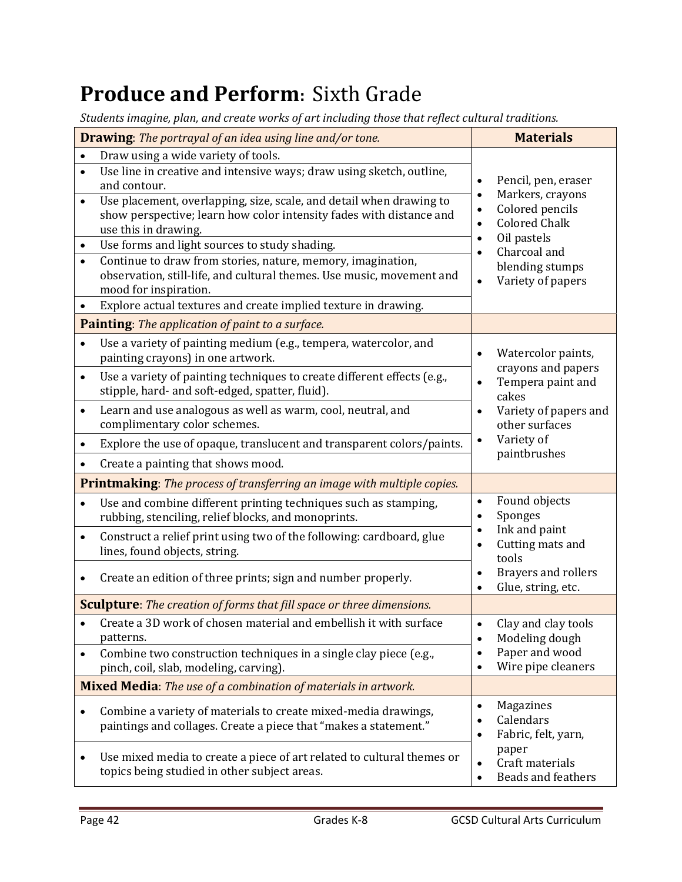# **Produce and Perform**: Sixth Grade

*Students imagine, plan, and create works of art including those that reflect cultural traditions.*

| **Drawing**: *The portrayal of an idea using line and/or tone.* | **Materials** |
|---|---|
| • Draw using a wide variety of tools. | • Pencil, pen, eraser<br>• Markers, crayons<br>• Colored pencils<br>• Colored Chalk<br>• Oil pastels<br>• Charcoal and blending stumps<br>• Variety of papers |
| • Use line in creative and intensive ways; draw using sketch, outline, and contour. | |
| • Use placement, overlapping, size, scale, and detail when drawing to show perspective; learn how color intensity fades with distance and use this in drawing. | |
| • Use forms and light sources to study shading. | |
| • Continue to draw from stories, nature, memory, imagination, observation, still-life, and cultural themes. Use music, movement and mood for inspiration. | |
| • Explore actual textures and create implied texture in drawing. | |
| **Painting**: *The application of paint to a surface.* | |
| • Use a variety of painting medium (e.g., tempera, watercolor, and painting crayons) in one artwork. | • Watercolor paints, crayons and papers<br>• Tempera paint and cakes<br>• Variety of papers and other surfaces<br>• Variety of paintbrushes |
| • Use a variety of painting techniques to create different effects (e.g., stipple, hard- and soft-edged, spatter, fluid). | |
| • Learn and use analogous as well as warm, cool, neutral, and complimentary color schemes. | |
| • Explore the use of opaque, translucent and transparent colors/paints. | |
| • Create a painting that shows mood. | |
| **Printmaking**: *The process of transferring an image with multiple copies.* | |
| • Use and combine different printing techniques such as stamping, rubbing, stenciling, relief blocks, and monoprints. | • Found objects<br>• Sponges<br>• Ink and paint<br>• Cutting mats and tools<br>• Brayers and rollers<br>• Glue, string, etc. |
| • Construct a relief print using two of the following: cardboard, glue lines, found objects, string. | |
| • Create an edition of three prints; sign and number properly. | |
| **Sculpture**: *The creation of forms that fill space or three dimensions.* | |
| • Create a 3D work of chosen material and embellish it with surface patterns. | • Clay and clay tools<br>• Modeling dough<br>• Paper and wood<br>• Wire pipe cleaners |
| • Combine two construction techniques in a single clay piece (e.g., pinch, coil, slab, modeling, carving). | |
| **Mixed Media**: *The use of a combination of materials in artwork.* | |
| • Combine a variety of materials to create mixed-media drawings, paintings and collages. Create a piece that "makes a statement." | • Magazines<br>• Calendars<br>• Fabric, felt, yarn, paper<br>• Craft materials<br>• Beads and feathers |
| • Use mixed media to create a piece of art related to cultural themes or topics being studied in other subject areas. | |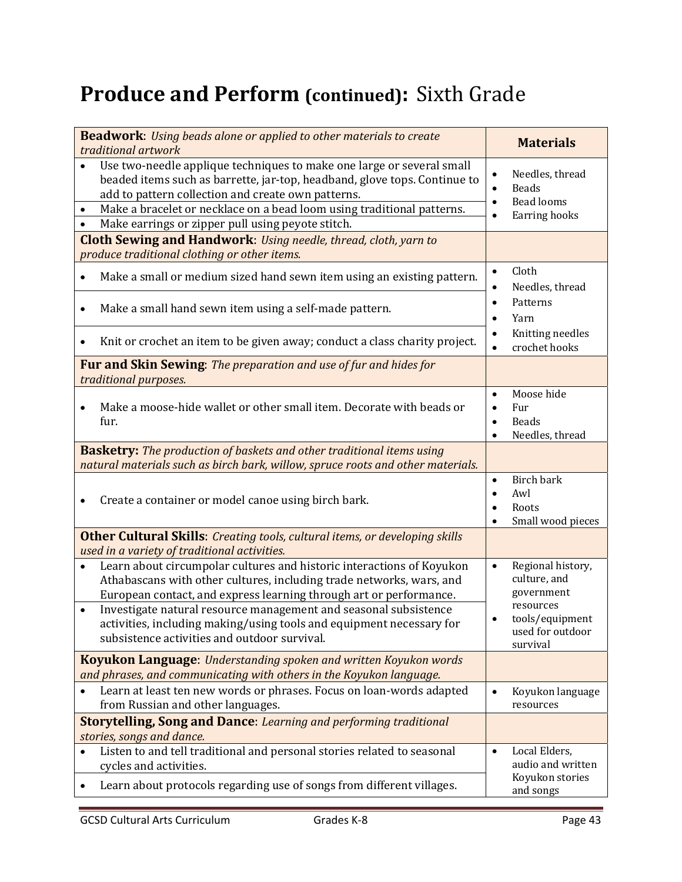# Produce and Perform (continued): Sixth Grade

| **Beadwork**: *Using beads alone or applied to other materials to create traditional artwork* | **Materials** |
|---|---|
| • Use two-needle applique techniques to make one large or several small beaded items such as barrette, jar-top, headband, glove tops. Continue to add to pattern collection and create own patterns.<br>• Make a bracelet or necklace on a bead loom using traditional patterns.<br>• Make earrings or zipper pull using peyote stitch. | • Needles, thread<br>• Beads<br>• Bead looms<br>• Earring hooks |
| **Cloth Sewing and Handwork**: *Using needle, thread, cloth, yarn to produce traditional clothing or other items.* | |
| • Make a small or medium sized hand sewn item using an existing pattern.<br>• Make a small hand sewn item using a self-made pattern.<br>• Knit or crochet an item to be given away; conduct a class charity project. | • Cloth<br>• Needles, thread<br>• Patterns<br>• Yarn<br>• Knitting needles<br>• crochet hooks |
| **Fur and Skin Sewing**: *The preparation and use of fur and hides for traditional purposes.* | |
| • Make a moose-hide wallet or other small item. Decorate with beads or fur. | • Moose hide<br>• Fur<br>• Beads<br>• Needles, thread |
| **Basketry:** *The production of baskets and other traditional items using natural materials such as birch bark, willow, spruce roots and other materials.* | |
| • Create a container or model canoe using birch bark. | • Birch bark<br>• Awl<br>• Roots<br>• Small wood pieces |
| **Other Cultural Skills**: *Creating tools, cultural items, or developing skills used in a variety of traditional activities.* | |
| • Learn about circumpolar cultures and historic interactions of Koyukon Athabascans with other cultures, including trade networks, wars, and European contact, and express learning through art or performance.<br>• Investigate natural resource management and seasonal subsistence activities, including making/using tools and equipment necessary for subsistence activities and outdoor survival. | • Regional history, culture, and government resources<br>• tools/equipment used for outdoor survival |
| **Koyukon Language**: *Understanding spoken and written Koyukon words and phrases, and communicating with others in the Koyukon language.* | |
| • Learn at least ten new words or phrases. Focus on loan-words adapted from Russian and other languages. | • Koyukon language resources |
| **Storytelling, Song and Dance**: *Learning and performing traditional stories, songs and dance.* | |
| • Listen to and tell traditional and personal stories related to seasonal cycles and activities.<br>• Learn about protocols regarding use of songs from different villages. | • Local Elders, audio and written Koyukon stories and songs |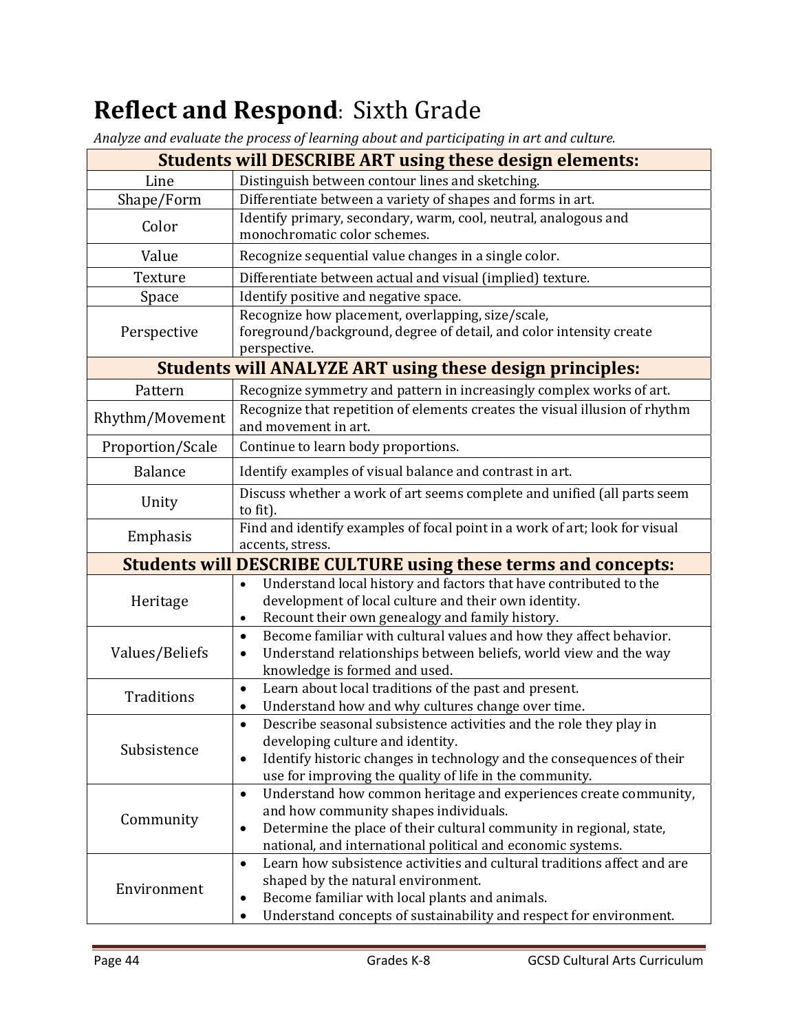# **Reflect and Respond**: Sixth Grade

*Analyze and evaluate the process of learning about and participating in art and culture.*

| **Students will DESCRIBE ART using these design elements:** | |
|---|---|
| Line | Distinguish between contour lines and sketching. |
| Shape/Form | Differentiate between a variety of shapes and forms in art. |
| Color | Identify primary, secondary, warm, cool, neutral, analogous and monochromatic color schemes. |
| Value | Recognize sequential value changes in a single color. |
| Texture | Differentiate between actual and visual (implied) texture. |
| Space | Identify positive and negative space. |
| Perspective | Recognize how placement, overlapping, size/scale, foreground/background, degree of detail, and color intensity create perspective. |
| **Students will ANALYZE ART using these design principles:** | |
| Pattern | Recognize symmetry and pattern in increasingly complex works of art. |
| Rhythm/Movement | Recognize that repetition of elements creates the visual illusion of rhythm and movement in art. |
| Proportion/Scale | Continue to learn body proportions. |
| Balance | Identify examples of visual balance and contrast in art. |
| Unity | Discuss whether a work of art seems complete and unified (all parts seem to fit). |
| Emphasis | Find and identify examples of focal point in a work of art; look for visual accents, stress. |
| **Students will DESCRIBE CULTURE using these terms and concepts:** | |
| Heritage | • Understand local history and factors that have contributed to the development of local culture and their own identity.<br>• Recount their own genealogy and family history. |
| Values/Beliefs | • Become familiar with cultural values and how they affect behavior.<br>• Understand relationships between beliefs, world view and the way knowledge is formed and used. |
| Traditions | • Learn about local traditions of the past and present.<br>• Understand how and why cultures change over time. |
| Subsistence | • Describe seasonal subsistence activities and the role they play in developing culture and identity.<br>• Identify historic changes in technology and the consequences of their use for improving the quality of life in the community. |
| Community | • Understand how common heritage and experiences create community, and how community shapes individuals.<br>• Determine the place of their cultural community in regional, state, national, and international political and economic systems. |
| Environment | • Learn how subsistence activities and cultural traditions affect and are shaped by the natural environment.<br>• Become familiar with local plants and animals.<br>• Understand concepts of sustainability and respect for environment. |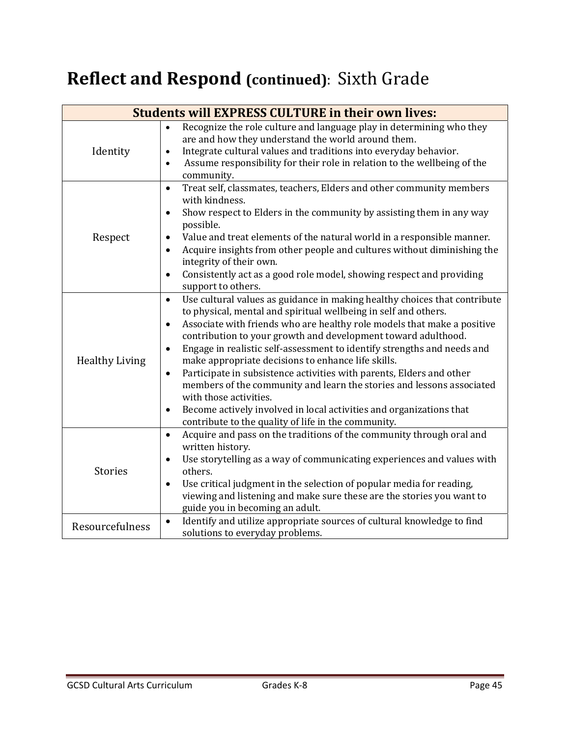# Reflect and Respond (continued): Sixth Grade

| Students will EXPRESS CULTURE in their own lives: | |
|---|---|
| Identity | • Recognize the role culture and language play in determining who they are and how they understand the world around them.<br>• Integrate cultural values and traditions into everyday behavior.<br>• Assume responsibility for their role in relation to the wellbeing of the community. |
| Respect | • Treat self, classmates, teachers, Elders and other community members with kindness.<br>• Show respect to Elders in the community by assisting them in any way possible.<br>• Value and treat elements of the natural world in a responsible manner.<br>• Acquire insights from other people and cultures without diminishing the integrity of their own.<br>• Consistently act as a good role model, showing respect and providing support to others. |
| Healthy Living | • Use cultural values as guidance in making healthy choices that contribute to physical, mental and spiritual wellbeing in self and others.<br>• Associate with friends who are healthy role models that make a positive contribution to your growth and development toward adulthood.<br>• Engage in realistic self-assessment to identify strengths and needs and make appropriate decisions to enhance life skills.<br>• Participate in subsistence activities with parents, Elders and other members of the community and learn the stories and lessons associated with those activities.<br>• Become actively involved in local activities and organizations that contribute to the quality of life in the community. |
| Stories | • Acquire and pass on the traditions of the community through oral and written history.<br>• Use storytelling as a way of communicating experiences and values with others.<br>• Use critical judgment in the selection of popular media for reading, viewing and listening and make sure these are the stories you want to guide you in becoming an adult. |
| Resourcefulness | • Identify and utilize appropriate sources of cultural knowledge to find solutions to everyday problems. |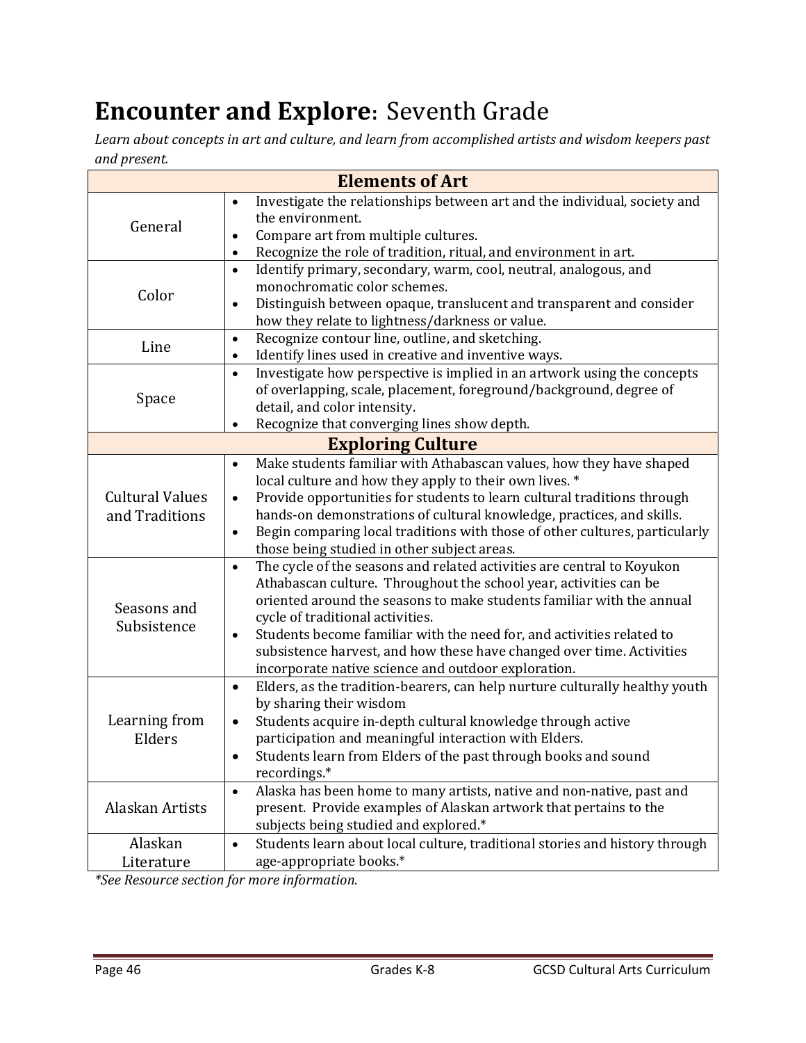# **Encounter and Explore**: Seventh Grade

*Learn about concepts in art and culture, and learn from accomplished artists and wisdom keepers past and present.*

| **Elements of Art** | |
|---|---|
| General | • Investigate the relationships between art and the individual, society and the environment.<br>• Compare art from multiple cultures.<br>• Recognize the role of tradition, ritual, and environment in art. |
| Color | • Identify primary, secondary, warm, cool, neutral, analogous, and monochromatic color schemes.<br>• Distinguish between opaque, translucent and transparent and consider how they relate to lightness/darkness or value. |
| Line | • Recognize contour line, outline, and sketching.<br>• Identify lines used in creative and inventive ways. |
| Space | • Investigate how perspective is implied in an artwork using the concepts of overlapping, scale, placement, foreground/background, degree of detail, and color intensity.<br>• Recognize that converging lines show depth. |
| **Exploring Culture** | |
| Cultural Values and Traditions | • Make students familiar with Athabascan values, how they have shaped local culture and how they apply to their own lives. *<br>• Provide opportunities for students to learn cultural traditions through hands-on demonstrations of cultural knowledge, practices, and skills.<br>• Begin comparing local traditions with those of other cultures, particularly those being studied in other subject areas. |
| Seasons and Subsistence | • The cycle of the seasons and related activities are central to Koyukon Athabascan culture. Throughout the school year, activities can be oriented around the seasons to make students familiar with the annual cycle of traditional activities.<br>• Students become familiar with the need for, and activities related to subsistence harvest, and how these have changed over time. Activities incorporate native science and outdoor exploration. |
| Learning from Elders | • Elders, as the tradition-bearers, can help nurture culturally healthy youth by sharing their wisdom<br>• Students acquire in-depth cultural knowledge through active participation and meaningful interaction with Elders.<br>• Students learn from Elders of the past through books and sound recordings.* |
| Alaskan Artists | • Alaska has been home to many artists, native and non-native, past and present. Provide examples of Alaskan artwork that pertains to the subjects being studied and explored.* |
| Alaskan Literature | • Students learn about local culture, traditional stories and history through age-appropriate books.* |

*\*See Resource section for more information.*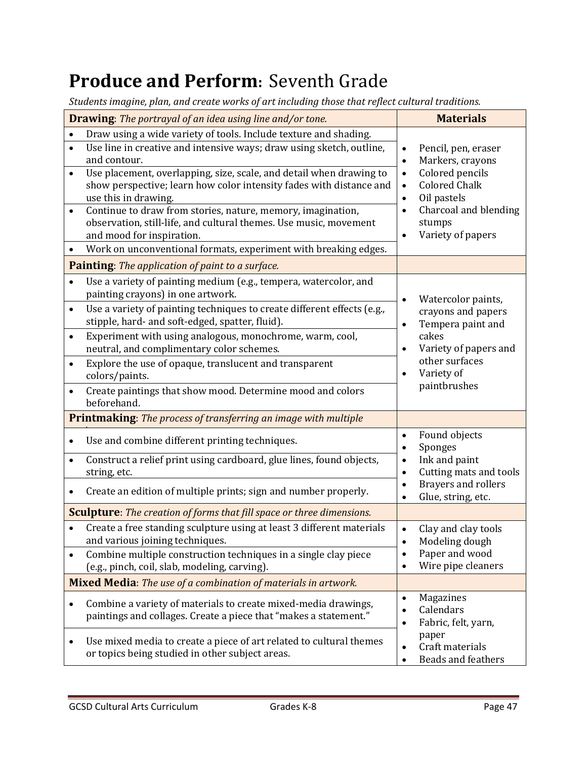# Produce and Perform: Seventh Grade

*Students imagine, plan, and create works of art including those that reflect cultural traditions.*

| **Drawing**: *The portrayal of an idea using line and/or tone.* | **Materials** |
|---|---|
| • Draw using a wide variety of tools. Include texture and shading. | • Pencil, pen, eraser<br>• Markers, crayons<br>• Colored pencils<br>• Colored Chalk<br>• Oil pastels<br>• Charcoal and blending stumps<br>• Variety of papers |
| • Use line in creative and intensive ways; draw using sketch, outline, and contour. | |
| • Use placement, overlapping, size, scale, and detail when drawing to show perspective; learn how color intensity fades with distance and use this in drawing. | |
| • Continue to draw from stories, nature, memory, imagination, observation, still-life, and cultural themes. Use music, movement and mood for inspiration. | |
| • Work on unconventional formats, experiment with breaking edges. | |
| **Painting**: *The application of paint to a surface.* | |
| • Use a variety of painting medium (e.g., tempera, watercolor, and painting crayons) in one artwork. | • Watercolor paints, crayons and papers<br>• Tempera paint and cakes<br>• Variety of papers and other surfaces<br>• Variety of paintbrushes |
| • Use a variety of painting techniques to create different effects (e.g., stipple, hard- and soft-edged, spatter, fluid). | |
| • Experiment with using analogous, monochrome, warm, cool, neutral, and complimentary color schemes. | |
| • Explore the use of opaque, translucent and transparent colors/paints. | |
| • Create paintings that show mood. Determine mood and colors beforehand. | |
| **Printmaking**: *The process of transferring an image with multiple* | |
| • Use and combine different printing techniques. | • Found objects<br>• Sponges<br>• Ink and paint<br>• Cutting mats and tools<br>• Brayers and rollers<br>• Glue, string, etc. |
| • Construct a relief print using cardboard, glue lines, found objects, string, etc. | |
| • Create an edition of multiple prints; sign and number properly. | |
| **Sculpture**: *The creation of forms that fill space or three dimensions.* | |
| • Create a free standing sculpture using at least 3 different materials and various joining techniques. | • Clay and clay tools<br>• Modeling dough<br>• Paper and wood<br>• Wire pipe cleaners |
| • Combine multiple construction techniques in a single clay piece (e.g., pinch, coil, slab, modeling, carving). | |
| **Mixed Media**: *The use of a combination of materials in artwork.* | |
| • Combine a variety of materials to create mixed-media drawings, paintings and collages. Create a piece that "makes a statement." | • Magazines<br>• Calendars<br>• Fabric, felt, yarn, paper<br>• Craft materials<br>• Beads and feathers |
| • Use mixed media to create a piece of art related to cultural themes or topics being studied in other subject areas. | |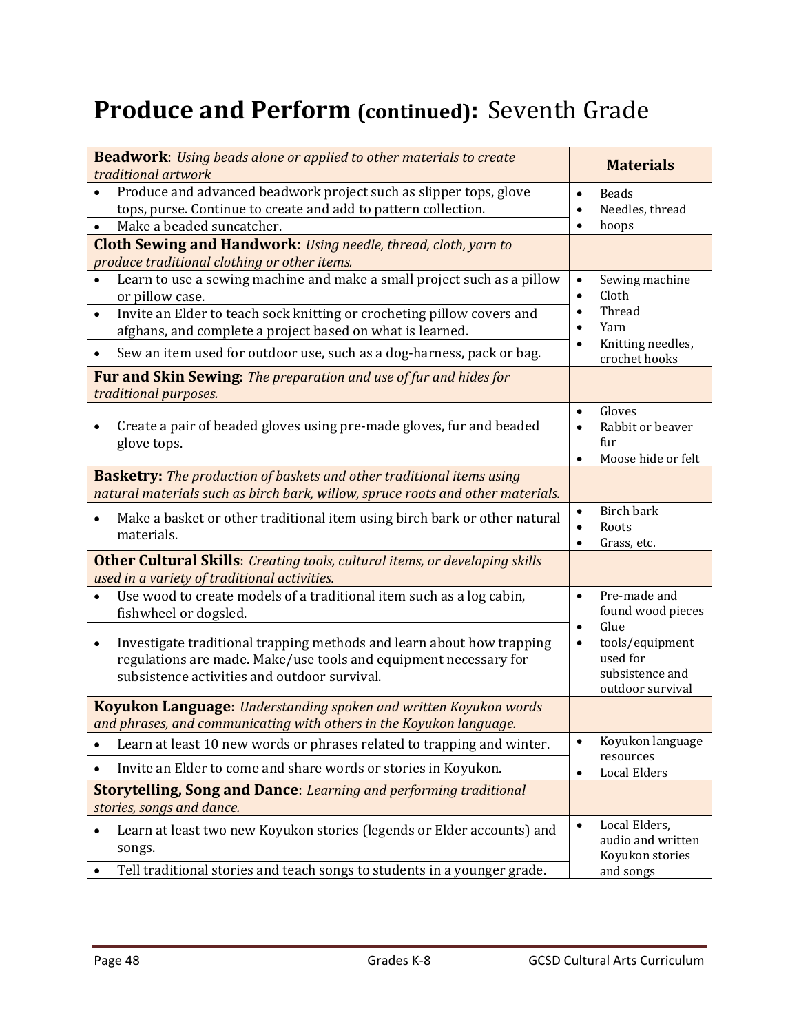# Produce and Perform (continued): Seventh Grade

| **Beadwork**: *Using beads alone or applied to other materials to create traditional artwork* | **Materials** |
|---|---|
| • Produce and advanced beadwork project such as slipper tops, glove tops, purse. Continue to create and add to pattern collection. | • Beads<br>• Needles, thread<br>• hoops |
| • Make a beaded suncatcher. | |
| **Cloth Sewing and Handwork**: *Using needle, thread, cloth, yarn to produce traditional clothing or other items.* | |
| • Learn to use a sewing machine and make a small project such as a pillow or pillow case. | • Sewing machine<br>• Cloth<br>• Thread<br>• Yarn<br>• Knitting needles, crochet hooks |
| • Invite an Elder to teach sock knitting or crocheting pillow covers and afghans, and complete a project based on what is learned. | |
| • Sew an item used for outdoor use, such as a dog-harness, pack or bag. | |
| **Fur and Skin Sewing**: *The preparation and use of fur and hides for traditional purposes.* | |
| • Create a pair of beaded gloves using pre-made gloves, fur and beaded glove tops. | • Gloves<br>• Rabbit or beaver fur<br>• Moose hide or felt |
| **Basketry:** *The production of baskets and other traditional items using natural materials such as birch bark, willow, spruce roots and other materials.* | |
| • Make a basket or other traditional item using birch bark or other natural materials. | • Birch bark<br>• Roots<br>• Grass, etc. |
| **Other Cultural Skills**: *Creating tools, cultural items, or developing skills used in a variety of traditional activities.* | |
| • Use wood to create models of a traditional item such as a log cabin, fishwheel or dogsled. | • Pre-made and found wood pieces<br>• Glue<br>• tools/equipment used for subsistence and outdoor survival |
| • Investigate traditional trapping methods and learn about how trapping regulations are made. Make/use tools and equipment necessary for subsistence activities and outdoor survival. | |
| **Koyukon Language**: *Understanding spoken and written Koyukon words and phrases, and communicating with others in the Koyukon language.* | |
| • Learn at least 10 new words or phrases related to trapping and winter. | • Koyukon language resources<br>• Local Elders |
| • Invite an Elder to come and share words or stories in Koyukon. | |
| **Storytelling, Song and Dance**: *Learning and performing traditional stories, songs and dance.* | |
| • Learn at least two new Koyukon stories (legends or Elder accounts) and songs. | • Local Elders, audio and written Koyukon stories and songs |
| • Tell traditional stories and teach songs to students in a younger grade. | |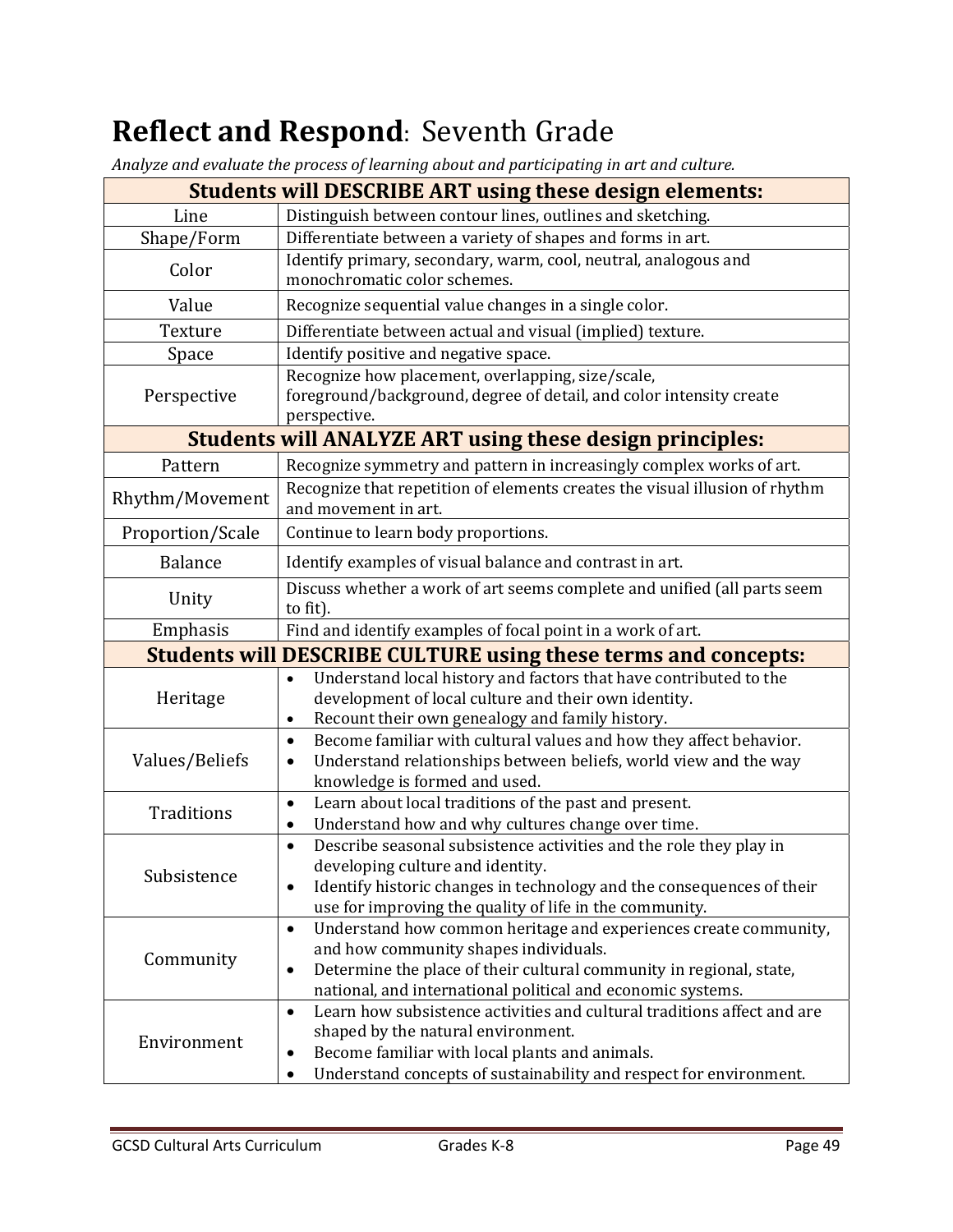# **Reflect and Respond**: Seventh Grade

*Analyze and evaluate the process of learning about and participating in art and culture.*

| **Students will DESCRIBE ART using these design elements:** | |
|---|---|
| Line | Distinguish between contour lines, outlines and sketching. |
| Shape/Form | Differentiate between a variety of shapes and forms in art. |
| Color | Identify primary, secondary, warm, cool, neutral, analogous and monochromatic color schemes. |
| Value | Recognize sequential value changes in a single color. |
| Texture | Differentiate between actual and visual (implied) texture. |
| Space | Identify positive and negative space. |
| Perspective | Recognize how placement, overlapping, size/scale, foreground/background, degree of detail, and color intensity create perspective. |
| **Students will ANALYZE ART using these design principles:** | |
| Pattern | Recognize symmetry and pattern in increasingly complex works of art. |
| Rhythm/Movement | Recognize that repetition of elements creates the visual illusion of rhythm and movement in art. |
| Proportion/Scale | Continue to learn body proportions. |
| Balance | Identify examples of visual balance and contrast in art. |
| Unity | Discuss whether a work of art seems complete and unified (all parts seem to fit). |
| Emphasis | Find and identify examples of focal point in a work of art. |
| **Students will DESCRIBE CULTURE using these terms and concepts:** | |
| Heritage | • Understand local history and factors that have contributed to the development of local culture and their own identity.<br>• Recount their own genealogy and family history. |
| Values/Beliefs | • Become familiar with cultural values and how they affect behavior.<br>• Understand relationships between beliefs, world view and the way knowledge is formed and used. |
| Traditions | • Learn about local traditions of the past and present.<br>• Understand how and why cultures change over time. |
| Subsistence | • Describe seasonal subsistence activities and the role they play in developing culture and identity.<br>• Identify historic changes in technology and the consequences of their use for improving the quality of life in the community. |
| Community | • Understand how common heritage and experiences create community, and how community shapes individuals.<br>• Determine the place of their cultural community in regional, state, national, and international political and economic systems. |
| Environment | • Learn how subsistence activities and cultural traditions affect and are shaped by the natural environment.<br>• Become familiar with local plants and animals.<br>• Understand concepts of sustainability and respect for environment. |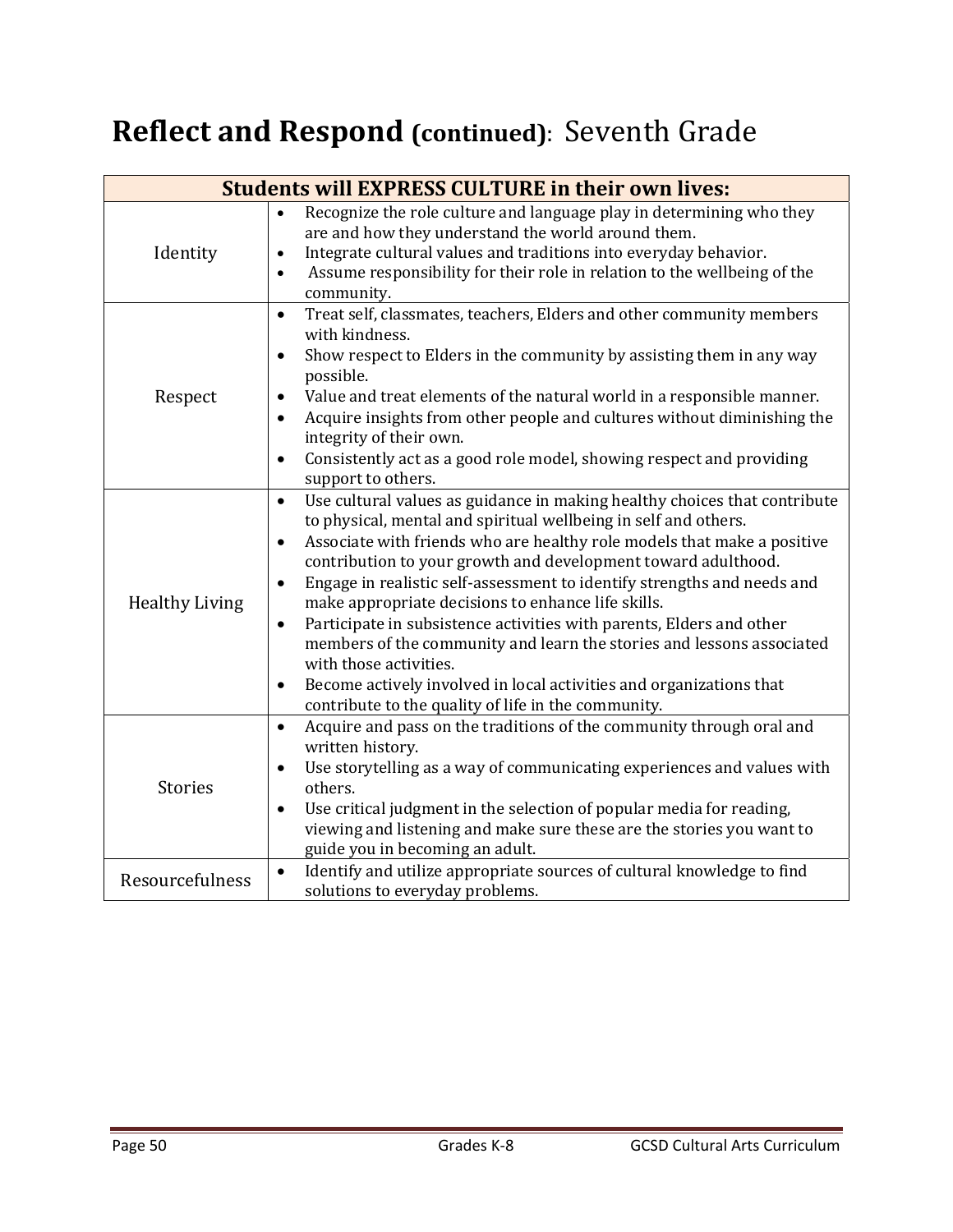# Reflect and Respond (continued): Seventh Grade

| Students will EXPRESS CULTURE in their own lives: | |
|---|---|
| Identity | • Recognize the role culture and language play in determining who they are and how they understand the world around them.<br>• Integrate cultural values and traditions into everyday behavior.<br>• Assume responsibility for their role in relation to the wellbeing of the community. |
| Respect | • Treat self, classmates, teachers, Elders and other community members with kindness.<br>• Show respect to Elders in the community by assisting them in any way possible.<br>• Value and treat elements of the natural world in a responsible manner.<br>• Acquire insights from other people and cultures without diminishing the integrity of their own.<br>• Consistently act as a good role model, showing respect and providing support to others. |
| Healthy Living | • Use cultural values as guidance in making healthy choices that contribute to physical, mental and spiritual wellbeing in self and others.<br>• Associate with friends who are healthy role models that make a positive contribution to your growth and development toward adulthood.<br>• Engage in realistic self-assessment to identify strengths and needs and make appropriate decisions to enhance life skills.<br>• Participate in subsistence activities with parents, Elders and other members of the community and learn the stories and lessons associated with those activities.<br>• Become actively involved in local activities and organizations that contribute to the quality of life in the community. |
| Stories | • Acquire and pass on the traditions of the community through oral and written history.<br>• Use storytelling as a way of communicating experiences and values with others.<br>• Use critical judgment in the selection of popular media for reading, viewing and listening and make sure these are the stories you want to guide you in becoming an adult. |
| Resourcefulness | • Identify and utilize appropriate sources of cultural knowledge to find solutions to everyday problems. |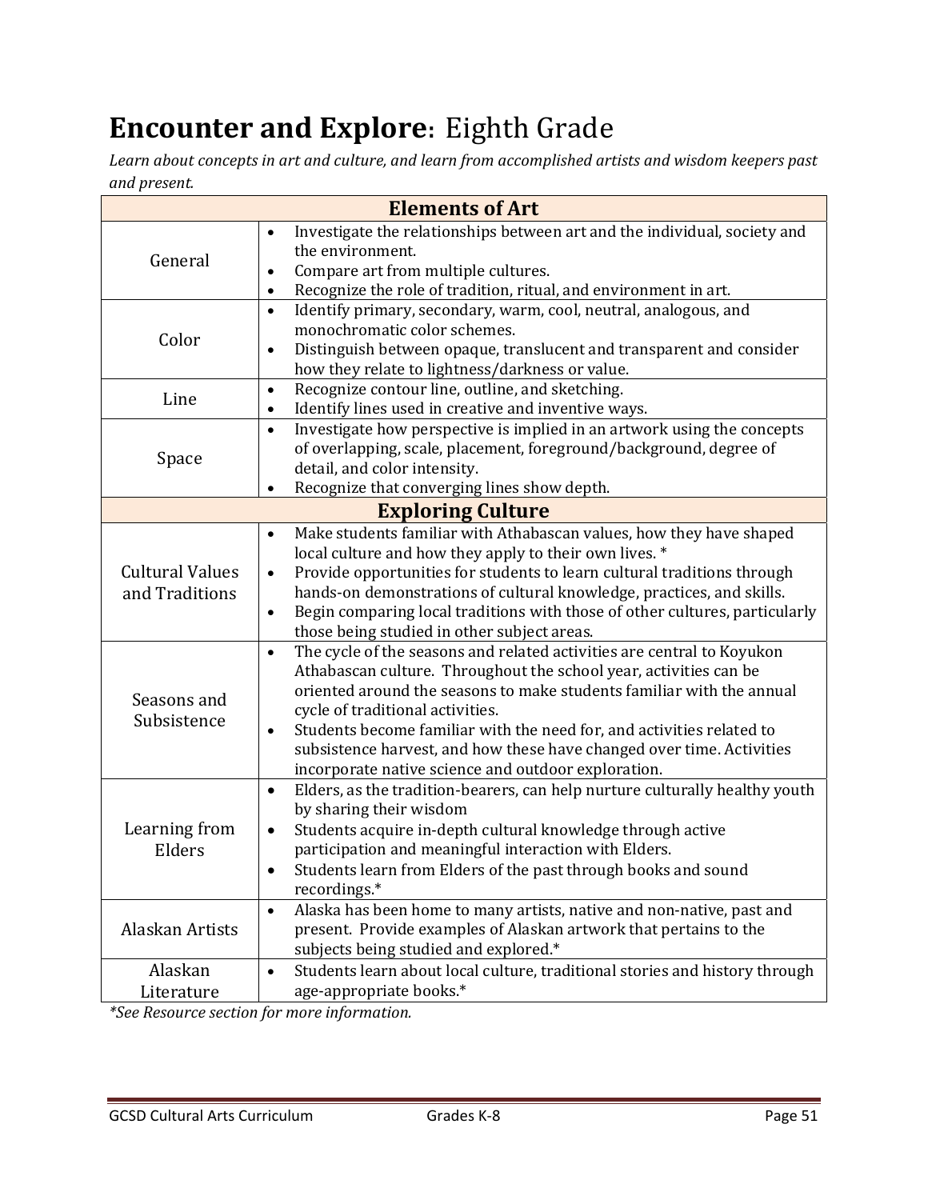# **Encounter and Explore**: Eighth Grade

*Learn about concepts in art and culture, and learn from accomplished artists and wisdom keepers past and present.*

| **Elements of Art** | |
|---|---|
| General | • Investigate the relationships between art and the individual, society and the environment.<br>• Compare art from multiple cultures.<br>• Recognize the role of tradition, ritual, and environment in art. |
| Color | • Identify primary, secondary, warm, cool, neutral, analogous, and monochromatic color schemes.<br>• Distinguish between opaque, translucent and transparent and consider how they relate to lightness/darkness or value. |
| Line | • Recognize contour line, outline, and sketching.<br>• Identify lines used in creative and inventive ways. |
| Space | • Investigate how perspective is implied in an artwork using the concepts of overlapping, scale, placement, foreground/background, degree of detail, and color intensity.<br>• Recognize that converging lines show depth. |
| **Exploring Culture** | |
| Cultural Values and Traditions | • Make students familiar with Athabascan values, how they have shaped local culture and how they apply to their own lives. *<br>• Provide opportunities for students to learn cultural traditions through hands-on demonstrations of cultural knowledge, practices, and skills.<br>• Begin comparing local traditions with those of other cultures, particularly those being studied in other subject areas. |
| Seasons and Subsistence | • The cycle of the seasons and related activities are central to Koyukon Athabascan culture. Throughout the school year, activities can be oriented around the seasons to make students familiar with the annual cycle of traditional activities.<br>• Students become familiar with the need for, and activities related to subsistence harvest, and how these have changed over time. Activities incorporate native science and outdoor exploration. |
| Learning from Elders | • Elders, as the tradition-bearers, can help nurture culturally healthy youth by sharing their wisdom<br>• Students acquire in-depth cultural knowledge through active participation and meaningful interaction with Elders.<br>• Students learn from Elders of the past through books and sound recordings.* |
| Alaskan Artists | • Alaska has been home to many artists, native and non-native, past and present. Provide examples of Alaskan artwork that pertains to the subjects being studied and explored.* |
| Alaskan Literature | • Students learn about local culture, traditional stories and history through age-appropriate books.* |

*\*See Resource section for more information.*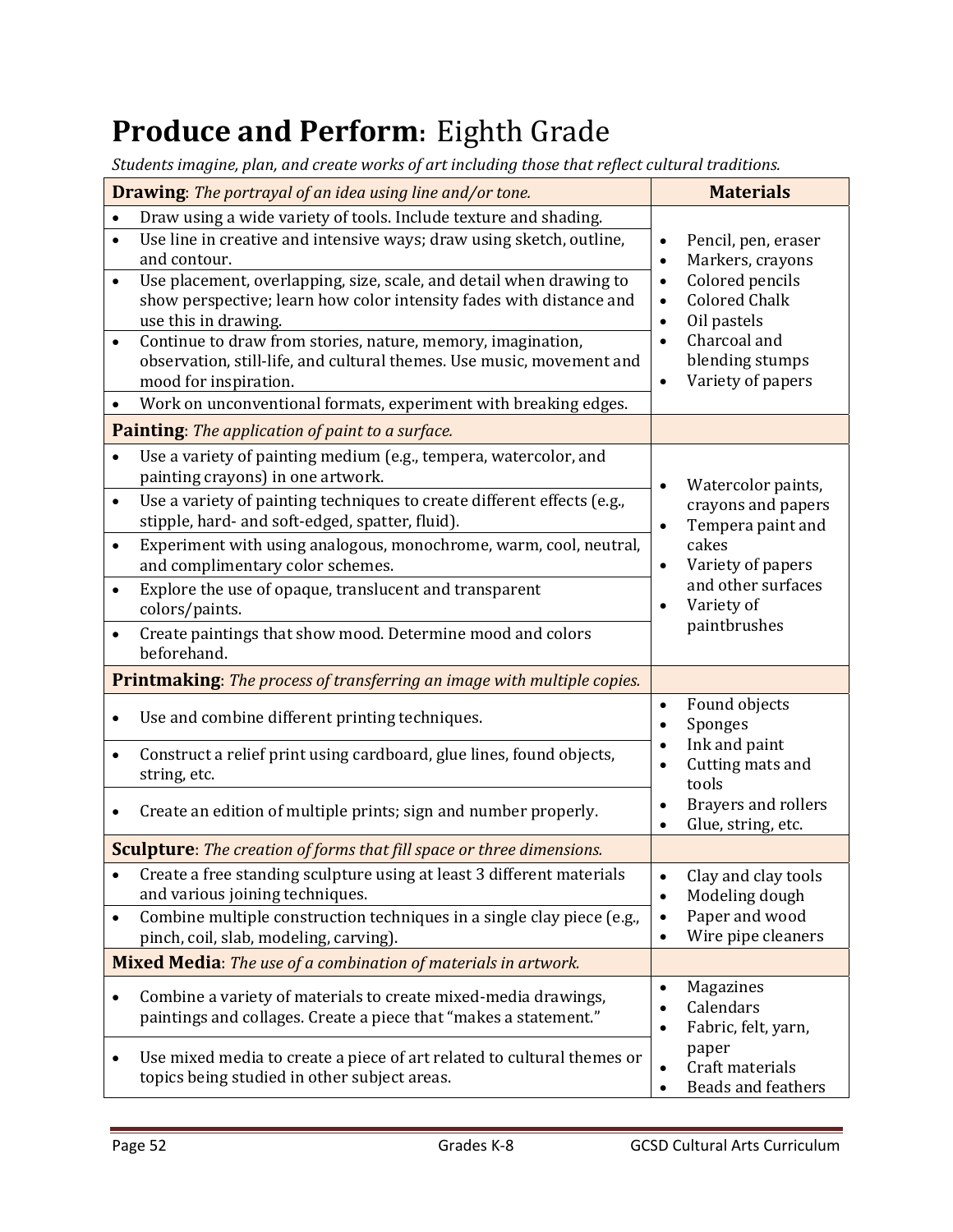# **Produce and Perform**: Eighth Grade

*Students imagine, plan, and create works of art including those that reflect cultural traditions.*

| **Drawing**: *The portrayal of an idea using line and/or tone.* | **Materials** |
|---|---|
| • Draw using a wide variety of tools. Include texture and shading. | • Pencil, pen, eraser<br>• Markers, crayons<br>• Colored pencils<br>• Colored Chalk<br>• Oil pastels<br>• Charcoal and blending stumps<br>• Variety of papers |
| • Use line in creative and intensive ways; draw using sketch, outline, and contour. | |
| • Use placement, overlapping, size, scale, and detail when drawing to show perspective; learn how color intensity fades with distance and use this in drawing. | |
| • Continue to draw from stories, nature, memory, imagination, observation, still-life, and cultural themes. Use music, movement and mood for inspiration. | |
| • Work on unconventional formats, experiment with breaking edges. | |
| **Painting**: *The application of paint to a surface.* | |
| • Use a variety of painting medium (e.g., tempera, watercolor, and painting crayons) in one artwork. | • Watercolor paints, crayons and papers<br>• Tempera paint and cakes<br>• Variety of papers and other surfaces<br>• Variety of paintbrushes |
| • Use a variety of painting techniques to create different effects (e.g., stipple, hard- and soft-edged, spatter, fluid). | |
| • Experiment with using analogous, monochrome, warm, cool, neutral, and complimentary color schemes. | |
| • Explore the use of opaque, translucent and transparent colors/paints. | |
| • Create paintings that show mood. Determine mood and colors beforehand. | |
| **Printmaking**: *The process of transferring an image with multiple copies.* | |
| • Use and combine different printing techniques. | • Found objects<br>• Sponges<br>• Ink and paint<br>• Cutting mats and tools<br>• Brayers and rollers<br>• Glue, string, etc. |
| • Construct a relief print using cardboard, glue lines, found objects, string, etc. | |
| • Create an edition of multiple prints; sign and number properly. | |
| **Sculpture**: *The creation of forms that fill space or three dimensions.* | |
| • Create a free standing sculpture using at least 3 different materials and various joining techniques. | • Clay and clay tools<br>• Modeling dough<br>• Paper and wood<br>• Wire pipe cleaners |
| • Combine multiple construction techniques in a single clay piece (e.g., pinch, coil, slab, modeling, carving). | |
| **Mixed Media**: *The use of a combination of materials in artwork.* | |
| • Combine a variety of materials to create mixed-media drawings, paintings and collages. Create a piece that "makes a statement." | • Magazines<br>• Calendars<br>• Fabric, felt, yarn, paper<br>• Craft materials<br>• Beads and feathers |
| • Use mixed media to create a piece of art related to cultural themes or topics being studied in other subject areas. | |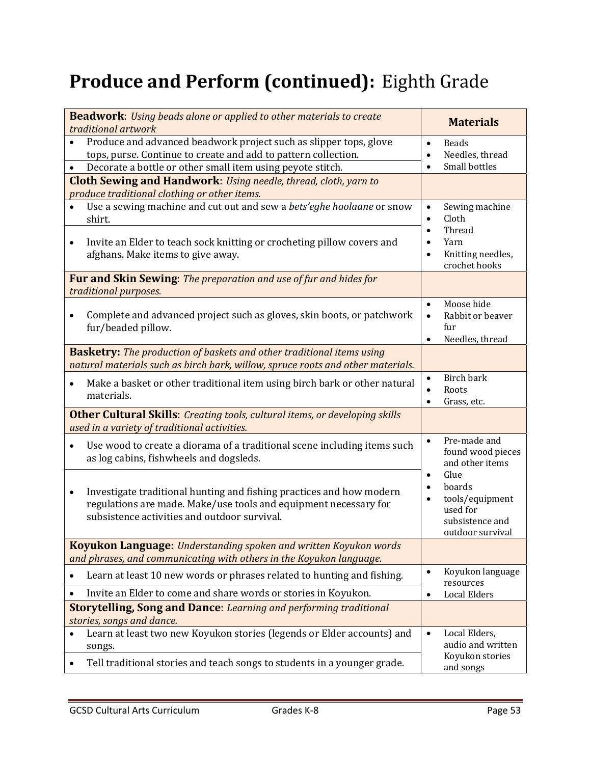# **Produce and Perform (continued):** Eighth Grade

| **Beadwork**: *Using beads alone or applied to other materials to create traditional artwork* | **Materials** |
|---|---|
| • Produce and advanced beadwork project such as slipper tops, glove tops, purse. Continue to create and add to pattern collection. | • Beads<br>• Needles, thread<br>• Small bottles |
| • Decorate a bottle or other small item using peyote stitch. | |
| **Cloth Sewing and Handwork**: *Using needle, thread, cloth, yarn to produce traditional clothing or other items.* | |
| • Use a sewing machine and cut out and sew a *bets'eghe hoolaane* or snow shirt. | • Sewing machine<br>• Cloth<br>• Thread<br>• Yarn<br>• Knitting needles, crochet hooks |
| • Invite an Elder to teach sock knitting or crocheting pillow covers and afghans. Make items to give away. | |
| **Fur and Skin Sewing**: *The preparation and use of fur and hides for traditional purposes.* | |
| • Complete and advanced project such as gloves, skin boots, or patchwork fur/beaded pillow. | • Moose hide<br>• Rabbit or beaver fur<br>• Needles, thread |
| **Basketry:** *The production of baskets and other traditional items using natural materials such as birch bark, willow, spruce roots and other materials.* | |
| • Make a basket or other traditional item using birch bark or other natural materials. | • Birch bark<br>• Roots<br>• Grass, etc. |
| **Other Cultural Skills**: *Creating tools, cultural items, or developing skills used in a variety of traditional activities.* | |
| • Use wood to create a diorama of a traditional scene including items such as log cabins, fishwheels and dogsleds. | • Pre-made and found wood pieces and other items<br>• Glue<br>• boards<br>• tools/equipment used for subsistence and outdoor survival |
| • Investigate traditional hunting and fishing practices and how modern regulations are made. Make/use tools and equipment necessary for subsistence activities and outdoor survival. | |
| **Koyukon Language**: *Understanding spoken and written Koyukon words and phrases, and communicating with others in the Koyukon language.* | |
| • Learn at least 10 new words or phrases related to hunting and fishing. | • Koyukon language resources<br>• Local Elders |
| • Invite an Elder to come and share words or stories in Koyukon. | |
| **Storytelling, Song and Dance**: *Learning and performing traditional stories, songs and dance.* | |
| • Learn at least two new Koyukon stories (legends or Elder accounts) and songs. | • Local Elders, audio and written Koyukon stories and songs |
| • Tell traditional stories and teach songs to students in a younger grade. | |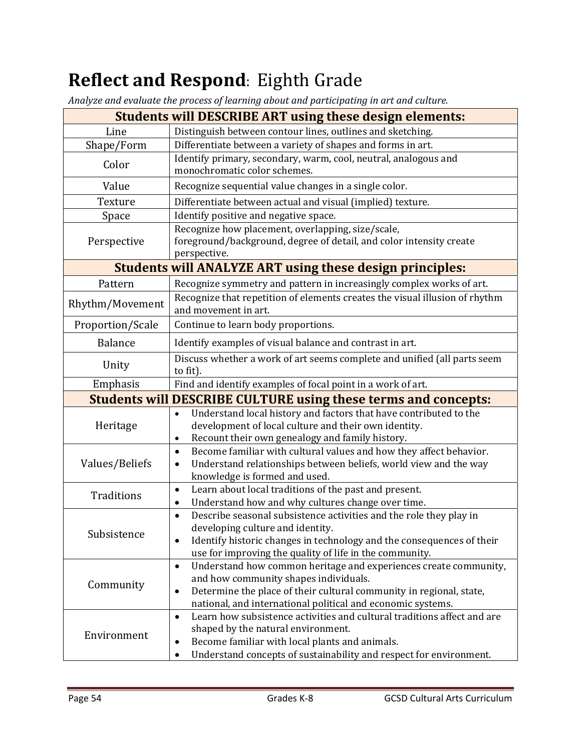# **Reflect and Respond**: Eighth Grade

*Analyze and evaluate the process of learning about and participating in art and culture.*

| **Students will DESCRIBE ART using these design elements:** | |
|---|---|
| Line | Distinguish between contour lines, outlines and sketching. |
| Shape/Form | Differentiate between a variety of shapes and forms in art. |
| Color | Identify primary, secondary, warm, cool, neutral, analogous and monochromatic color schemes. |
| Value | Recognize sequential value changes in a single color. |
| Texture | Differentiate between actual and visual (implied) texture. |
| Space | Identify positive and negative space. |
| Perspective | Recognize how placement, overlapping, size/scale, foreground/background, degree of detail, and color intensity create perspective. |
| **Students will ANALYZE ART using these design principles:** | |
| Pattern | Recognize symmetry and pattern in increasingly complex works of art. |
| Rhythm/Movement | Recognize that repetition of elements creates the visual illusion of rhythm and movement in art. |
| Proportion/Scale | Continue to learn body proportions. |
| Balance | Identify examples of visual balance and contrast in art. |
| Unity | Discuss whether a work of art seems complete and unified (all parts seem to fit). |
| Emphasis | Find and identify examples of focal point in a work of art. |
| **Students will DESCRIBE CULTURE using these terms and concepts:** | |
| Heritage | • Understand local history and factors that have contributed to the development of local culture and their own identity.<br>• Recount their own genealogy and family history. |
| Values/Beliefs | • Become familiar with cultural values and how they affect behavior.<br>• Understand relationships between beliefs, world view and the way knowledge is formed and used. |
| Traditions | • Learn about local traditions of the past and present.<br>• Understand how and why cultures change over time. |
| Subsistence | • Describe seasonal subsistence activities and the role they play in developing culture and identity.<br>• Identify historic changes in technology and the consequences of their use for improving the quality of life in the community. |
| Community | • Understand how common heritage and experiences create community, and how community shapes individuals.<br>• Determine the place of their cultural community in regional, state, national, and international political and economic systems. |
| Environment | • Learn how subsistence activities and cultural traditions affect and are shaped by the natural environment.<br>• Become familiar with local plants and animals.<br>• Understand concepts of sustainability and respect for environment. |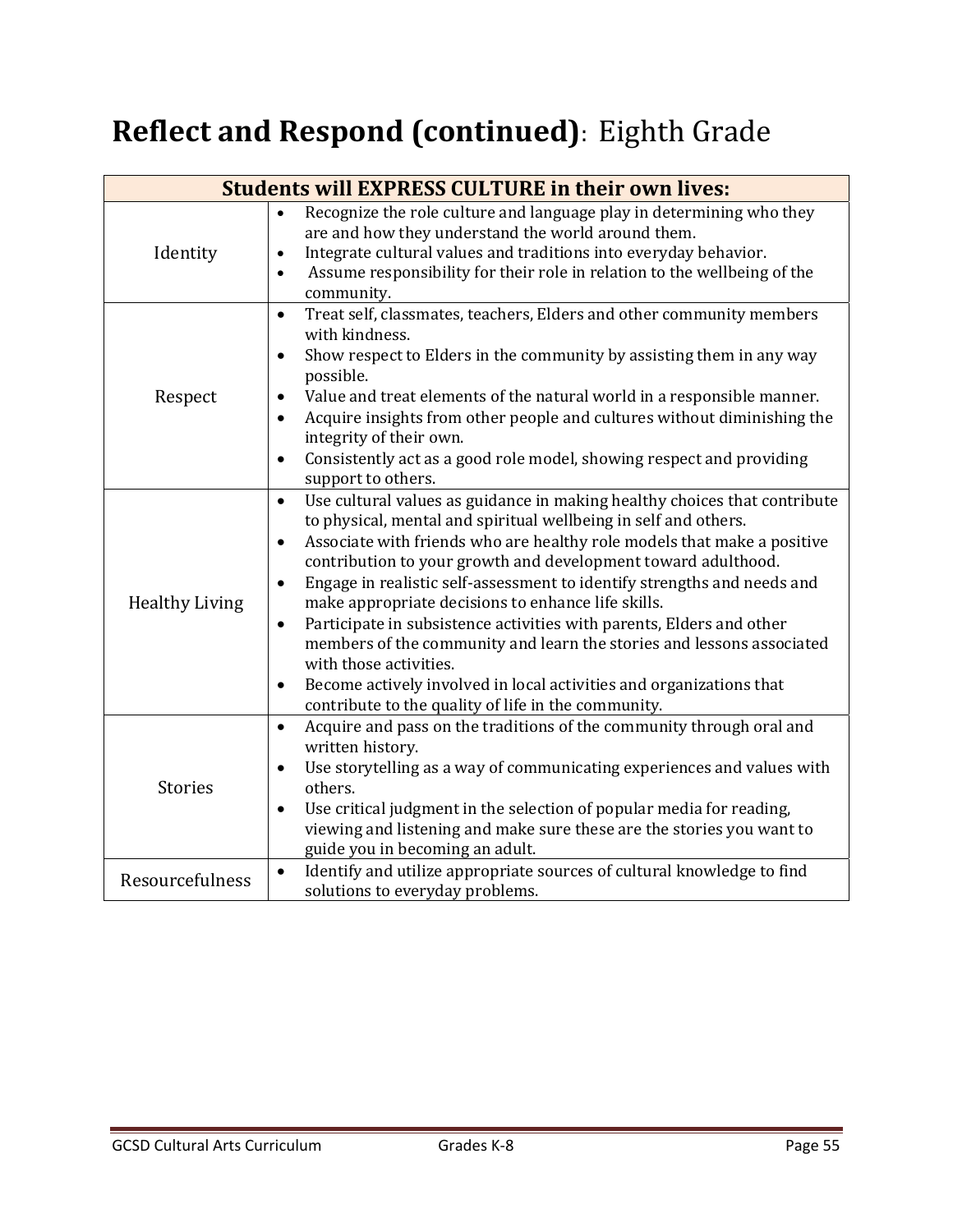# **Reflect and Respond (continued)**: Eighth Grade

| Students will EXPRESS CULTURE in their own lives: | |
|---|---|
| Identity | • Recognize the role culture and language play in determining who they are and how they understand the world around them.<br>• Integrate cultural values and traditions into everyday behavior.<br>• Assume responsibility for their role in relation to the wellbeing of the community. |
| Respect | • Treat self, classmates, teachers, Elders and other community members with kindness.<br>• Show respect to Elders in the community by assisting them in any way possible.<br>• Value and treat elements of the natural world in a responsible manner.<br>• Acquire insights from other people and cultures without diminishing the integrity of their own.<br>• Consistently act as a good role model, showing respect and providing support to others. |
| Healthy Living | • Use cultural values as guidance in making healthy choices that contribute to physical, mental and spiritual wellbeing in self and others.<br>• Associate with friends who are healthy role models that make a positive contribution to your growth and development toward adulthood.<br>• Engage in realistic self-assessment to identify strengths and needs and make appropriate decisions to enhance life skills.<br>• Participate in subsistence activities with parents, Elders and other members of the community and learn the stories and lessons associated with those activities.<br>• Become actively involved in local activities and organizations that contribute to the quality of life in the community. |
| Stories | • Acquire and pass on the traditions of the community through oral and written history.<br>• Use storytelling as a way of communicating experiences and values with others.<br>• Use critical judgment in the selection of popular media for reading, viewing and listening and make sure these are the stories you want to guide you in becoming an adult. |
| Resourcefulness | • Identify and utilize appropriate sources of cultural knowledge to find solutions to everyday problems. |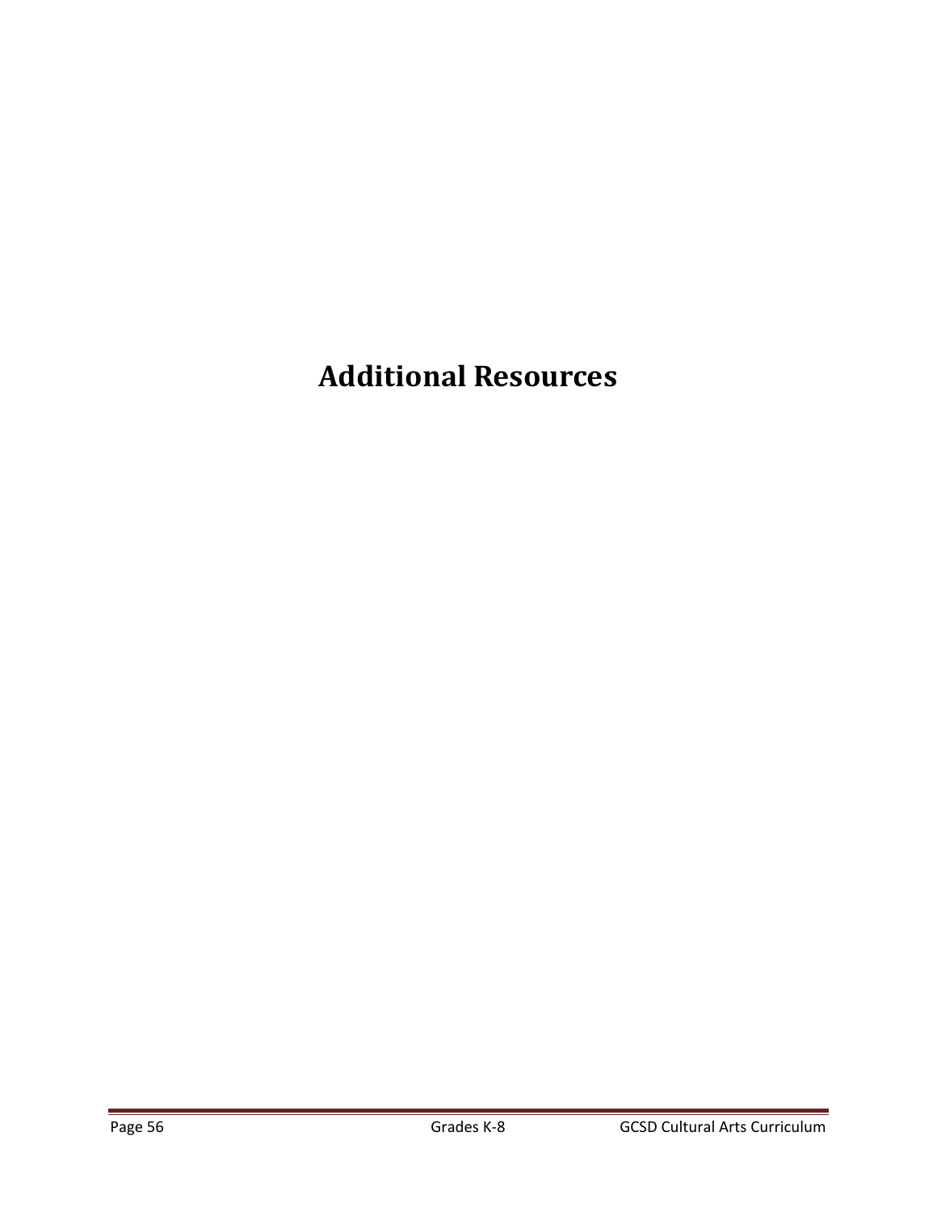# Additional Resources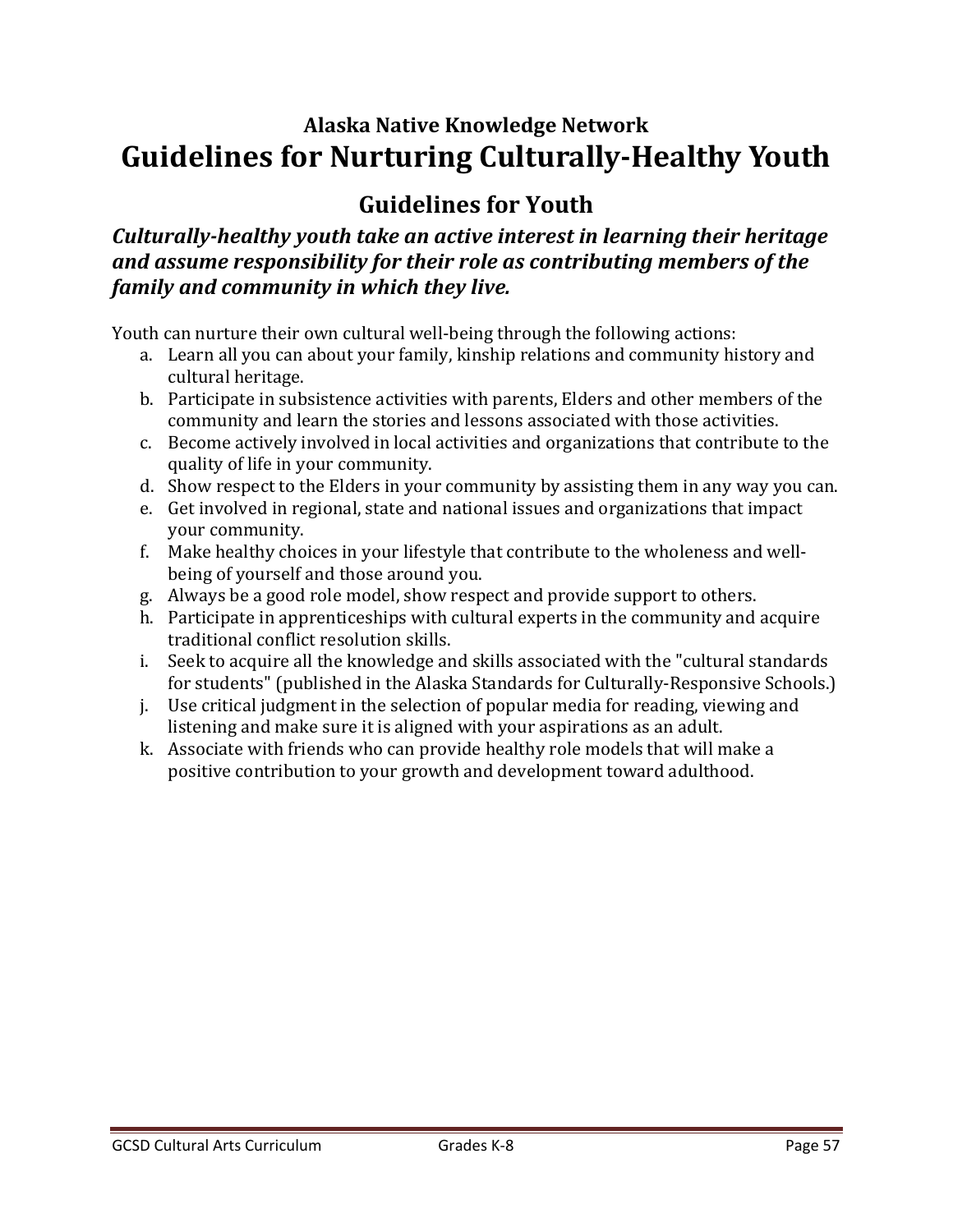### Alaska Native Knowledge Network

# Guidelines for Nurturing Culturally-Healthy Youth

## Guidelines for Youth

***Culturally-healthy youth take an active interest in learning their heritage and assume responsibility for their role as contributing members of the family and community in which they live.***

Youth can nurture their own cultural well-being through the following actions:

a. Learn all you can about your family, kinship relations and community history and cultural heritage.
b. Participate in subsistence activities with parents, Elders and other members of the community and learn the stories and lessons associated with those activities.
c. Become actively involved in local activities and organizations that contribute to the quality of life in your community.
d. Show respect to the Elders in your community by assisting them in any way you can.
e. Get involved in regional, state and national issues and organizations that impact your community.
f. Make healthy choices in your lifestyle that contribute to the wholeness and well-being of yourself and those around you.
g. Always be a good role model, show respect and provide support to others.
h. Participate in apprenticeships with cultural experts in the community and acquire traditional conflict resolution skills.
i. Seek to acquire all the knowledge and skills associated with the "cultural standards for students" (published in the Alaska Standards for Culturally-Responsive Schools.)
j. Use critical judgment in the selection of popular media for reading, viewing and listening and make sure it is aligned with your aspirations as an adult.
k. Associate with friends who can provide healthy role models that will make a positive contribution to your growth and development toward adulthood.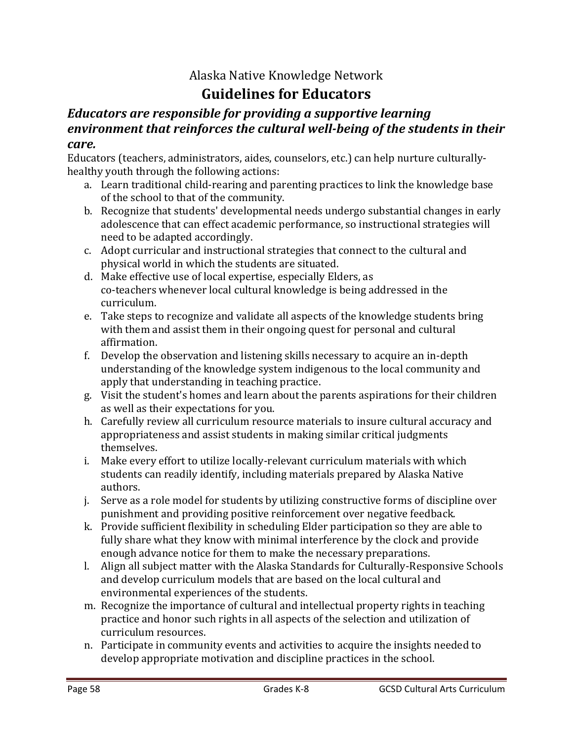Alaska Native Knowledge Network

## Guidelines for Educators

### *Educators are responsible for providing a supportive learning environment that reinforces the cultural well-being of the students in their care.*

Educators (teachers, administrators, aides, counselors, etc.) can help nurture culturally-healthy youth through the following actions:

a. Learn traditional child-rearing and parenting practices to link the knowledge base of the school to that of the community.
b. Recognize that students' developmental needs undergo substantial changes in early adolescence that can effect academic performance, so instructional strategies will need to be adapted accordingly.
c. Adopt curricular and instructional strategies that connect to the cultural and physical world in which the students are situated.
d. Make effective use of local expertise, especially Elders, as co-teachers whenever local cultural knowledge is being addressed in the curriculum.
e. Take steps to recognize and validate all aspects of the knowledge students bring with them and assist them in their ongoing quest for personal and cultural affirmation.
f. Develop the observation and listening skills necessary to acquire an in-depth understanding of the knowledge system indigenous to the local community and apply that understanding in teaching practice.
g. Visit the student's homes and learn about the parents aspirations for their children as well as their expectations for you.
h. Carefully review all curriculum resource materials to insure cultural accuracy and appropriateness and assist students in making similar critical judgments themselves.
i. Make every effort to utilize locally-relevant curriculum materials with which students can readily identify, including materials prepared by Alaska Native authors.
j. Serve as a role model for students by utilizing constructive forms of discipline over punishment and providing positive reinforcement over negative feedback.
k. Provide sufficient flexibility in scheduling Elder participation so they are able to fully share what they know with minimal interference by the clock and provide enough advance notice for them to make the necessary preparations.
l. Align all subject matter with the Alaska Standards for Culturally-Responsive Schools and develop curriculum models that are based on the local cultural and environmental experiences of the students.
m. Recognize the importance of cultural and intellectual property rights in teaching practice and honor such rights in all aspects of the selection and utilization of curriculum resources.
n. Participate in community events and activities to acquire the insights needed to develop appropriate motivation and discipline practices in the school.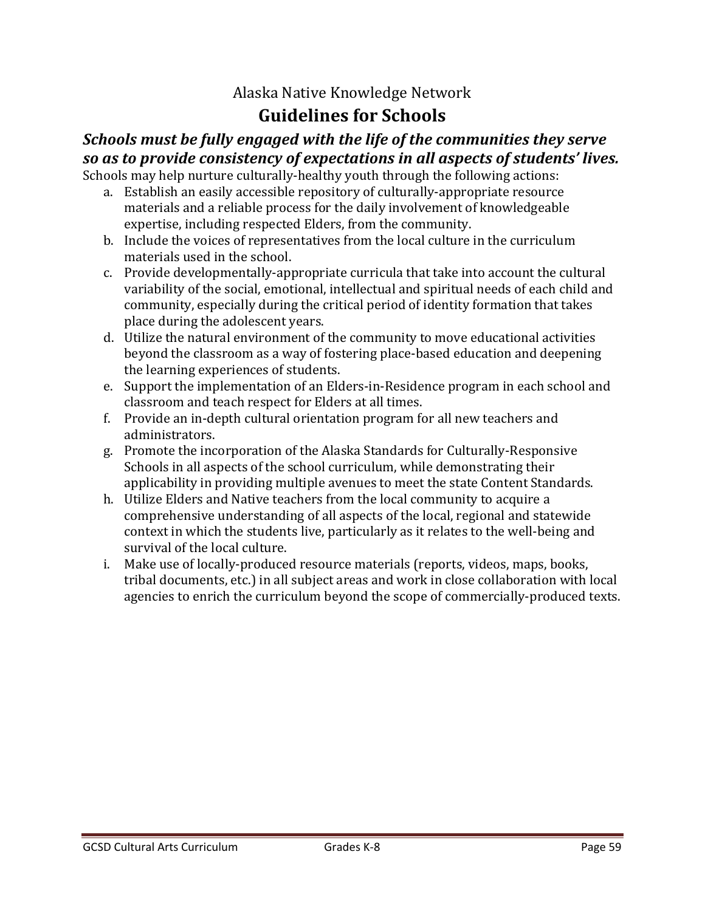Alaska Native Knowledge Network

## Guidelines for Schools

***Schools must be fully engaged with the life of the communities they serve so as to provide consistency of expectations in all aspects of students' lives.***

Schools may help nurture culturally-healthy youth through the following actions:

a. Establish an easily accessible repository of culturally-appropriate resource materials and a reliable process for the daily involvement of knowledgeable expertise, including respected Elders, from the community.
b. Include the voices of representatives from the local culture in the curriculum materials used in the school.
c. Provide developmentally-appropriate curricula that take into account the cultural variability of the social, emotional, intellectual and spiritual needs of each child and community, especially during the critical period of identity formation that takes place during the adolescent years.
d. Utilize the natural environment of the community to move educational activities beyond the classroom as a way of fostering place-based education and deepening the learning experiences of students.
e. Support the implementation of an Elders-in-Residence program in each school and classroom and teach respect for Elders at all times.
f. Provide an in-depth cultural orientation program for all new teachers and administrators.
g. Promote the incorporation of the Alaska Standards for Culturally-Responsive Schools in all aspects of the school curriculum, while demonstrating their applicability in providing multiple avenues to meet the state Content Standards.
h. Utilize Elders and Native teachers from the local community to acquire a comprehensive understanding of all aspects of the local, regional and statewide context in which the students live, particularly as it relates to the well-being and survival of the local culture.
i. Make use of locally-produced resource materials (reports, videos, maps, books, tribal documents, etc.) in all subject areas and work in close collaboration with local agencies to enrich the curriculum beyond the scope of commercially-produced texts.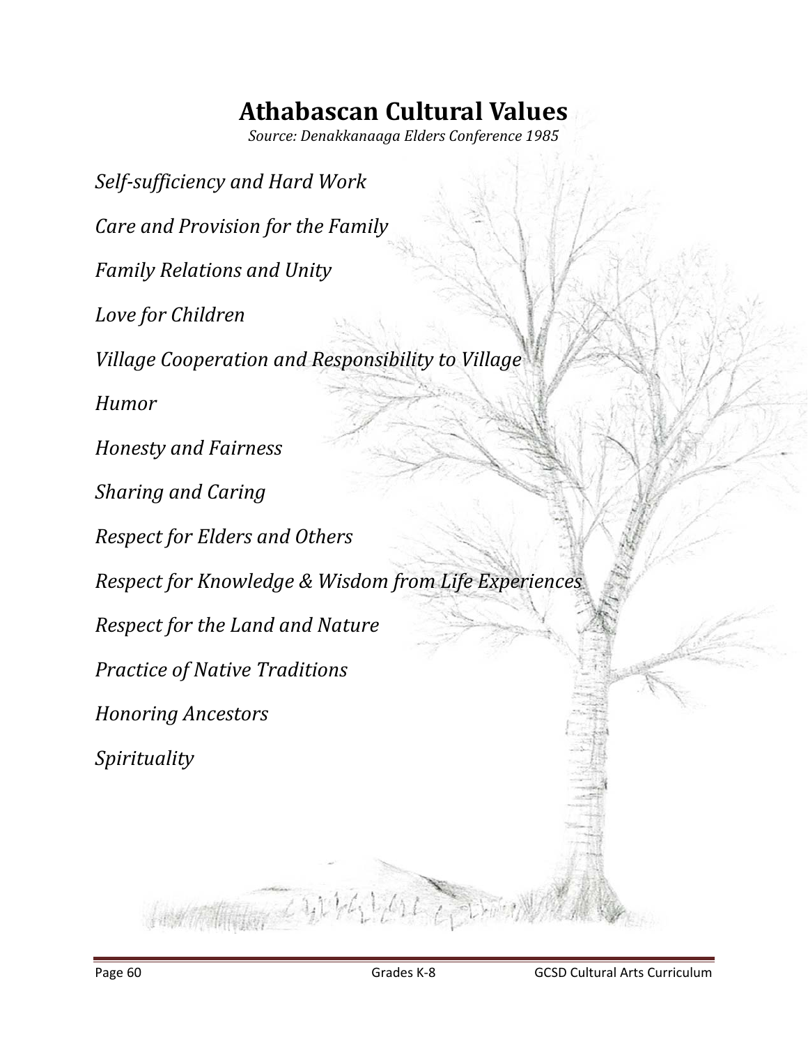# Athabascan Cultural Values

*Source: Denakkanaaga Elders Conference 1985*

*Self-sufficiency and Hard Work*

*Care and Provision for the Family*

*Family Relations and Unity*

*Love for Children*

*Village Cooperation and Responsibility to Village*

*Humor*

*Honesty and Fairness*

*Sharing and Caring*

*Respect for Elders and Others*

*Respect for Knowledge & Wisdom from Life Experiences*

*Respect for the Land and Nature*

*Practice of Native Traditions*

*Honoring Ancestors*

*Spirituality*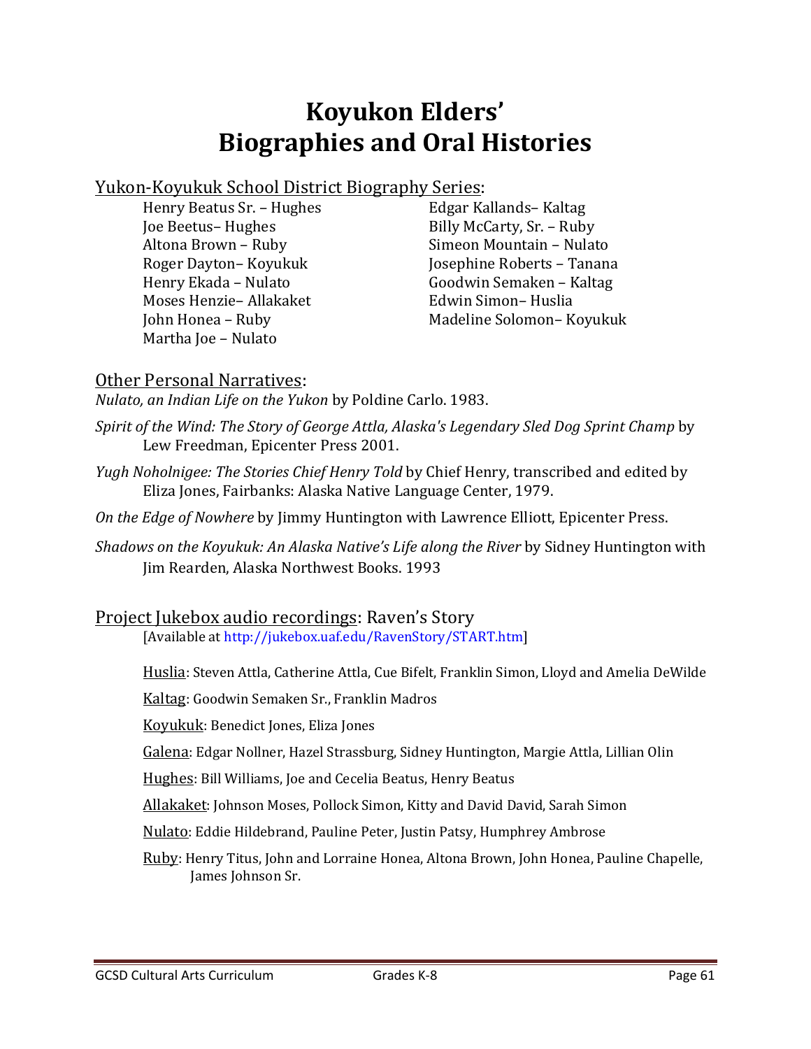# Koyukon Elders' Biographies and Oral Histories

Yukon-Koyukuk School District Biography Series:

- Henry Beatus Sr. – Hughes
- Joe Beetus– Hughes
- Altona Brown – Ruby
- Roger Dayton– Koyukuk
- Henry Ekada – Nulato
- Moses Henzie– Allakaket
- John Honea – Ruby
- Martha Joe – Nulato
- Edgar Kallands– Kaltag
- Billy McCarty, Sr. – Ruby
- Simeon Mountain – Nulato
- Josephine Roberts – Tanana
- Goodwin Semaken – Kaltag
- Edwin Simon– Huslia
- Madeline Solomon– Koyukuk

Other Personal Narratives:

*Nulato, an Indian Life on the Yukon* by Poldine Carlo. 1983.

*Spirit of the Wind: The Story of George Attla, Alaska's Legendary Sled Dog Sprint Champ* by Lew Freedman, Epicenter Press 2001.

*Yugh Noholnigee: The Stories Chief Henry Told* by Chief Henry, transcribed and edited by Eliza Jones, Fairbanks: Alaska Native Language Center, 1979.

*On the Edge of Nowhere* by Jimmy Huntington with Lawrence Elliott, Epicenter Press.

*Shadows on the Koyukuk: An Alaska Native's Life along the River* by Sidney Huntington with Jim Rearden, Alaska Northwest Books. 1993

Project Jukebox audio recordings: Raven's Story
[Available at http://jukebox.uaf.edu/RavenStory/START.htm]

Huslia: Steven Attla, Catherine Attla, Cue Bifelt, Franklin Simon, Lloyd and Amelia DeWilde

Kaltag: Goodwin Semaken Sr., Franklin Madros

Koyukuk: Benedict Jones, Eliza Jones

Galena: Edgar Nollner, Hazel Strassburg, Sidney Huntington, Margie Attla, Lillian Olin

Hughes: Bill Williams, Joe and Cecelia Beatus, Henry Beatus

Allakaket: Johnson Moses, Pollock Simon, Kitty and David David, Sarah Simon

Nulato: Eddie Hildebrand, Pauline Peter, Justin Patsy, Humphrey Ambrose

Ruby: Henry Titus, John and Lorraine Honea, Altona Brown, John Honea, Pauline Chapelle, James Johnson Sr.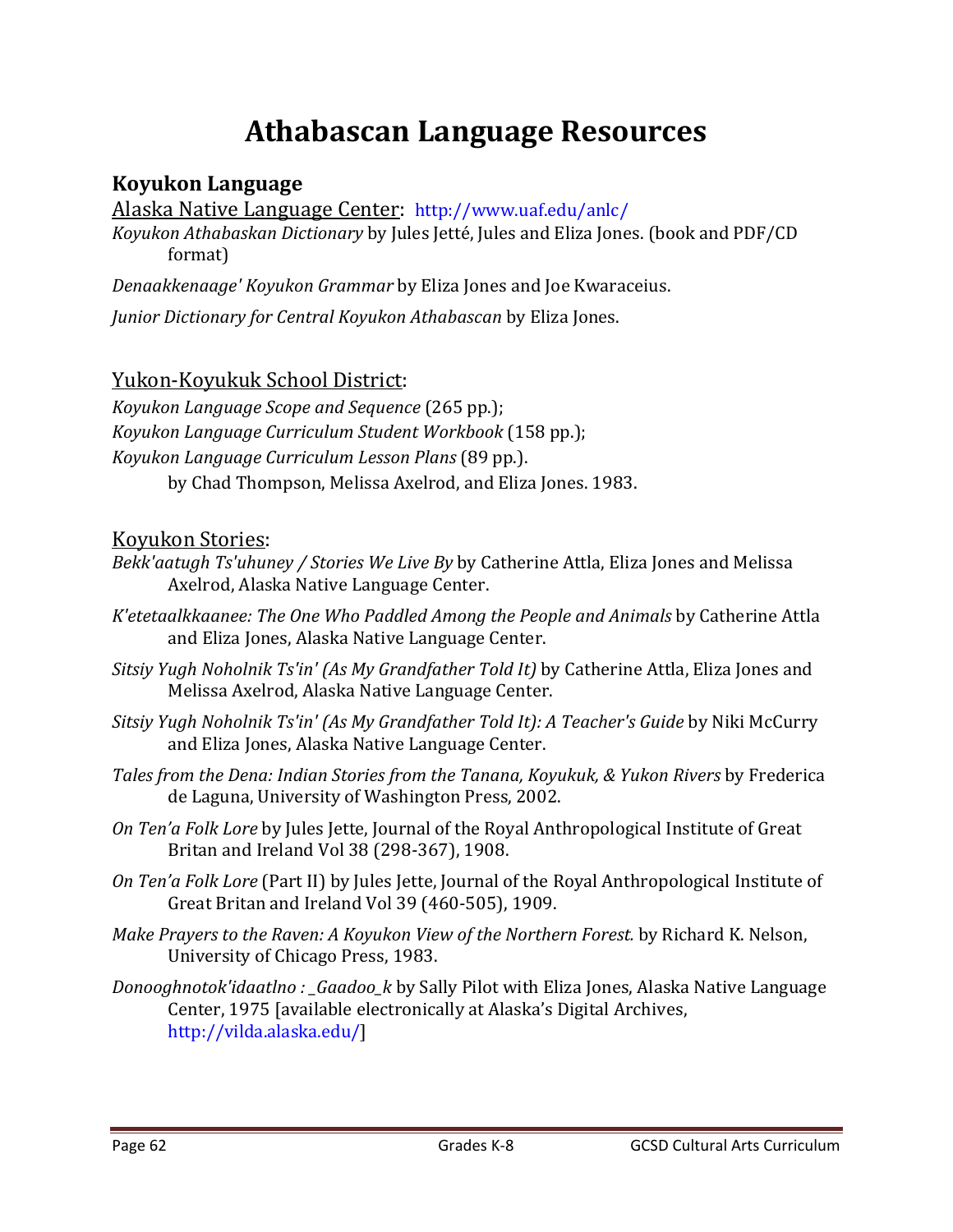# Athabascan Language Resources

## Koyukon Language

Alaska Native Language Center: http://www.uaf.edu/anlc/

*Koyukon Athabaskan Dictionary* by Jules Jetté, Jules and Eliza Jones. (book and PDF/CD format)

*Denaakkenaage' Koyukon Grammar* by Eliza Jones and Joe Kwaraceius.

*Junior Dictionary for Central Koyukon Athabascan* by Eliza Jones.

Yukon-Koyukuk School District:

*Koyukon Language Scope and Sequence* (265 pp.);
*Koyukon Language Curriculum Student Workbook* (158 pp.);
*Koyukon Language Curriculum Lesson Plans* (89 pp.).
by Chad Thompson, Melissa Axelrod, and Eliza Jones. 1983.

Koyukon Stories:

*Bekk'aatugh Ts'uhuney / Stories We Live By* by Catherine Attla, Eliza Jones and Melissa Axelrod, Alaska Native Language Center.

*K'etetaalkkaanee: The One Who Paddled Among the People and Animals* by Catherine Attla and Eliza Jones, Alaska Native Language Center.

*Sitsiy Yugh Noholnik Ts'in' (As My Grandfather Told It)* by Catherine Attla, Eliza Jones and Melissa Axelrod, Alaska Native Language Center.

*Sitsiy Yugh Noholnik Ts'in' (As My Grandfather Told It): A Teacher's Guide* by Niki McCurry and Eliza Jones, Alaska Native Language Center.

*Tales from the Dena: Indian Stories from the Tanana, Koyukuk, & Yukon Rivers* by Frederica de Laguna, University of Washington Press, 2002.

*On Ten'a Folk Lore* by Jules Jette, Journal of the Royal Anthropological Institute of Great Britan and Ireland Vol 38 (298-367), 1908.

*On Ten'a Folk Lore* (Part II) by Jules Jette, Journal of the Royal Anthropological Institute of Great Britan and Ireland Vol 39 (460-505), 1909.

*Make Prayers to the Raven: A Koyukon View of the Northern Forest.* by Richard K. Nelson, University of Chicago Press, 1983.

*Donooghnotok'idaatlno : _Gaadoo_k* by Sally Pilot with Eliza Jones, Alaska Native Language Center, 1975 [available electronically at Alaska's Digital Archives, http://vilda.alaska.edu/]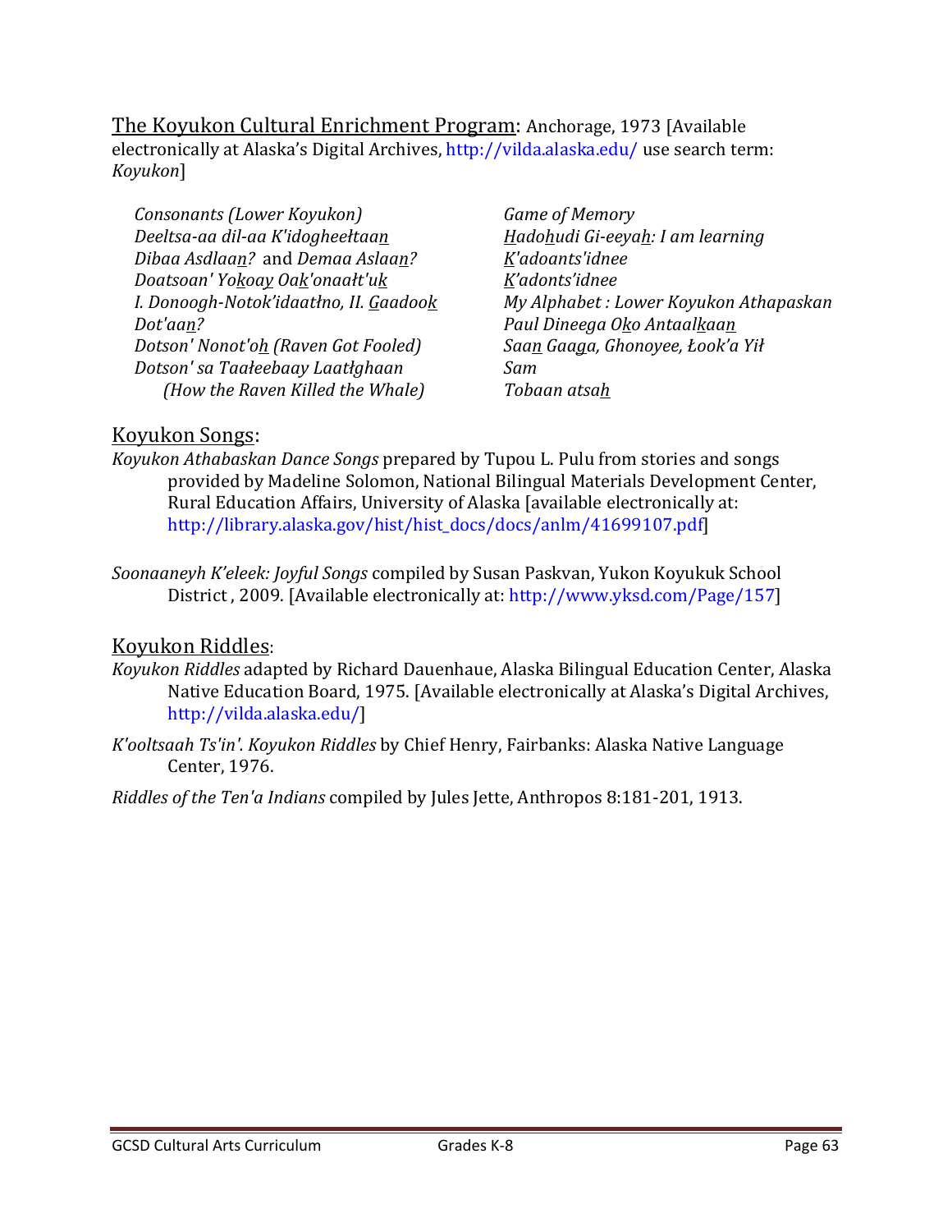The Koyukon Cultural Enrichment Program: Anchorage, 1973 [Available electronically at Alaska's Digital Archives, http://vilda.alaska.edu/ use search term: *Koyukon*]

*Consonants (Lower Koyukon)*
*Deeltsa-aa dil-aa K'idogheełtaan*
*Dibaa Asdlaan?* and *Demaa Aslaan?*
*Doatsoan' Yokoay Oak'onaałt'uk*
*I. Donoogh-Notok'idaatłno, II. Gaadook Dot'aan?*
*Dotson' Nonot'oh (Raven Got Fooled)*
*Dotson' sa Taałeebaay Laatłghaan (How the Raven Killed the Whale)*
*Game of Memory*
*Hadohudi Gi-eeyah: I am learning*
*K'adoants'idnee*
*K'adonts'idnee*
*My Alphabet : Lower Koyukon Athapaskan*
*Paul Dineega Oko Antaalkaan*
*Saan Gaaga, Ghonoyee, Łook'a Yił*
*Sam*
*Tobaan atsah*

## Koyukon Songs:

*Koyukon Athabaskan Dance Songs* prepared by Tupou L. Pulu from stories and songs provided by Madeline Solomon, National Bilingual Materials Development Center, Rural Education Affairs, University of Alaska [available electronically at: http://library.alaska.gov/hist/hist_docs/docs/anlm/41699107.pdf]

*Soonaaneyh K'eleek: Joyful Songs* compiled by Susan Paskvan, Yukon Koyukuk School District , 2009. [Available electronically at: http://www.yksd.com/Page/157]

## Koyukon Riddles:

*Koyukon Riddles* adapted by Richard Dauenhaue, Alaska Bilingual Education Center, Alaska Native Education Board, 1975. [Available electronically at Alaska's Digital Archives, http://vilda.alaska.edu/]

*K'ooltsaah Ts'in'. Koyukon Riddles* by Chief Henry, Fairbanks: Alaska Native Language Center, 1976.

*Riddles of the Ten'a Indians* compiled by Jules Jette, Anthropos 8:181-201, 1913.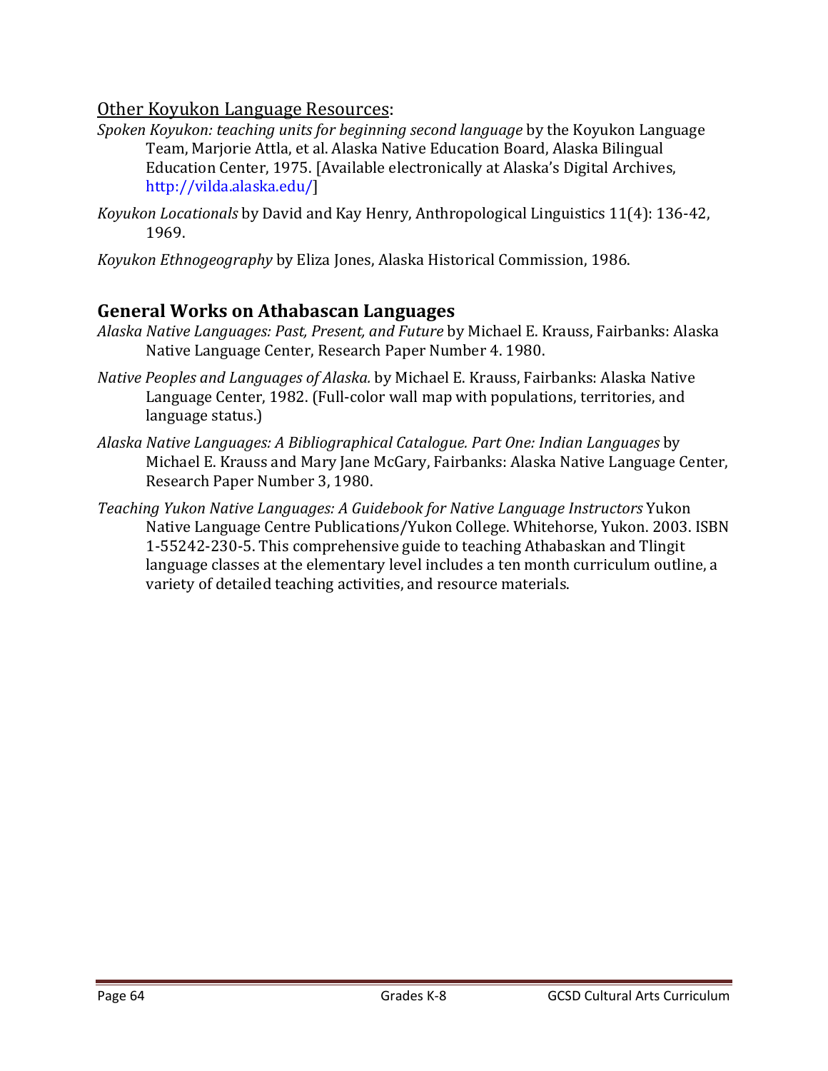<u>Other Koyukon Language Resources</u>:

*Spoken Koyukon: teaching units for beginning second language* by the Koyukon Language Team, Marjorie Attla, et al. Alaska Native Education Board, Alaska Bilingual Education Center, 1975. [Available electronically at Alaska's Digital Archives, http://vilda.alaska.edu/]

*Koyukon Locationals* by David and Kay Henry, Anthropological Linguistics 11(4): 136-42, 1969.

*Koyukon Ethnogeography* by Eliza Jones, Alaska Historical Commission, 1986.

## General Works on Athabascan Languages

*Alaska Native Languages: Past, Present, and Future* by Michael E. Krauss, Fairbanks: Alaska Native Language Center, Research Paper Number 4. 1980.

*Native Peoples and Languages of Alaska.* by Michael E. Krauss, Fairbanks: Alaska Native Language Center, 1982. (Full-color wall map with populations, territories, and language status.)

*Alaska Native Languages: A Bibliographical Catalogue. Part One: Indian Languages* by Michael E. Krauss and Mary Jane McGary, Fairbanks: Alaska Native Language Center, Research Paper Number 3, 1980.

*Teaching Yukon Native Languages: A Guidebook for Native Language Instructors* Yukon Native Language Centre Publications/Yukon College. Whitehorse, Yukon. 2003. ISBN 1-55242-230-5. This comprehensive guide to teaching Athabaskan and Tlingit language classes at the elementary level includes a ten month curriculum outline, a variety of detailed teaching activities, and resource materials.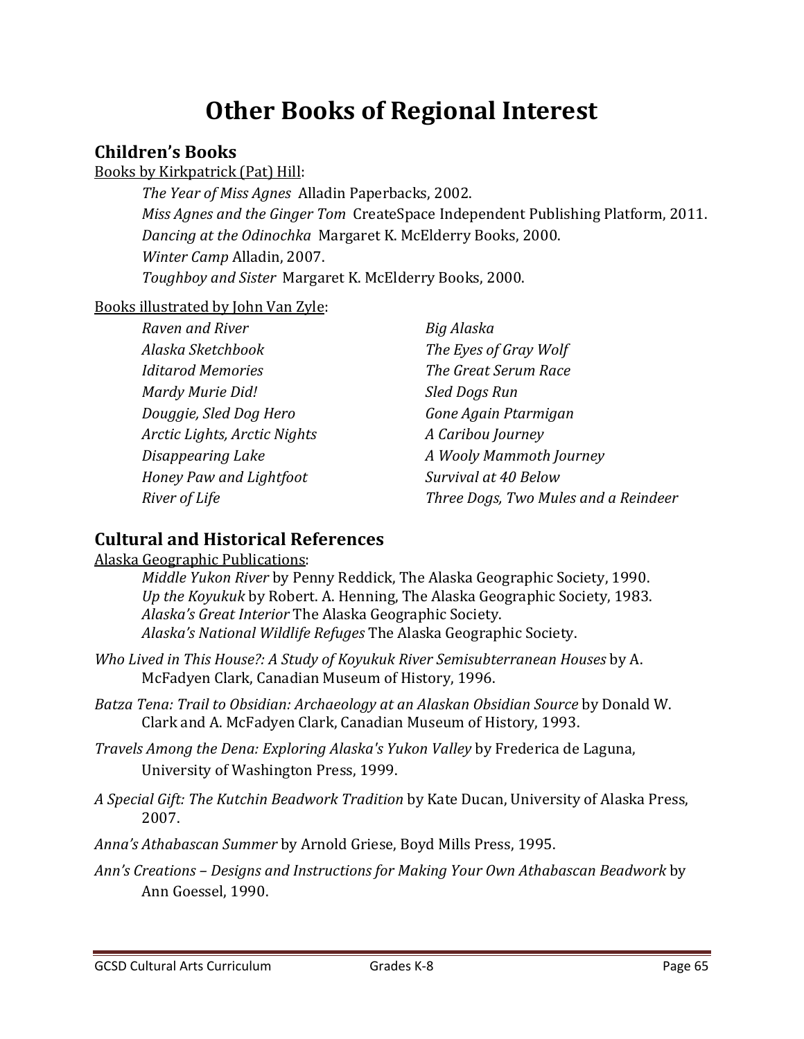# Other Books of Regional Interest

## Children's Books

Books by Kirkpatrick (Pat) Hill:

*The Year of Miss Agnes* Alladin Paperbacks, 2002.
*Miss Agnes and the Ginger Tom* CreateSpace Independent Publishing Platform, 2011.
*Dancing at the Odinochka* Margaret K. McElderry Books, 2000.
*Winter Camp* Alladin, 2007.
*Toughboy and Sister* Margaret K. McElderry Books, 2000.

Books illustrated by John Van Zyle:

*Raven and River*
*Alaska Sketchbook*
*Iditarod Memories*
*Mardy Murie Did!*
*Douggie, Sled Dog Hero*
*Arctic Lights, Arctic Nights*
*Disappearing Lake*
*Honey Paw and Lightfoot*
*River of Life*
*Big Alaska*
*The Eyes of Gray Wolf*
*The Great Serum Race*
*Sled Dogs Run*
*Gone Again Ptarmigan*
*A Caribou Journey*
*A Wooly Mammoth Journey*
*Survival at 40 Below*
*Three Dogs, Two Mules and a Reindeer*

## Cultural and Historical References

Alaska Geographic Publications:

*Middle Yukon River* by Penny Reddick, The Alaska Geographic Society, 1990.
*Up the Koyukuk* by Robert. A. Henning, The Alaska Geographic Society, 1983.
*Alaska's Great Interior* The Alaska Geographic Society.
*Alaska's National Wildlife Refuges* The Alaska Geographic Society.

*Who Lived in This House?: A Study of Koyukuk River Semisubterranean Houses* by A. McFadyen Clark, Canadian Museum of History, 1996.

*Batza Tena: Trail to Obsidian: Archaeology at an Alaskan Obsidian Source* by Donald W. Clark and A. McFadyen Clark, Canadian Museum of History, 1993.

*Travels Among the Dena: Exploring Alaska's Yukon Valley* by Frederica de Laguna, University of Washington Press, 1999.

*A Special Gift: The Kutchin Beadwork Tradition* by Kate Ducan, University of Alaska Press, 2007.

*Anna's Athabascan Summer* by Arnold Griese, Boyd Mills Press, 1995.

*Ann's Creations – Designs and Instructions for Making Your Own Athabascan Beadwork* by Ann Goessel, 1990.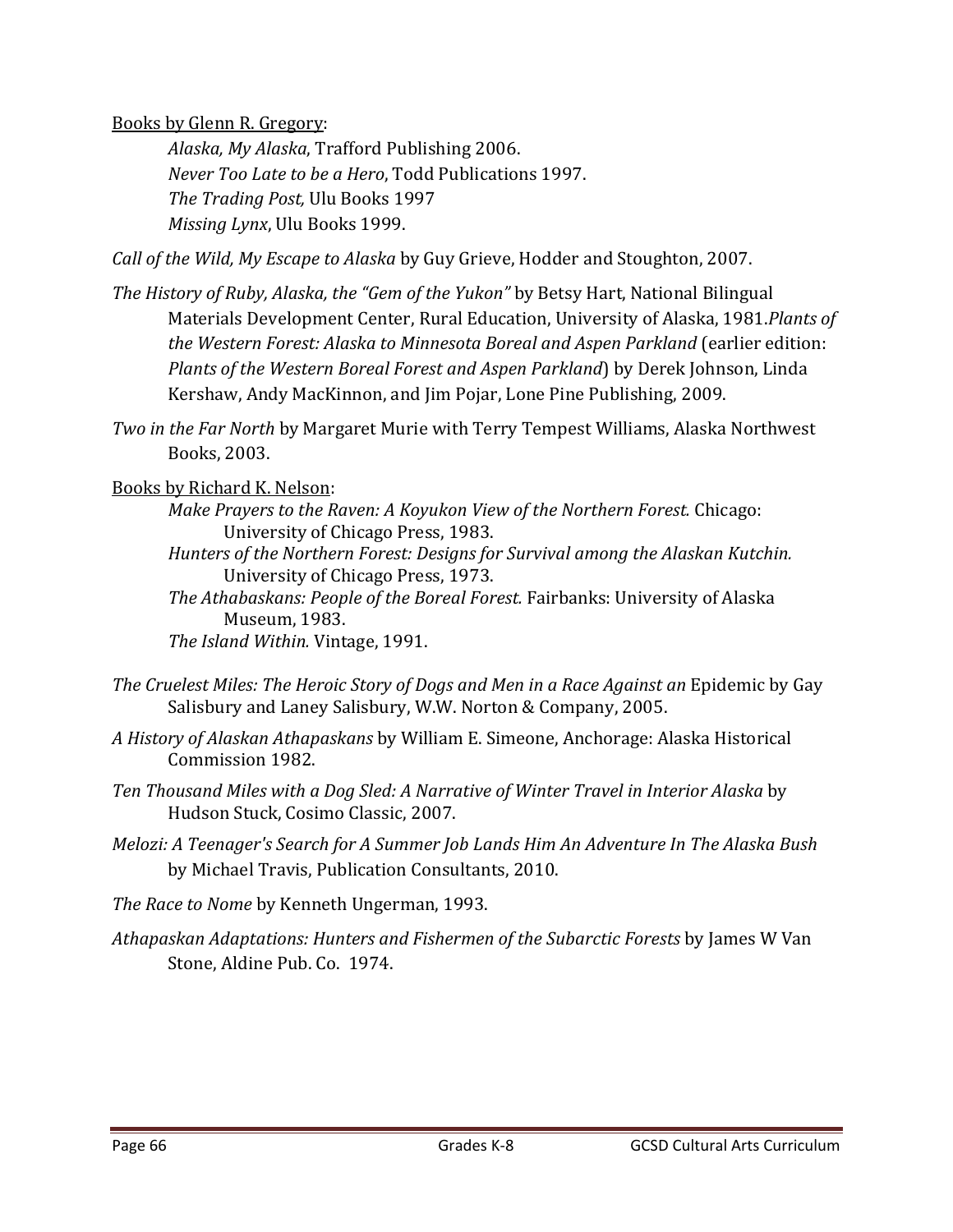<u>Books by Glenn R. Gregory</u>:

*Alaska, My Alaska*, Trafford Publishing 2006.
*Never Too Late to be a Hero*, Todd Publications 1997.
*The Trading Post,* Ulu Books 1997
*Missing Lynx*, Ulu Books 1999.

*Call of the Wild, My Escape to Alaska* by Guy Grieve, Hodder and Stoughton, 2007.

*The History of Ruby, Alaska, the "Gem of the Yukon"* by Betsy Hart, National Bilingual Materials Development Center, Rural Education, University of Alaska, 1981.*Plants of the Western Forest: Alaska to Minnesota Boreal and Aspen Parkland* (earlier edition: *Plants of the Western Boreal Forest and Aspen Parkland*) by Derek Johnson, Linda Kershaw, Andy MacKinnon, and Jim Pojar, Lone Pine Publishing, 2009.

*Two in the Far North* by Margaret Murie with Terry Tempest Williams, Alaska Northwest Books, 2003.

<u>Books by Richard K. Nelson</u>:

*Make Prayers to the Raven: A Koyukon View of the Northern Forest.* Chicago: University of Chicago Press, 1983.
*Hunters of the Northern Forest: Designs for Survival among the Alaskan Kutchin.* University of Chicago Press, 1973.
*The Athabaskans: People of the Boreal Forest.* Fairbanks: University of Alaska Museum, 1983.
*The Island Within.* Vintage, 1991.

*The Cruelest Miles: The Heroic Story of Dogs and Men in a Race Against an* Epidemic by Gay Salisbury and Laney Salisbury, W.W. Norton & Company, 2005.

*A History of Alaskan Athapaskans* by William E. Simeone, Anchorage: Alaska Historical Commission 1982.

*Ten Thousand Miles with a Dog Sled: A Narrative of Winter Travel in Interior Alaska* by Hudson Stuck, Cosimo Classic, 2007.

*Melozi: A Teenager's Search for A Summer Job Lands Him An Adventure In The Alaska Bush* by Michael Travis, Publication Consultants, 2010.

*The Race to Nome* by Kenneth Ungerman, 1993.

*Athapaskan Adaptations: Hunters and Fishermen of the Subarctic Forests* by James W Van Stone, Aldine Pub. Co. 1974.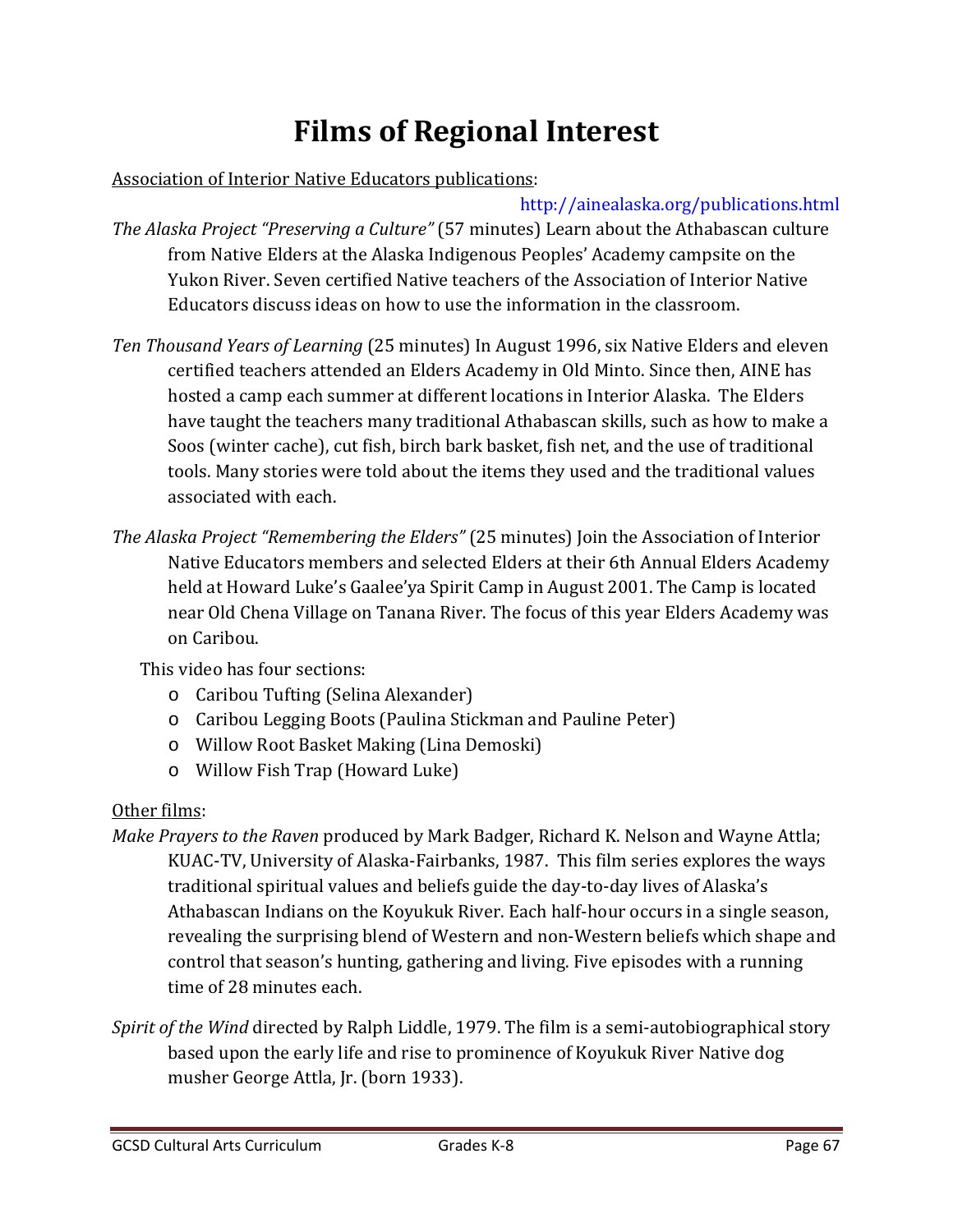# Films of Regional Interest

Association of Interior Native Educators publications:

http://ainealaska.org/publications.html

*The Alaska Project "Preserving a Culture"* (57 minutes) Learn about the Athabascan culture from Native Elders at the Alaska Indigenous Peoples' Academy campsite on the Yukon River. Seven certified Native teachers of the Association of Interior Native Educators discuss ideas on how to use the information in the classroom.

*Ten Thousand Years of Learning* (25 minutes) In August 1996, six Native Elders and eleven certified teachers attended an Elders Academy in Old Minto. Since then, AINE has hosted a camp each summer at different locations in Interior Alaska. The Elders have taught the teachers many traditional Athabascan skills, such as how to make a Soos (winter cache), cut fish, birch bark basket, fish net, and the use of traditional tools. Many stories were told about the items they used and the traditional values associated with each.

*The Alaska Project "Remembering the Elders"* (25 minutes) Join the Association of Interior Native Educators members and selected Elders at their 6th Annual Elders Academy held at Howard Luke's Gaalee'ya Spirit Camp in August 2001. The Camp is located near Old Chena Village on Tanana River. The focus of this year Elders Academy was on Caribou.

This video has four sections:

- Caribou Tufting (Selina Alexander)
- Caribou Legging Boots (Paulina Stickman and Pauline Peter)
- Willow Root Basket Making (Lina Demoski)
- Willow Fish Trap (Howard Luke)

Other films:

*Make Prayers to the Raven* produced by Mark Badger, Richard K. Nelson and Wayne Attla; KUAC-TV, University of Alaska-Fairbanks, 1987. This film series explores the ways traditional spiritual values and beliefs guide the day-to-day lives of Alaska's Athabascan Indians on the Koyukuk River. Each half-hour occurs in a single season, revealing the surprising blend of Western and non-Western beliefs which shape and control that season's hunting, gathering and living. Five episodes with a running time of 28 minutes each.

*Spirit of the Wind* directed by Ralph Liddle, 1979. The film is a semi-autobiographical story based upon the early life and rise to prominence of Koyukuk River Native dog musher George Attla, Jr. (born 1933).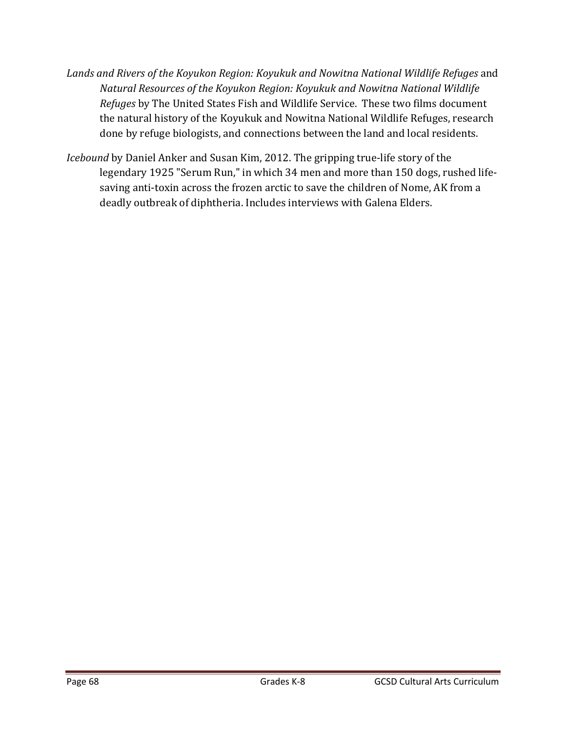*Lands and Rivers of the Koyukon Region: Koyukuk and Nowitna National Wildlife Refuges* and *Natural Resources of the Koyukon Region: Koyukuk and Nowitna National Wildlife Refuges* by The United States Fish and Wildlife Service. These two films document the natural history of the Koyukuk and Nowitna National Wildlife Refuges, research done by refuge biologists, and connections between the land and local residents.

*Icebound* by Daniel Anker and Susan Kim, 2012. The gripping true-life story of the legendary 1925 "Serum Run," in which 34 men and more than 150 dogs, rushed life-saving anti-toxin across the frozen arctic to save the children of Nome, AK from a deadly outbreak of diphtheria. Includes interviews with Galena Elders.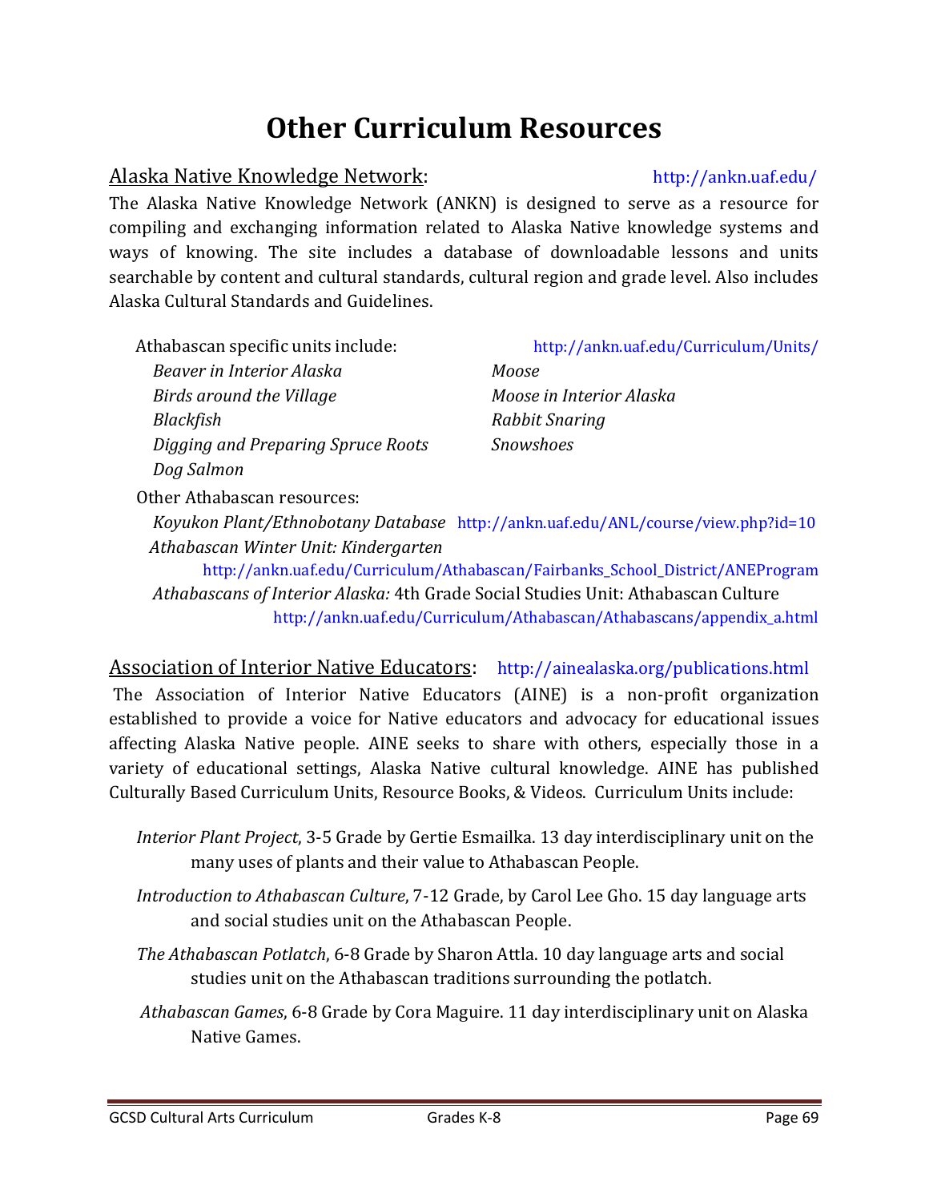# Other Curriculum Resources

Alaska Native Knowledge Network: http://ankn.uaf.edu/

The Alaska Native Knowledge Network (ANKN) is designed to serve as a resource for compiling and exchanging information related to Alaska Native knowledge systems and ways of knowing. The site includes a database of downloadable lessons and units searchable by content and cultural standards, cultural region and grade level. Also includes Alaska Cultural Standards and Guidelines.

Athabascan specific units include: http://ankn.uaf.edu/Curriculum/Units/

- *Beaver in Interior Alaska*
- *Birds around the Village*
- *Blackfish*
- *Digging and Preparing Spruce Roots*
- *Dog Salmon*
- *Moose*
- *Moose in Interior Alaska*
- *Rabbit Snaring*
- *Snowshoes*

Other Athabascan resources:

- *Koyukon Plant/Ethnobotany Database* http://ankn.uaf.edu/ANL/course/view.php?id=10
- *Athabascan Winter Unit: Kindergarten* http://ankn.uaf.edu/Curriculum/Athabascan/Fairbanks_School_District/ANEProgram
- *Athabascans of Interior Alaska:* 4th Grade Social Studies Unit: Athabascan Culture http://ankn.uaf.edu/Curriculum/Athabascan/Athabascans/appendix_a.html

Association of Interior Native Educators: http://ainealaska.org/publications.html

The Association of Interior Native Educators (AINE) is a non-profit organization established to provide a voice for Native educators and advocacy for educational issues affecting Alaska Native people. AINE seeks to share with others, especially those in a variety of educational settings, Alaska Native cultural knowledge. AINE has published Culturally Based Curriculum Units, Resource Books, & Videos. Curriculum Units include:

*Interior Plant Project*, 3-5 Grade by Gertie Esmailka. 13 day interdisciplinary unit on the many uses of plants and their value to Athabascan People.

*Introduction to Athabascan Culture*, 7-12 Grade, by Carol Lee Gho. 15 day language arts and social studies unit on the Athabascan People.

*The Athabascan Potlatch*, 6-8 Grade by Sharon Attla. 10 day language arts and social studies unit on the Athabascan traditions surrounding the potlatch.

*Athabascan Games*, 6-8 Grade by Cora Maguire. 11 day interdisciplinary unit on Alaska Native Games.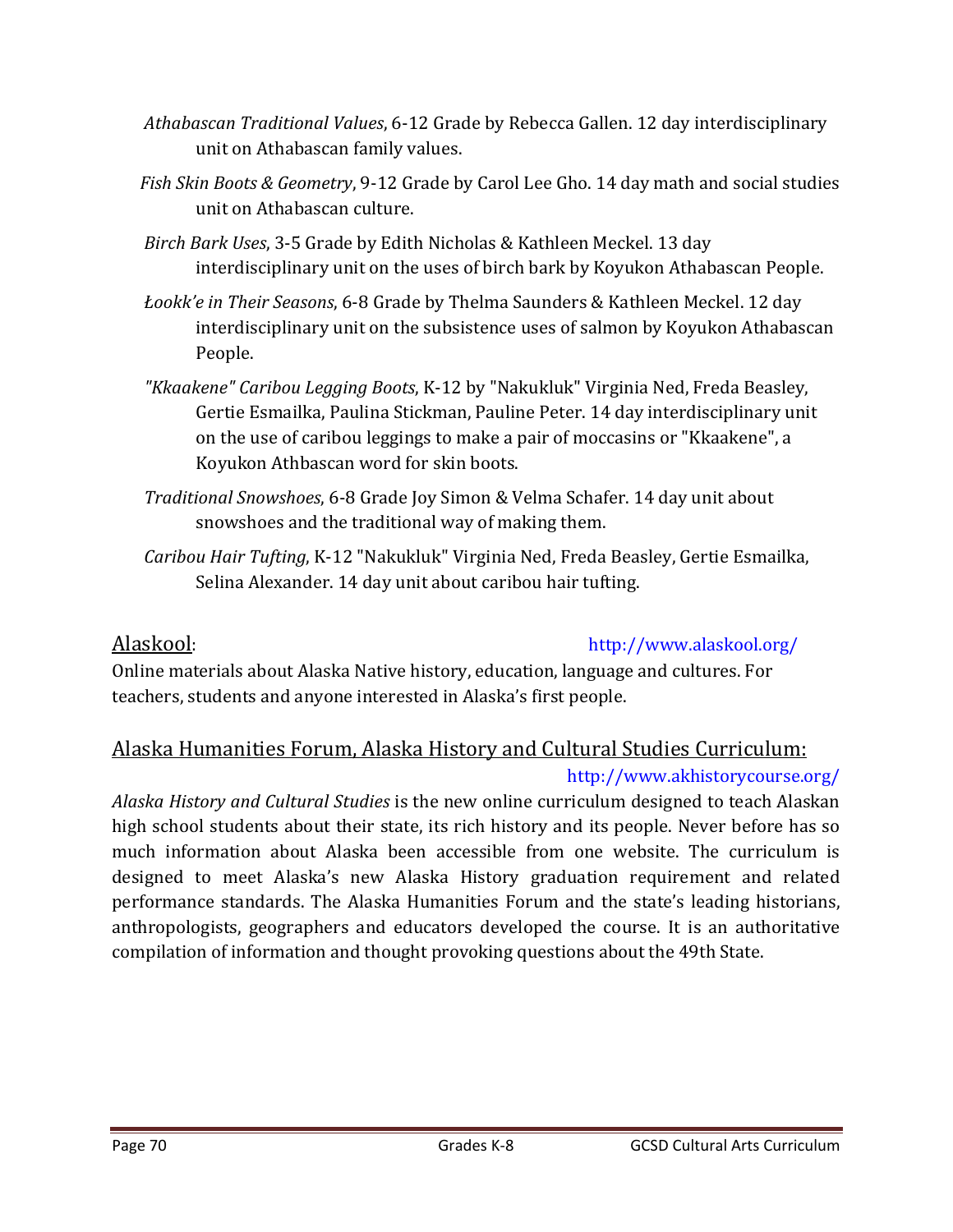*Athabascan Traditional Values*, 6-12 Grade by Rebecca Gallen. 12 day interdisciplinary unit on Athabascan family values.

*Fish Skin Boots & Geometry*, 9-12 Grade by Carol Lee Gho. 14 day math and social studies unit on Athabascan culture.

*Birch Bark Uses*, 3-5 Grade by Edith Nicholas & Kathleen Meckel. 13 day interdisciplinary unit on the uses of birch bark by Koyukon Athabascan People.

*Łookk'e in Their Seasons*, 6-8 Grade by Thelma Saunders & Kathleen Meckel. 12 day interdisciplinary unit on the subsistence uses of salmon by Koyukon Athabascan People.

*"Kkaakene" Caribou Legging Boots*, K-12 by "Nakukluk" Virginia Ned, Freda Beasley, Gertie Esmailka, Paulina Stickman, Pauline Peter. 14 day interdisciplinary unit on the use of caribou leggings to make a pair of moccasins or "Kkaakene", a Koyukon Athbascan word for skin boots.

*Traditional Snowshoes*, 6-8 Grade Joy Simon & Velma Schafer. 14 day unit about snowshoes and the traditional way of making them.

*Caribou Hair Tufting*, K-12 "Nakukluk" Virginia Ned, Freda Beasley, Gertie Esmailka, Selina Alexander. 14 day unit about caribou hair tufting.

Alaskool: http://www.alaskool.org/

Online materials about Alaska Native history, education, language and cultures. For teachers, students and anyone interested in Alaska's first people.

Alaska Humanities Forum, Alaska History and Cultural Studies Curriculum: http://www.akhistorycourse.org/

*Alaska History and Cultural Studies* is the new online curriculum designed to teach Alaskan high school students about their state, its rich history and its people. Never before has so much information about Alaska been accessible from one website. The curriculum is designed to meet Alaska's new Alaska History graduation requirement and related performance standards. The Alaska Humanities Forum and the state's leading historians, anthropologists, geographers and educators developed the course. It is an authoritative compilation of information and thought provoking questions about the 49th State.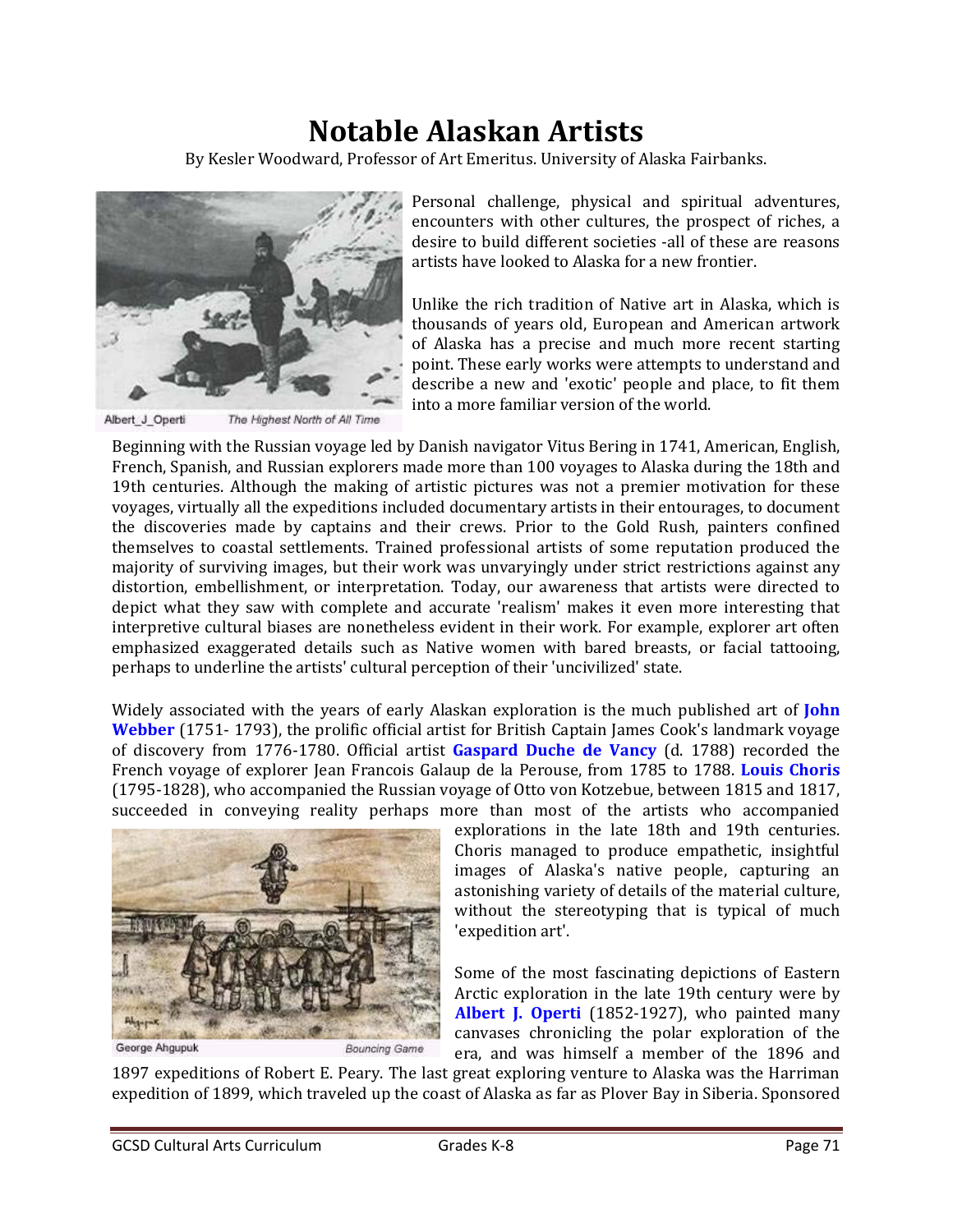# Notable Alaskan Artists

By Kesler Woodward, Professor of Art Emeritus. University of Alaska Fairbanks.

Albert_J_Operti *The Highest North of All Time*

Personal challenge, physical and spiritual adventures, encounters with other cultures, the prospect of riches, a desire to build different societies -all of these are reasons artists have looked to Alaska for a new frontier.

Unlike the rich tradition of Native art in Alaska, which is thousands of years old, European and American artwork of Alaska has a precise and much more recent starting point. These early works were attempts to understand and describe a new and 'exotic' people and place, to fit them into a more familiar version of the world.

Beginning with the Russian voyage led by Danish navigator Vitus Bering in 1741, American, English, French, Spanish, and Russian explorers made more than 100 voyages to Alaska during the 18th and 19th centuries. Although the making of artistic pictures was not a premier motivation for these voyages, virtually all the expeditions included documentary artists in their entourages, to document the discoveries made by captains and their crews. Prior to the Gold Rush, painters confined themselves to coastal settlements. Trained professional artists of some reputation produced the majority of surviving images, but their work was unvaryingly under strict restrictions against any distortion, embellishment, or interpretation. Today, our awareness that artists were directed to depict what they saw with complete and accurate 'realism' makes it even more interesting that interpretive cultural biases are nonetheless evident in their work. For example, explorer art often emphasized exaggerated details such as Native women with bared breasts, or facial tattooing, perhaps to underline the artists' cultural perception of their 'uncivilized' state.

Widely associated with the years of early Alaskan exploration is the much published art of **John Webber** (1751- 1793), the prolific official artist for British Captain James Cook's landmark voyage of discovery from 1776-1780. Official artist **Gaspard Duche de Vancy** (d. 1788) recorded the French voyage of explorer Jean Francois Galaup de la Perouse, from 1785 to 1788. **Louis Choris** (1795-1828), who accompanied the Russian voyage of Otto von Kotzebue, between 1815 and 1817, succeeded in conveying reality perhaps more than most of the artists who accompanied explorations in the late 18th and 19th centuries. Choris managed to produce empathetic, insightful images of Alaska's native people, capturing an astonishing variety of details of the material culture, without the stereotyping that is typical of much 'expedition art'.

George Ahgupuk *Bouncing Game*

Some of the most fascinating depictions of Eastern Arctic exploration in the late 19th century were by **Albert J. Operti** (1852-1927), who painted many canvases chronicling the polar exploration of the era, and was himself a member of the 1896 and 1897 expeditions of Robert E. Peary. The last great exploring venture to Alaska was the Harriman expedition of 1899, which traveled up the coast of Alaska as far as Plover Bay in Siberia. Sponsored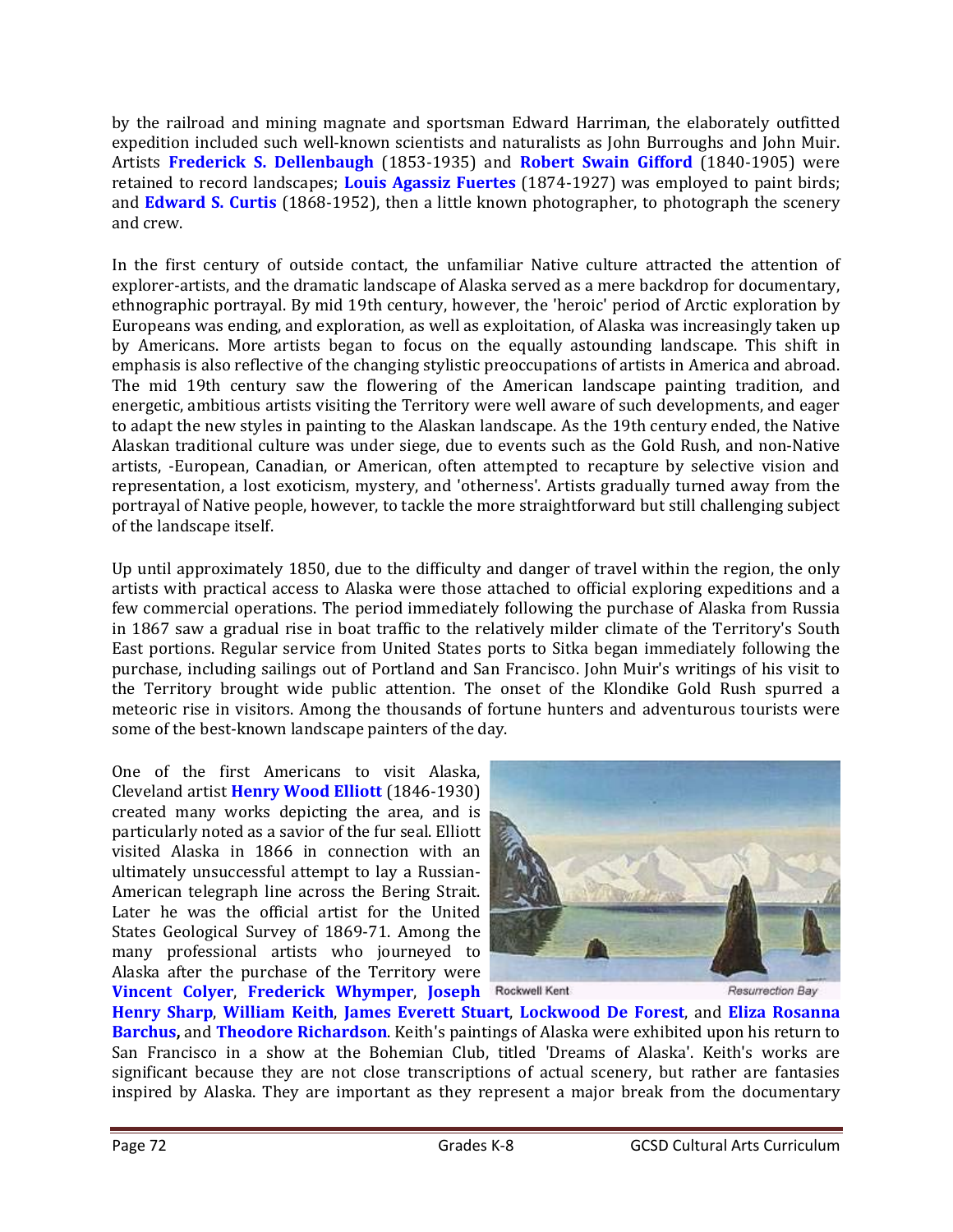by the railroad and mining magnate and sportsman Edward Harriman, the elaborately outfitted expedition included such well-known scientists and naturalists as John Burroughs and John Muir. Artists **Frederick S. Dellenbaugh** (1853-1935) and **Robert Swain Gifford** (1840-1905) were retained to record landscapes; **Louis Agassiz Fuertes** (1874-1927) was employed to paint birds; and **Edward S. Curtis** (1868-1952), then a little known photographer, to photograph the scenery and crew.

In the first century of outside contact, the unfamiliar Native culture attracted the attention of explorer-artists, and the dramatic landscape of Alaska served as a mere backdrop for documentary, ethnographic portrayal. By mid 19th century, however, the 'heroic' period of Arctic exploration by Europeans was ending, and exploration, as well as exploitation, of Alaska was increasingly taken up by Americans. More artists began to focus on the equally astounding landscape. This shift in emphasis is also reflective of the changing stylistic preoccupations of artists in America and abroad. The mid 19th century saw the flowering of the American landscape painting tradition, and energetic, ambitious artists visiting the Territory were well aware of such developments, and eager to adapt the new styles in painting to the Alaskan landscape. As the 19th century ended, the Native Alaskan traditional culture was under siege, due to events such as the Gold Rush, and non-Native artists, -European, Canadian, or American, often attempted to recapture by selective vision and representation, a lost exoticism, mystery, and 'otherness'. Artists gradually turned away from the portrayal of Native people, however, to tackle the more straightforward but still challenging subject of the landscape itself.

Up until approximately 1850, due to the difficulty and danger of travel within the region, the only artists with practical access to Alaska were those attached to official exploring expeditions and a few commercial operations. The period immediately following the purchase of Alaska from Russia in 1867 saw a gradual rise in boat traffic to the relatively milder climate of the Territory's South East portions. Regular service from United States ports to Sitka began immediately following the purchase, including sailings out of Portland and San Francisco. John Muir's writings of his visit to the Territory brought wide public attention. The onset of the Klondike Gold Rush spurred a meteoric rise in visitors. Among the thousands of fortune hunters and adventurous tourists were some of the best-known landscape painters of the day.

One of the first Americans to visit Alaska, Cleveland artist **Henry Wood Elliott** (1846-1930) created many works depicting the area, and is particularly noted as a savior of the fur seal. Elliott visited Alaska in 1866 in connection with an ultimately unsuccessful attempt to lay a Russian-American telegraph line across the Bering Strait. Later he was the official artist for the United States Geological Survey of 1869-71. Among the many professional artists who journeyed to Alaska after the purchase of the Territory were **Vincent Colyer**, **Frederick Whymper**, **Joseph Henry Sharp**, **William Keith**, **James Everett Stuart**, **Lockwood De Forest**, and **Eliza Rosanna Barchus,** and **Theodore Richardson**. Keith's paintings of Alaska were exhibited upon his return to San Francisco in a show at the Bohemian Club, titled 'Dreams of Alaska'. Keith's works are significant because they are not close transcriptions of actual scenery, but rather are fantasies inspired by Alaska. They are important as they represent a major break from the documentary

Rockwell Kent — *Resurrection Bay*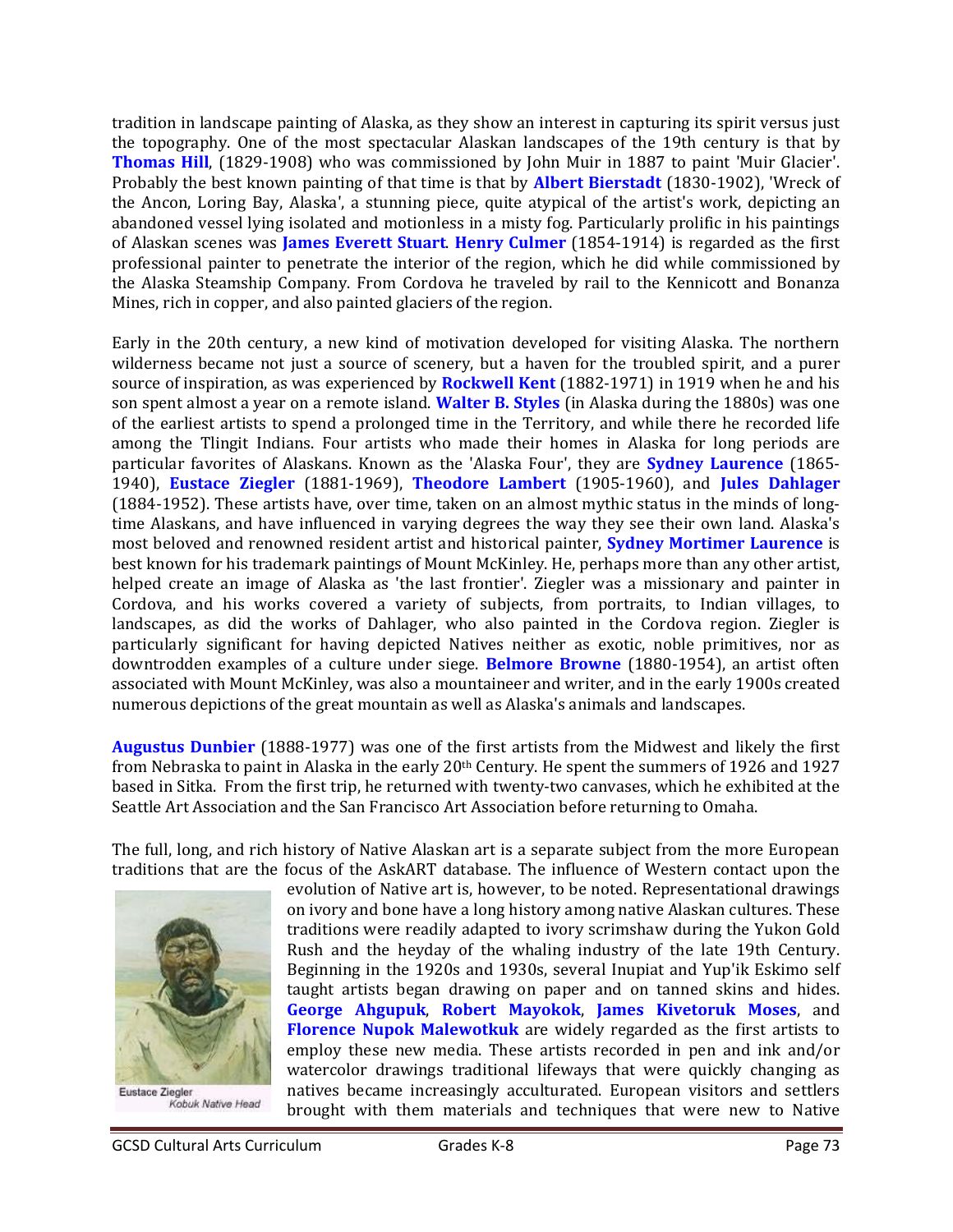tradition in landscape painting of Alaska, as they show an interest in capturing its spirit versus just the topography. One of the most spectacular Alaskan landscapes of the 19th century is that by **Thomas Hill**, (1829-1908) who was commissioned by John Muir in 1887 to paint 'Muir Glacier'. Probably the best known painting of that time is that by **Albert Bierstadt** (1830-1902), 'Wreck of the Ancon, Loring Bay, Alaska', a stunning piece, quite atypical of the artist's work, depicting an abandoned vessel lying isolated and motionless in a misty fog. Particularly prolific in his paintings of Alaskan scenes was **James Everett Stuart**. **Henry Culmer** (1854-1914) is regarded as the first professional painter to penetrate the interior of the region, which he did while commissioned by the Alaska Steamship Company. From Cordova he traveled by rail to the Kennicott and Bonanza Mines, rich in copper, and also painted glaciers of the region.

Early in the 20th century, a new kind of motivation developed for visiting Alaska. The northern wilderness became not just a source of scenery, but a haven for the troubled spirit, and a purer source of inspiration, as was experienced by **Rockwell Kent** (1882-1971) in 1919 when he and his son spent almost a year on a remote island. **Walter B. Styles** (in Alaska during the 1880s) was one of the earliest artists to spend a prolonged time in the Territory, and while there he recorded life among the Tlingit Indians. Four artists who made their homes in Alaska for long periods are particular favorites of Alaskans. Known as the 'Alaska Four', they are **Sydney Laurence** (1865-1940), **Eustace Ziegler** (1881-1969), **Theodore Lambert** (1905-1960), and **Jules Dahlager** (1884-1952). These artists have, over time, taken on an almost mythic status in the minds of long-time Alaskans, and have influenced in varying degrees the way they see their own land. Alaska's most beloved and renowned resident artist and historical painter, **Sydney Mortimer Laurence** is best known for his trademark paintings of Mount McKinley. He, perhaps more than any other artist, helped create an image of Alaska as 'the last frontier'. Ziegler was a missionary and painter in Cordova, and his works covered a variety of subjects, from portraits, to Indian villages, to landscapes, as did the works of Dahlager, who also painted in the Cordova region. Ziegler is particularly significant for having depicted Natives neither as exotic, noble primitives, nor as downtrodden examples of a culture under siege. **Belmore Browne** (1880-1954), an artist often associated with Mount McKinley, was also a mountaineer and writer, and in the early 1900s created numerous depictions of the great mountain as well as Alaska's animals and landscapes.

**Augustus Dunbier** (1888-1977) was one of the first artists from the Midwest and likely the first from Nebraska to paint in Alaska in the early 20th Century. He spent the summers of 1926 and 1927 based in Sitka. From the first trip, he returned with twenty-two canvases, which he exhibited at the Seattle Art Association and the San Francisco Art Association before returning to Omaha.

The full, long, and rich history of Native Alaskan art is a separate subject from the more European traditions that are the focus of the AskART database. The influence of Western contact upon the evolution of Native art is, however, to be noted. Representational drawings on ivory and bone have a long history among native Alaskan cultures. These traditions were readily adapted to ivory scrimshaw during the Yukon Gold Rush and the heyday of the whaling industry of the late 19th Century. Beginning in the 1920s and 1930s, several Inupiat and Yup'ik Eskimo self taught artists began drawing on paper and on tanned skins and hides. **George Ahgupuk**, **Robert Mayokok**, **James Kivetoruk Moses**, and **Florence Nupok Malewotkuk** are widely regarded as the first artists to employ these new media. These artists recorded in pen and ink and/or watercolor drawings traditional lifeways that were quickly changing as natives became increasingly acculturated. European visitors and settlers brought with them materials and techniques that were new to Native

Eustace Ziegler
*Kobuk Native Head*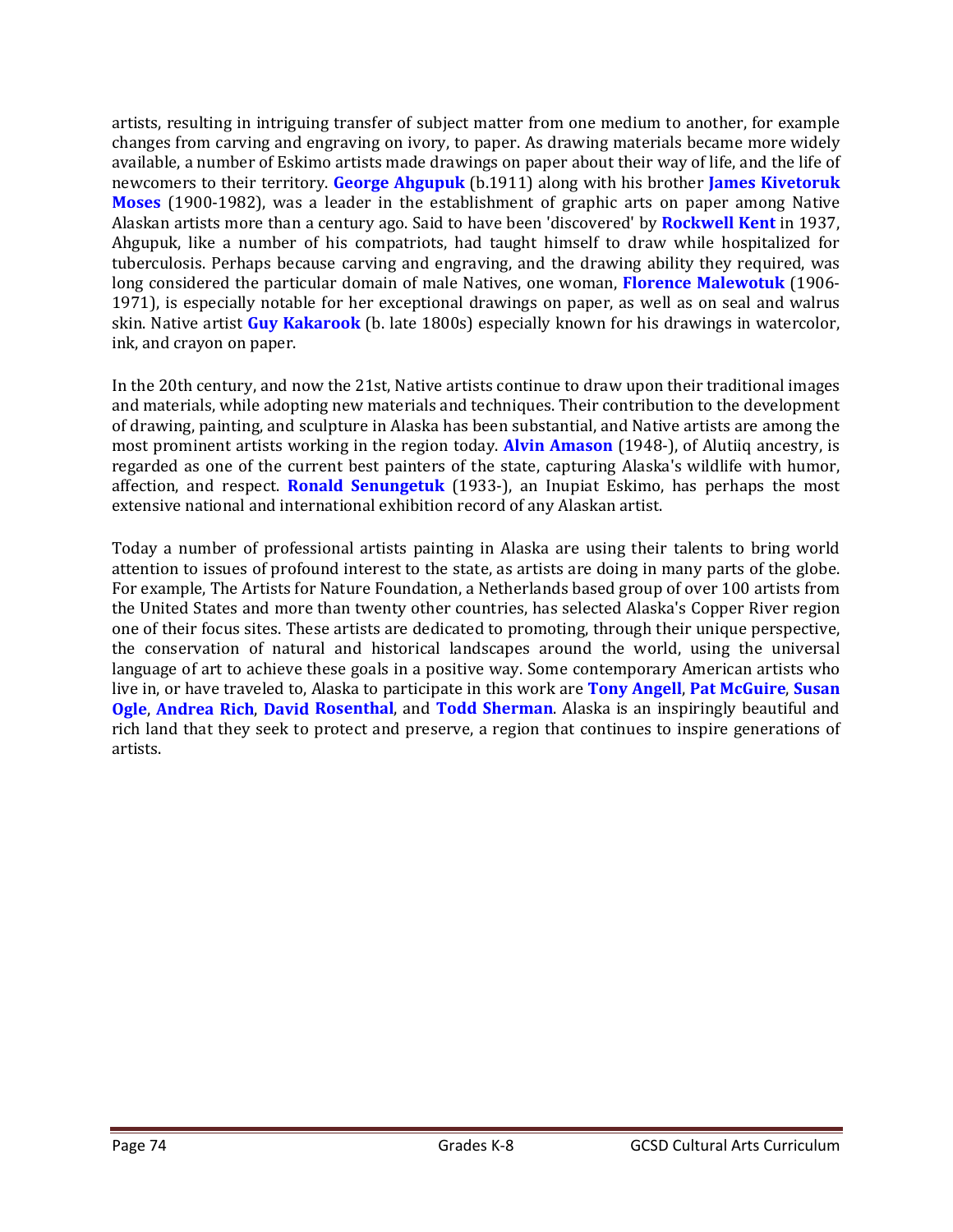artists, resulting in intriguing transfer of subject matter from one medium to another, for example changes from carving and engraving on ivory, to paper. As drawing materials became more widely available, a number of Eskimo artists made drawings on paper about their way of life, and the life of newcomers to their territory. **George Ahgupuk** (b.1911) along with his brother **James Kivetoruk Moses** (1900-1982), was a leader in the establishment of graphic arts on paper among Native Alaskan artists more than a century ago. Said to have been 'discovered' by **Rockwell Kent** in 1937, Ahgupuk, like a number of his compatriots, had taught himself to draw while hospitalized for tuberculosis. Perhaps because carving and engraving, and the drawing ability they required, was long considered the particular domain of male Natives, one woman, **Florence Malewotuk** (1906-1971), is especially notable for her exceptional drawings on paper, as well as on seal and walrus skin. Native artist **Guy Kakarook** (b. late 1800s) especially known for his drawings in watercolor, ink, and crayon on paper.

In the 20th century, and now the 21st, Native artists continue to draw upon their traditional images and materials, while adopting new materials and techniques. Their contribution to the development of drawing, painting, and sculpture in Alaska has been substantial, and Native artists are among the most prominent artists working in the region today. **Alvin Amason** (1948-), of Alutiiq ancestry, is regarded as one of the current best painters of the state, capturing Alaska's wildlife with humor, affection, and respect. **Ronald Senungetuk** (1933-), an Inupiat Eskimo, has perhaps the most extensive national and international exhibition record of any Alaskan artist.

Today a number of professional artists painting in Alaska are using their talents to bring world attention to issues of profound interest to the state, as artists are doing in many parts of the globe. For example, The Artists for Nature Foundation, a Netherlands based group of over 100 artists from the United States and more than twenty other countries, has selected Alaska's Copper River region one of their focus sites. These artists are dedicated to promoting, through their unique perspective, the conservation of natural and historical landscapes around the world, using the universal language of art to achieve these goals in a positive way. Some contemporary American artists who live in, or have traveled to, Alaska to participate in this work are **Tony Angell**, **Pat McGuire**, **Susan Ogle**, **Andrea Rich**, **David Rosenthal**, and **Todd Sherman**. Alaska is an inspiringly beautiful and rich land that they seek to protect and preserve, a region that continues to inspire generations of artists.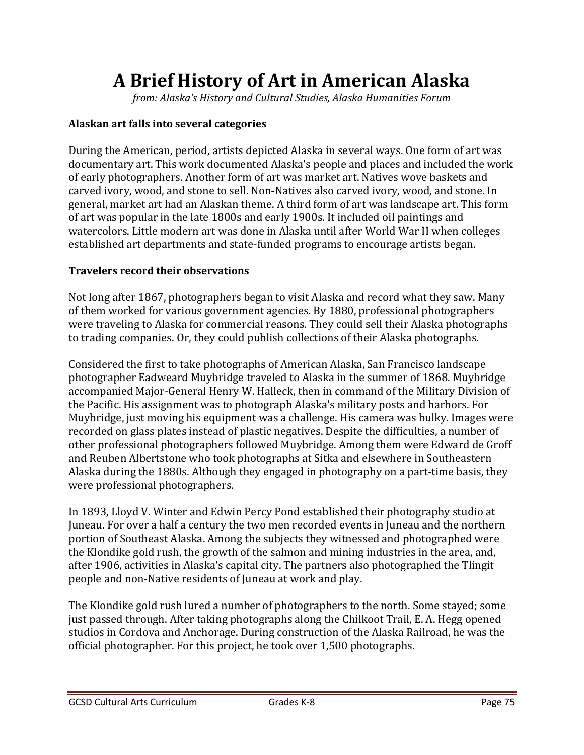# A Brief History of Art in American Alaska

*from: Alaska's History and Cultural Studies, Alaska Humanities Forum*

**Alaskan art falls into several categories**

During the American, period, artists depicted Alaska in several ways. One form of art was documentary art. This work documented Alaska's people and places and included the work of early photographers. Another form of art was market art. Natives wove baskets and carved ivory, wood, and stone to sell. Non-Natives also carved ivory, wood, and stone. In general, market art had an Alaskan theme. A third form of art was landscape art. This form of art was popular in the late 1800s and early 1900s. It included oil paintings and watercolors. Little modern art was done in Alaska until after World War II when colleges established art departments and state-funded programs to encourage artists began.

**Travelers record their observations**

Not long after 1867, photographers began to visit Alaska and record what they saw. Many of them worked for various government agencies. By 1880, professional photographers were traveling to Alaska for commercial reasons. They could sell their Alaska photographs to trading companies. Or, they could publish collections of their Alaska photographs.

Considered the first to take photographs of American Alaska, San Francisco landscape photographer Eadweard Muybridge traveled to Alaska in the summer of 1868. Muybridge accompanied Major-General Henry W. Halleck, then in command of the Military Division of the Pacific. His assignment was to photograph Alaska's military posts and harbors. For Muybridge, just moving his equipment was a challenge. His camera was bulky. Images were recorded on glass plates instead of plastic negatives. Despite the difficulties, a number of other professional photographers followed Muybridge. Among them were Edward de Groff and Reuben Albertstone who took photographs at Sitka and elsewhere in Southeastern Alaska during the 1880s. Although they engaged in photography on a part-time basis, they were professional photographers.

In 1893, Lloyd V. Winter and Edwin Percy Pond established their photography studio at Juneau. For over a half a century the two men recorded events in Juneau and the northern portion of Southeast Alaska. Among the subjects they witnessed and photographed were the Klondike gold rush, the growth of the salmon and mining industries in the area, and, after 1906, activities in Alaska's capital city. The partners also photographed the Tlingit people and non-Native residents of Juneau at work and play.

The Klondike gold rush lured a number of photographers to the north. Some stayed; some just passed through. After taking photographs along the Chilkoot Trail, E. A. Hegg opened studios in Cordova and Anchorage. During construction of the Alaska Railroad, he was the official photographer. For this project, he took over 1,500 photographs.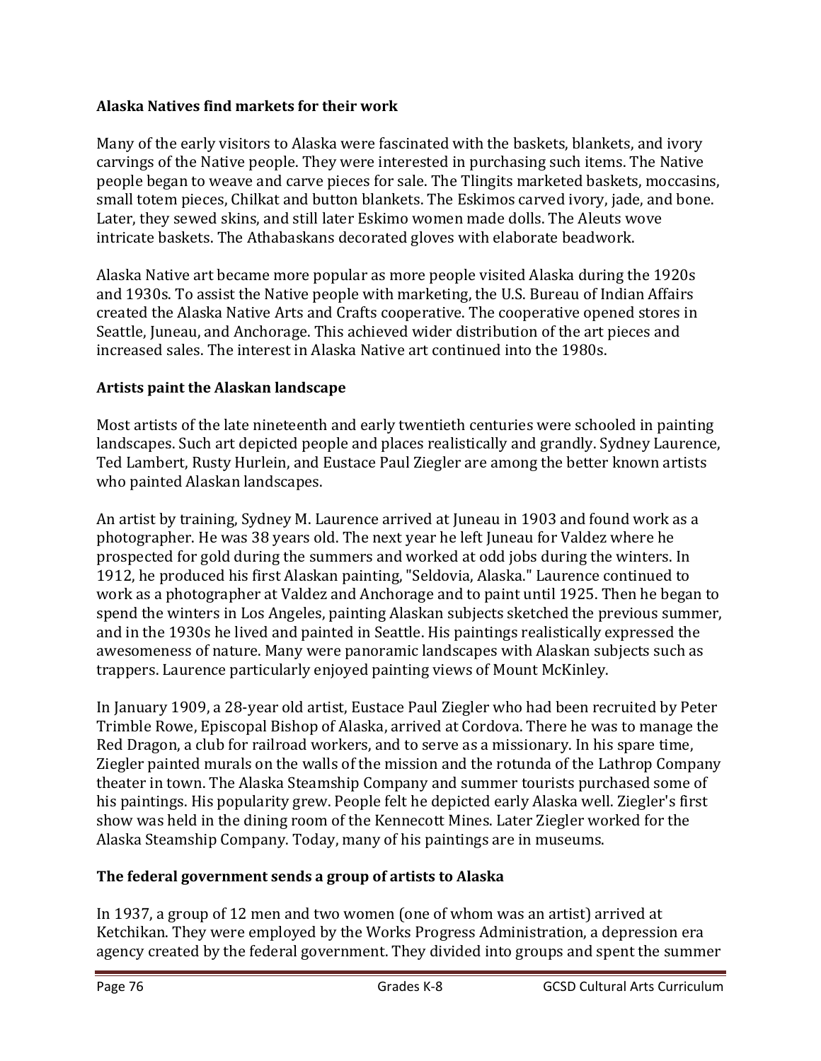### Alaska Natives find markets for their work

Many of the early visitors to Alaska were fascinated with the baskets, blankets, and ivory carvings of the Native people. They were interested in purchasing such items. The Native people began to weave and carve pieces for sale. The Tlingits marketed baskets, moccasins, small totem pieces, Chilkat and button blankets. The Eskimos carved ivory, jade, and bone. Later, they sewed skins, and still later Eskimo women made dolls. The Aleuts wove intricate baskets. The Athabaskans decorated gloves with elaborate beadwork.

Alaska Native art became more popular as more people visited Alaska during the 1920s and 1930s. To assist the Native people with marketing, the U.S. Bureau of Indian Affairs created the Alaska Native Arts and Crafts cooperative. The cooperative opened stores in Seattle, Juneau, and Anchorage. This achieved wider distribution of the art pieces and increased sales. The interest in Alaska Native art continued into the 1980s.

### Artists paint the Alaskan landscape

Most artists of the late nineteenth and early twentieth centuries were schooled in painting landscapes. Such art depicted people and places realistically and grandly. Sydney Laurence, Ted Lambert, Rusty Hurlein, and Eustace Paul Ziegler are among the better known artists who painted Alaskan landscapes.

An artist by training, Sydney M. Laurence arrived at Juneau in 1903 and found work as a photographer. He was 38 years old. The next year he left Juneau for Valdez where he prospected for gold during the summers and worked at odd jobs during the winters. In 1912, he produced his first Alaskan painting, "Seldovia, Alaska." Laurence continued to work as a photographer at Valdez and Anchorage and to paint until 1925. Then he began to spend the winters in Los Angeles, painting Alaskan subjects sketched the previous summer, and in the 1930s he lived and painted in Seattle. His paintings realistically expressed the awesomeness of nature. Many were panoramic landscapes with Alaskan subjects such as trappers. Laurence particularly enjoyed painting views of Mount McKinley.

In January 1909, a 28-year old artist, Eustace Paul Ziegler who had been recruited by Peter Trimble Rowe, Episcopal Bishop of Alaska, arrived at Cordova. There he was to manage the Red Dragon, a club for railroad workers, and to serve as a missionary. In his spare time, Ziegler painted murals on the walls of the mission and the rotunda of the Lathrop Company theater in town. The Alaska Steamship Company and summer tourists purchased some of his paintings. His popularity grew. People felt he depicted early Alaska well. Ziegler's first show was held in the dining room of the Kennecott Mines. Later Ziegler worked for the Alaska Steamship Company. Today, many of his paintings are in museums.

### The federal government sends a group of artists to Alaska

In 1937, a group of 12 men and two women (one of whom was an artist) arrived at Ketchikan. They were employed by the Works Progress Administration, a depression era agency created by the federal government. They divided into groups and spent the summer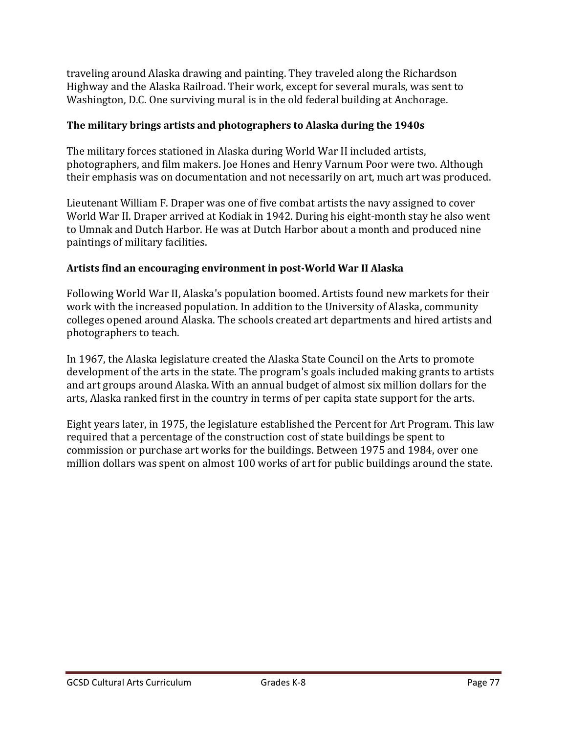traveling around Alaska drawing and painting. They traveled along the Richardson Highway and the Alaska Railroad. Their work, except for several murals, was sent to Washington, D.C. One surviving mural is in the old federal building at Anchorage.

**The military brings artists and photographers to Alaska during the 1940s**

The military forces stationed in Alaska during World War II included artists, photographers, and film makers. Joe Hones and Henry Varnum Poor were two. Although their emphasis was on documentation and not necessarily on art, much art was produced.

Lieutenant William F. Draper was one of five combat artists the navy assigned to cover World War II. Draper arrived at Kodiak in 1942. During his eight-month stay he also went to Umnak and Dutch Harbor. He was at Dutch Harbor about a month and produced nine paintings of military facilities.

**Artists find an encouraging environment in post-World War II Alaska**

Following World War II, Alaska's population boomed. Artists found new markets for their work with the increased population. In addition to the University of Alaska, community colleges opened around Alaska. The schools created art departments and hired artists and photographers to teach.

In 1967, the Alaska legislature created the Alaska State Council on the Arts to promote development of the arts in the state. The program's goals included making grants to artists and art groups around Alaska. With an annual budget of almost six million dollars for the arts, Alaska ranked first in the country in terms of per capita state support for the arts.

Eight years later, in 1975, the legislature established the Percent for Art Program. This law required that a percentage of the construction cost of state buildings be spent to commission or purchase art works for the buildings. Between 1975 and 1984, over one million dollars was spent on almost 100 works of art for public buildings around the state.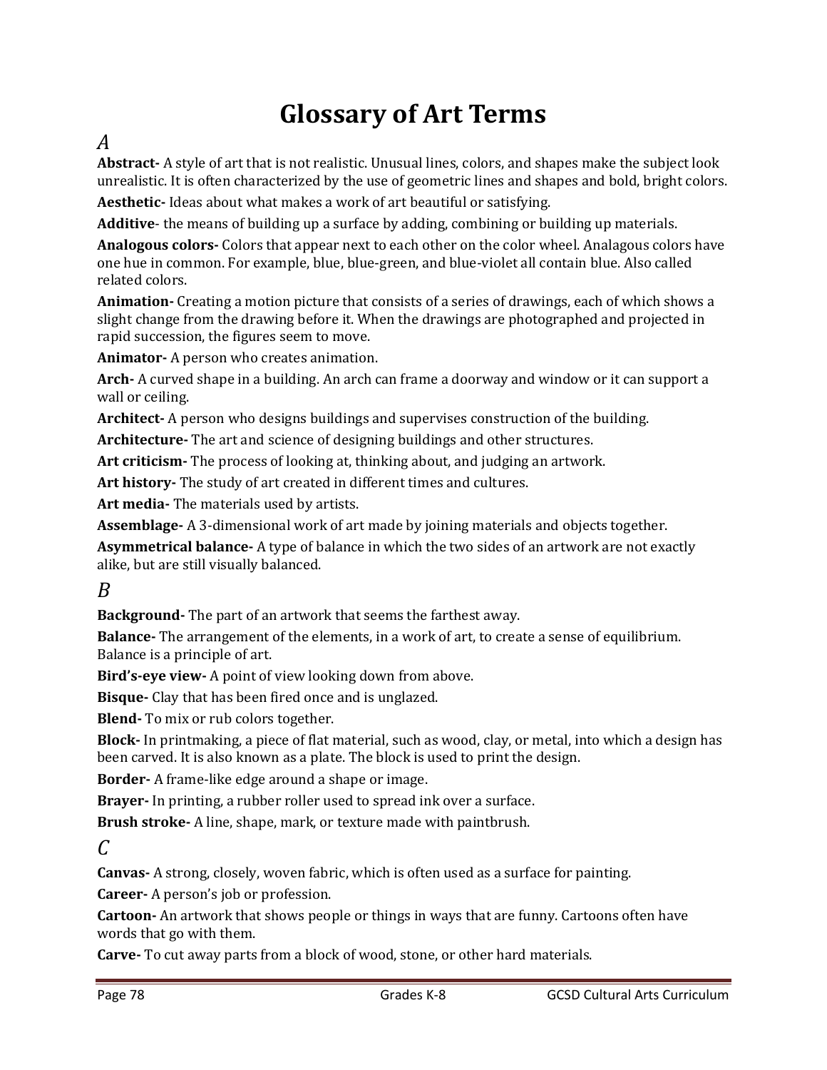# Glossary of Art Terms

## *A*

**Abstract-** A style of art that is not realistic. Unusual lines, colors, and shapes make the subject look unrealistic. It is often characterized by the use of geometric lines and shapes and bold, bright colors.

**Aesthetic-** Ideas about what makes a work of art beautiful or satisfying.

**Additive**- the means of building up a surface by adding, combining or building up materials.

**Analogous colors-** Colors that appear next to each other on the color wheel. Analagous colors have one hue in common. For example, blue, blue-green, and blue-violet all contain blue. Also called related colors.

**Animation-** Creating a motion picture that consists of a series of drawings, each of which shows a slight change from the drawing before it. When the drawings are photographed and projected in rapid succession, the figures seem to move.

**Animator-** A person who creates animation.

**Arch-** A curved shape in a building. An arch can frame a doorway and window or it can support a wall or ceiling.

**Architect-** A person who designs buildings and supervises construction of the building.

**Architecture-** The art and science of designing buildings and other structures.

**Art criticism-** The process of looking at, thinking about, and judging an artwork.

**Art history-** The study of art created in different times and cultures.

**Art media-** The materials used by artists.

**Assemblage-** A 3-dimensional work of art made by joining materials and objects together.

**Asymmetrical balance-** A type of balance in which the two sides of an artwork are not exactly alike, but are still visually balanced.

## *B*

**Background-** The part of an artwork that seems the farthest away.

**Balance-** The arrangement of the elements, in a work of art, to create a sense of equilibrium. Balance is a principle of art.

**Bird's-eye view-** A point of view looking down from above.

**Bisque-** Clay that has been fired once and is unglazed.

**Blend-** To mix or rub colors together.

**Block-** In printmaking, a piece of flat material, such as wood, clay, or metal, into which a design has been carved. It is also known as a plate. The block is used to print the design.

**Border-** A frame-like edge around a shape or image.

**Brayer-** In printing, a rubber roller used to spread ink over a surface.

**Brush stroke-** A line, shape, mark, or texture made with paintbrush.

## *C*

**Canvas-** A strong, closely, woven fabric, which is often used as a surface for painting.

**Career-** A person's job or profession.

**Cartoon-** An artwork that shows people or things in ways that are funny. Cartoons often have words that go with them.

**Carve-** To cut away parts from a block of wood, stone, or other hard materials.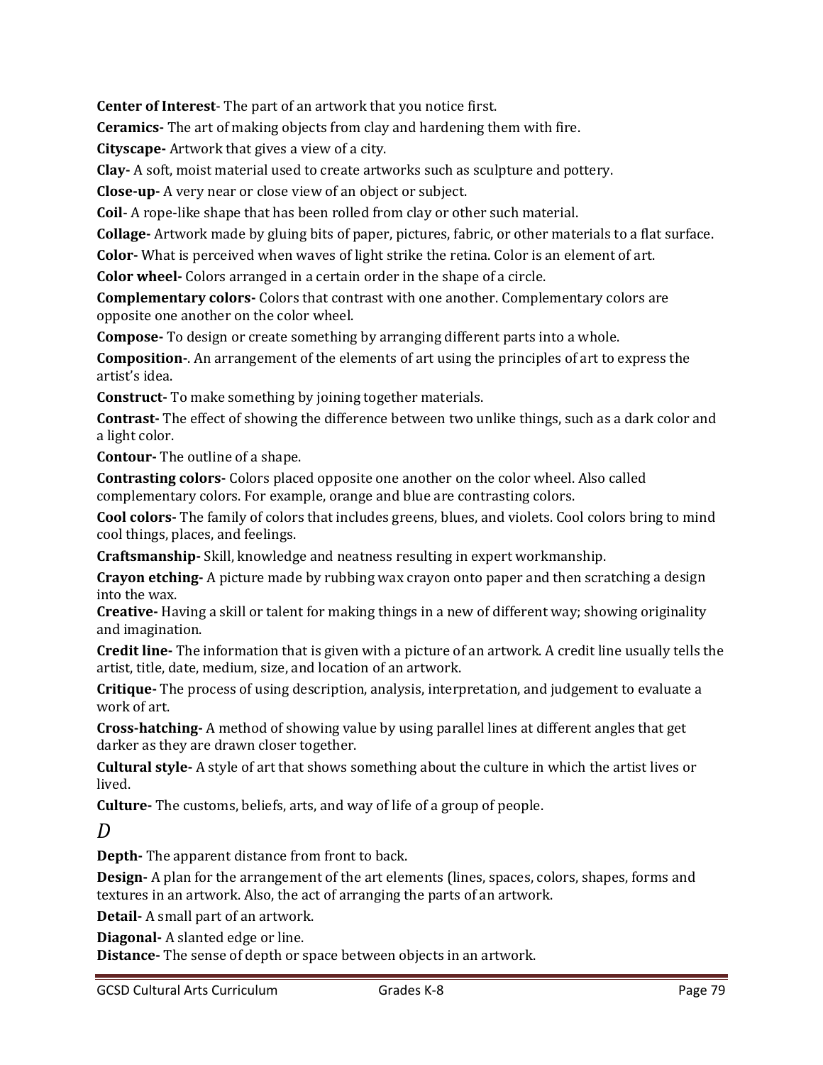**Center of Interest**- The part of an artwork that you notice first.

**Ceramics-** The art of making objects from clay and hardening them with fire.

**Cityscape-** Artwork that gives a view of a city.

**Clay-** A soft, moist material used to create artworks such as sculpture and pottery.

**Close-up-** A very near or close view of an object or subject.

**Coil**- A rope-like shape that has been rolled from clay or other such material.

**Collage-** Artwork made by gluing bits of paper, pictures, fabric, or other materials to a flat surface.

**Color-** What is perceived when waves of light strike the retina. Color is an element of art.

**Color wheel-** Colors arranged in a certain order in the shape of a circle.

**Complementary colors-** Colors that contrast with one another. Complementary colors are opposite one another on the color wheel.

**Compose-** To design or create something by arranging different parts into a whole.

**Composition-**. An arrangement of the elements of art using the principles of art to express the artist's idea.

**Construct-** To make something by joining together materials.

**Contrast-** The effect of showing the difference between two unlike things, such as a dark color and a light color.

**Contour-** The outline of a shape.

**Contrasting colors-** Colors placed opposite one another on the color wheel. Also called complementary colors. For example, orange and blue are contrasting colors.

**Cool colors-** The family of colors that includes greens, blues, and violets. Cool colors bring to mind cool things, places, and feelings.

**Craftsmanship-** Skill, knowledge and neatness resulting in expert workmanship.

**Crayon etching-** A picture made by rubbing wax crayon onto paper and then scratching a design into the wax.

**Creative-** Having a skill or talent for making things in a new of different way; showing originality and imagination.

**Credit line-** The information that is given with a picture of an artwork. A credit line usually tells the artist, title, date, medium, size, and location of an artwork.

**Critique-** The process of using description, analysis, interpretation, and judgement to evaluate a work of art.

**Cross-hatching-** A method of showing value by using parallel lines at different angles that get darker as they are drawn closer together.

**Cultural style-** A style of art that shows something about the culture in which the artist lives or lived.

**Culture-** The customs, beliefs, arts, and way of life of a group of people.

## *D*

**Depth-** The apparent distance from front to back.

**Design-** A plan for the arrangement of the art elements (lines, spaces, colors, shapes, forms and textures in an artwork. Also, the act of arranging the parts of an artwork.

**Detail-** A small part of an artwork.

**Diagonal-** A slanted edge or line.

**Distance-** The sense of depth or space between objects in an artwork.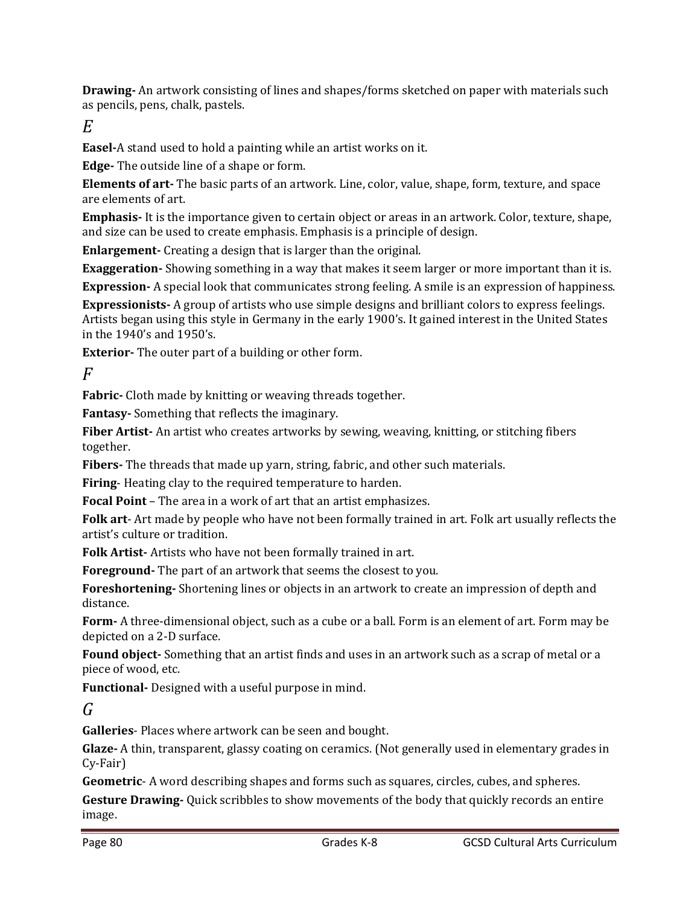**Drawing-** An artwork consisting of lines and shapes/forms sketched on paper with materials such as pencils, pens, chalk, pastels.

## *E*

**Easel-**A stand used to hold a painting while an artist works on it.

**Edge-** The outside line of a shape or form.

**Elements of art-** The basic parts of an artwork. Line, color, value, shape, form, texture, and space are elements of art.

**Emphasis-** It is the importance given to certain object or areas in an artwork. Color, texture, shape, and size can be used to create emphasis. Emphasis is a principle of design.

**Enlargement-** Creating a design that is larger than the original.

**Exaggeration-** Showing something in a way that makes it seem larger or more important than it is.

**Expression-** A special look that communicates strong feeling. A smile is an expression of happiness.

**Expressionists-** A group of artists who use simple designs and brilliant colors to express feelings. Artists began using this style in Germany in the early 1900's. It gained interest in the United States in the 1940's and 1950's.

**Exterior-** The outer part of a building or other form.

## *F*

**Fabric-** Cloth made by knitting or weaving threads together.

**Fantasy-** Something that reflects the imaginary.

**Fiber Artist-** An artist who creates artworks by sewing, weaving, knitting, or stitching fibers together.

**Fibers-** The threads that made up yarn, string, fabric, and other such materials.

**Firing**- Heating clay to the required temperature to harden.

**Focal Point** – The area in a work of art that an artist emphasizes.

**Folk art**- Art made by people who have not been formally trained in art. Folk art usually reflects the artist's culture or tradition.

**Folk Artist-** Artists who have not been formally trained in art.

**Foreground-** The part of an artwork that seems the closest to you.

**Foreshortening-** Shortening lines or objects in an artwork to create an impression of depth and distance.

**Form-** A three-dimensional object, such as a cube or a ball. Form is an element of art. Form may be depicted on a 2-D surface.

**Found object-** Something that an artist finds and uses in an artwork such as a scrap of metal or a piece of wood, etc.

**Functional-** Designed with a useful purpose in mind.

## *G*

**Galleries**- Places where artwork can be seen and bought.

**Glaze-** A thin, transparent, glassy coating on ceramics. (Not generally used in elementary grades in Cy-Fair)

**Geometric**- A word describing shapes and forms such as squares, circles, cubes, and spheres.

**Gesture Drawing-** Quick scribbles to show movements of the body that quickly records an entire image.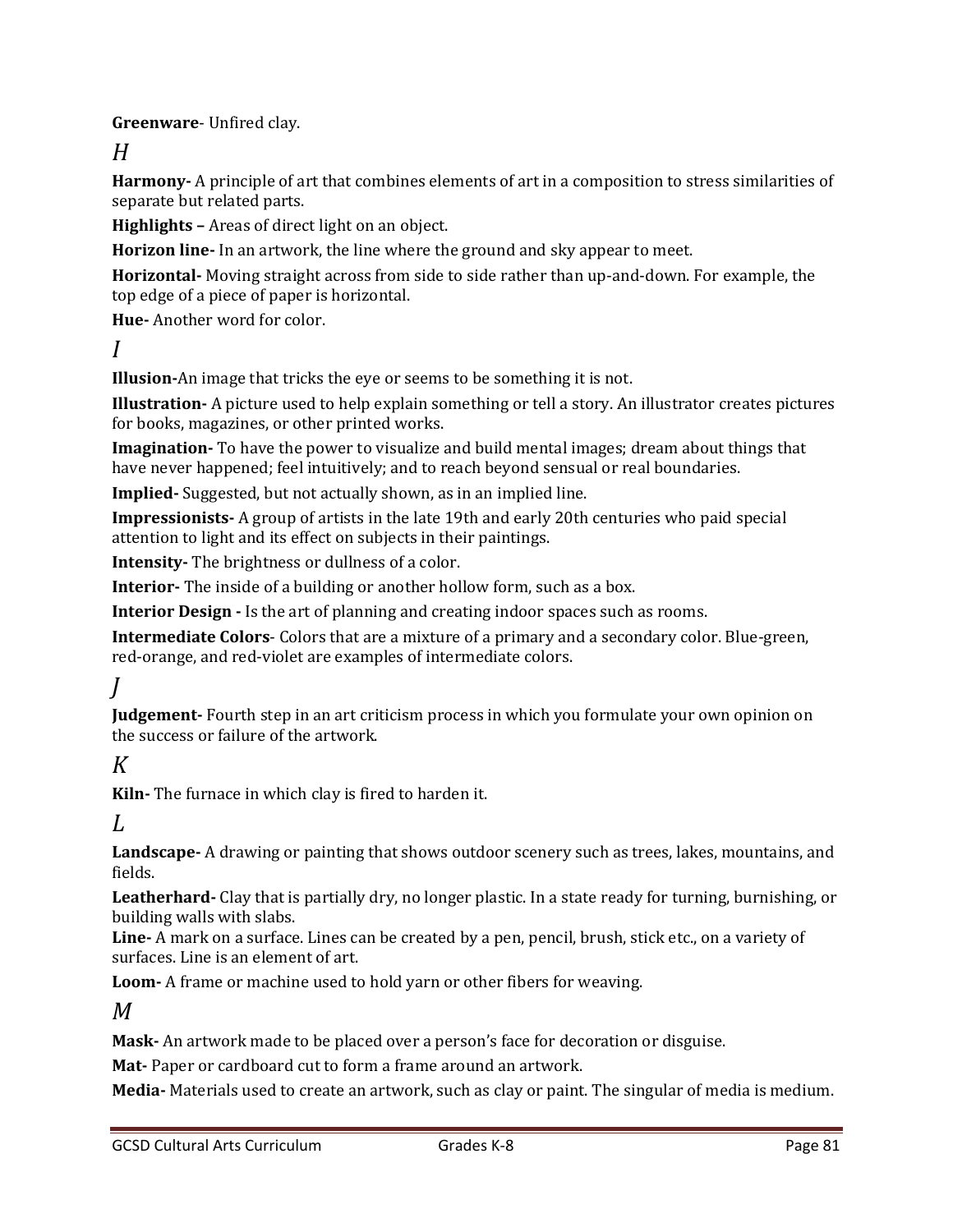**Greenware**- Unfired clay.

## *H*

**Harmony-** A principle of art that combines elements of art in a composition to stress similarities of separate but related parts.

**Highlights –** Areas of direct light on an object.

**Horizon line-** In an artwork, the line where the ground and sky appear to meet.

**Horizontal-** Moving straight across from side to side rather than up-and-down. For example, the top edge of a piece of paper is horizontal.

**Hue-** Another word for color.

## *I*

**Illusion-**An image that tricks the eye or seems to be something it is not.

**Illustration-** A picture used to help explain something or tell a story. An illustrator creates pictures for books, magazines, or other printed works.

**Imagination-** To have the power to visualize and build mental images; dream about things that have never happened; feel intuitively; and to reach beyond sensual or real boundaries.

**Implied-** Suggested, but not actually shown, as in an implied line.

**Impressionists-** A group of artists in the late 19th and early 20th centuries who paid special attention to light and its effect on subjects in their paintings.

**Intensity-** The brightness or dullness of a color.

**Interior-** The inside of a building or another hollow form, such as a box.

**Interior Design -** Is the art of planning and creating indoor spaces such as rooms.

**Intermediate Colors**- Colors that are a mixture of a primary and a secondary color. Blue-green, red-orange, and red-violet are examples of intermediate colors.

## *J*

**Judgement-** Fourth step in an art criticism process in which you formulate your own opinion on the success or failure of the artwork.

## *K*

**Kiln-** The furnace in which clay is fired to harden it.

## *L*

**Landscape-** A drawing or painting that shows outdoor scenery such as trees, lakes, mountains, and fields.

**Leatherhard-** Clay that is partially dry, no longer plastic. In a state ready for turning, burnishing, or building walls with slabs.

**Line-** A mark on a surface. Lines can be created by a pen, pencil, brush, stick etc., on a variety of surfaces. Line is an element of art.

**Loom-** A frame or machine used to hold yarn or other fibers for weaving.

## *M*

**Mask-** An artwork made to be placed over a person's face for decoration or disguise.

**Mat-** Paper or cardboard cut to form a frame around an artwork.

**Media-** Materials used to create an artwork, such as clay or paint. The singular of media is medium.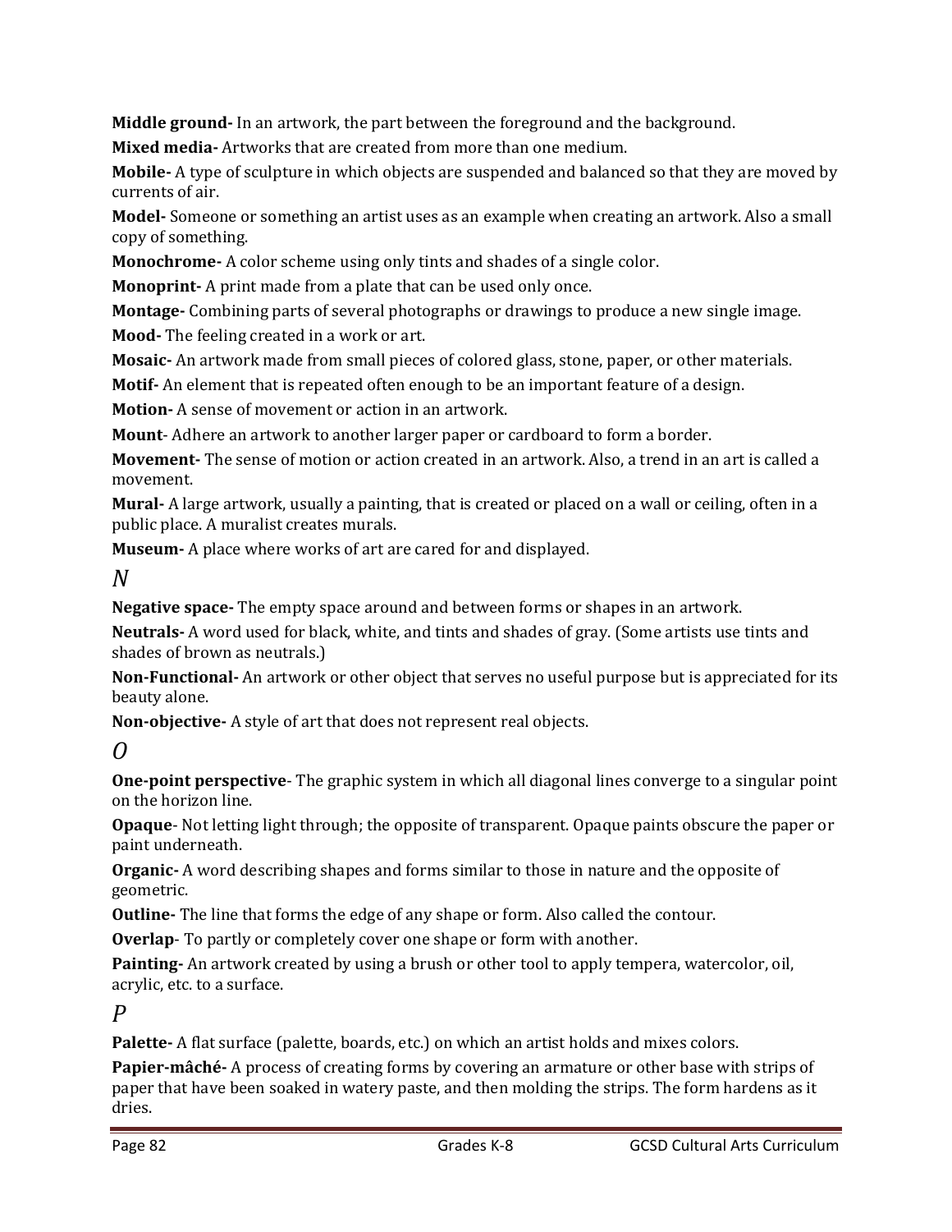**Middle ground-** In an artwork, the part between the foreground and the background.

**Mixed media-** Artworks that are created from more than one medium.

**Mobile-** A type of sculpture in which objects are suspended and balanced so that they are moved by currents of air.

**Model-** Someone or something an artist uses as an example when creating an artwork. Also a small copy of something.

**Monochrome-** A color scheme using only tints and shades of a single color.

**Monoprint-** A print made from a plate that can be used only once.

**Montage-** Combining parts of several photographs or drawings to produce a new single image.

**Mood-** The feeling created in a work or art.

**Mosaic-** An artwork made from small pieces of colored glass, stone, paper, or other materials.

**Motif-** An element that is repeated often enough to be an important feature of a design.

**Motion-** A sense of movement or action in an artwork.

**Mount**- Adhere an artwork to another larger paper or cardboard to form a border.

**Movement-** The sense of motion or action created in an artwork. Also, a trend in an art is called a movement.

**Mural-** A large artwork, usually a painting, that is created or placed on a wall or ceiling, often in a public place. A muralist creates murals.

**Museum-** A place where works of art are cared for and displayed.

## *N*

**Negative space-** The empty space around and between forms or shapes in an artwork.

**Neutrals-** A word used for black, white, and tints and shades of gray. (Some artists use tints and shades of brown as neutrals.)

**Non-Functional-** An artwork or other object that serves no useful purpose but is appreciated for its beauty alone.

**Non-objective-** A style of art that does not represent real objects.

## *O*

**One-point perspective**- The graphic system in which all diagonal lines converge to a singular point on the horizon line.

**Opaque**- Not letting light through; the opposite of transparent. Opaque paints obscure the paper or paint underneath.

**Organic-** A word describing shapes and forms similar to those in nature and the opposite of geometric.

**Outline-** The line that forms the edge of any shape or form. Also called the contour.

**Overlap**- To partly or completely cover one shape or form with another.

**Painting-** An artwork created by using a brush or other tool to apply tempera, watercolor, oil, acrylic, etc. to a surface.

## *P*

**Palette-** A flat surface (palette, boards, etc.) on which an artist holds and mixes colors.

**Papier-mâché-** A process of creating forms by covering an armature or other base with strips of paper that have been soaked in watery paste, and then molding the strips. The form hardens as it dries.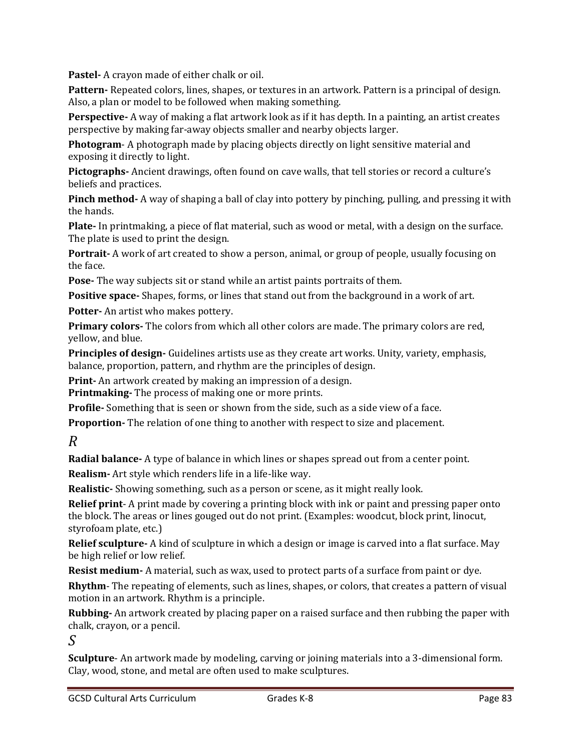**Pastel-** A crayon made of either chalk or oil.

**Pattern-** Repeated colors, lines, shapes, or textures in an artwork. Pattern is a principal of design. Also, a plan or model to be followed when making something.

**Perspective-** A way of making a flat artwork look as if it has depth. In a painting, an artist creates perspective by making far-away objects smaller and nearby objects larger.

**Photogram**- A photograph made by placing objects directly on light sensitive material and exposing it directly to light.

**Pictographs-** Ancient drawings, often found on cave walls, that tell stories or record a culture's beliefs and practices.

**Pinch method-** A way of shaping a ball of clay into pottery by pinching, pulling, and pressing it with the hands.

**Plate-** In printmaking, a piece of flat material, such as wood or metal, with a design on the surface. The plate is used to print the design.

**Portrait-** A work of art created to show a person, animal, or group of people, usually focusing on the face.

**Pose-** The way subjects sit or stand while an artist paints portraits of them.

**Positive space-** Shapes, forms, or lines that stand out from the background in a work of art.

**Potter-** An artist who makes pottery.

**Primary colors-** The colors from which all other colors are made. The primary colors are red, yellow, and blue.

**Principles of design-** Guidelines artists use as they create art works. Unity, variety, emphasis, balance, proportion, pattern, and rhythm are the principles of design.

**Print-** An artwork created by making an impression of a design.

**Printmaking-** The process of making one or more prints.

**Profile-** Something that is seen or shown from the side, such as a side view of a face.

**Proportion-** The relation of one thing to another with respect to size and placement.

## *R*

**Radial balance-** A type of balance in which lines or shapes spread out from a center point.

**Realism-** Art style which renders life in a life-like way.

**Realistic-** Showing something, such as a person or scene, as it might really look.

**Relief print**- A print made by covering a printing block with ink or paint and pressing paper onto the block. The areas or lines gouged out do not print. (Examples: woodcut, block print, linocut, styrofoam plate, etc.)

**Relief sculpture-** A kind of sculpture in which a design or image is carved into a flat surface. May be high relief or low relief.

**Resist medium-** A material, such as wax, used to protect parts of a surface from paint or dye.

**Rhythm**- The repeating of elements, such as lines, shapes, or colors, that creates a pattern of visual motion in an artwork. Rhythm is a principle.

**Rubbing-** An artwork created by placing paper on a raised surface and then rubbing the paper with chalk, crayon, or a pencil.

## *S*

**Sculpture**- An artwork made by modeling, carving or joining materials into a 3-dimensional form. Clay, wood, stone, and metal are often used to make sculptures.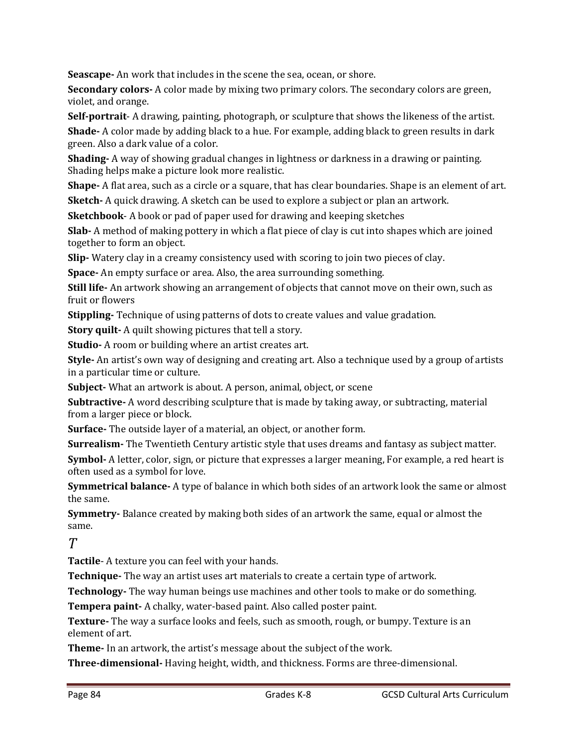**Seascape-** An work that includes in the scene the sea, ocean, or shore.

**Secondary colors-** A color made by mixing two primary colors. The secondary colors are green, violet, and orange.

**Self-portrait**- A drawing, painting, photograph, or sculpture that shows the likeness of the artist.

**Shade-** A color made by adding black to a hue. For example, adding black to green results in dark green. Also a dark value of a color.

**Shading-** A way of showing gradual changes in lightness or darkness in a drawing or painting. Shading helps make a picture look more realistic.

**Shape-** A flat area, such as a circle or a square, that has clear boundaries. Shape is an element of art.

**Sketch-** A quick drawing. A sketch can be used to explore a subject or plan an artwork.

**Sketchbook**- A book or pad of paper used for drawing and keeping sketches

**Slab-** A method of making pottery in which a flat piece of clay is cut into shapes which are joined together to form an object.

**Slip-** Watery clay in a creamy consistency used with scoring to join two pieces of clay.

**Space-** An empty surface or area. Also, the area surrounding something.

**Still life-** An artwork showing an arrangement of objects that cannot move on their own, such as fruit or flowers

**Stippling-** Technique of using patterns of dots to create values and value gradation.

**Story quilt-** A quilt showing pictures that tell a story.

**Studio-** A room or building where an artist creates art.

**Style-** An artist's own way of designing and creating art. Also a technique used by a group of artists in a particular time or culture.

**Subject-** What an artwork is about. A person, animal, object, or scene

**Subtractive-** A word describing sculpture that is made by taking away, or subtracting, material from a larger piece or block.

**Surface-** The outside layer of a material, an object, or another form.

**Surrealism-** The Twentieth Century artistic style that uses dreams and fantasy as subject matter.

**Symbol-** A letter, color, sign, or picture that expresses a larger meaning, For example, a red heart is often used as a symbol for love.

**Symmetrical balance-** A type of balance in which both sides of an artwork look the same or almost the same.

**Symmetry-** Balance created by making both sides of an artwork the same, equal or almost the same.

## *T*

**Tactile**- A texture you can feel with your hands.

**Technique-** The way an artist uses art materials to create a certain type of artwork.

**Technology-** The way human beings use machines and other tools to make or do something.

**Tempera paint-** A chalky, water-based paint. Also called poster paint.

**Texture-** The way a surface looks and feels, such as smooth, rough, or bumpy. Texture is an element of art.

**Theme-** In an artwork, the artist's message about the subject of the work.

**Three-dimensional-** Having height, width, and thickness. Forms are three-dimensional.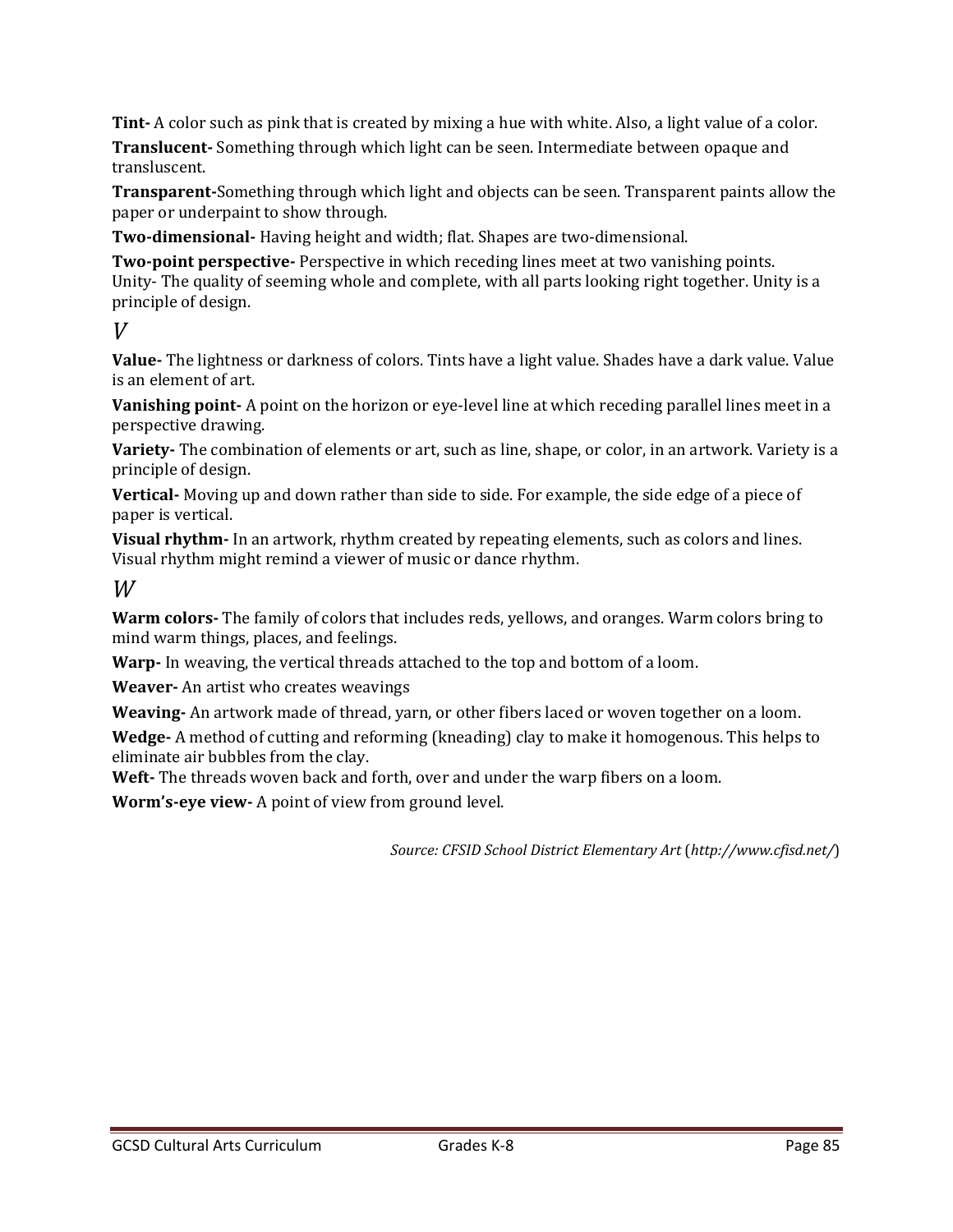**Tint-** A color such as pink that is created by mixing a hue with white. Also, a light value of a color.

**Translucent-** Something through which light can be seen. Intermediate between opaque and transluscent.

**Transparent-**Something through which light and objects can be seen. Transparent paints allow the paper or underpaint to show through.

**Two-dimensional-** Having height and width; flat. Shapes are two-dimensional.

**Two-point perspective-** Perspective in which receding lines meet at two vanishing points.
Unity- The quality of seeming whole and complete, with all parts looking right together. Unity is a principle of design.

## *V*

**Value-** The lightness or darkness of colors. Tints have a light value. Shades have a dark value. Value is an element of art.

**Vanishing point-** A point on the horizon or eye-level line at which receding parallel lines meet in a perspective drawing.

**Variety-** The combination of elements or art, such as line, shape, or color, in an artwork. Variety is a principle of design.

**Vertical-** Moving up and down rather than side to side. For example, the side edge of a piece of paper is vertical.

**Visual rhythm-** In an artwork, rhythm created by repeating elements, such as colors and lines. Visual rhythm might remind a viewer of music or dance rhythm.

## *W*

**Warm colors-** The family of colors that includes reds, yellows, and oranges. Warm colors bring to mind warm things, places, and feelings.

**Warp-** In weaving, the vertical threads attached to the top and bottom of a loom.

**Weaver-** An artist who creates weavings

**Weaving-** An artwork made of thread, yarn, or other fibers laced or woven together on a loom.

**Wedge-** A method of cutting and reforming (kneading) clay to make it homogenous. This helps to eliminate air bubbles from the clay.

**Weft-** The threads woven back and forth, over and under the warp fibers on a loom.

**Worm's-eye view-** A point of view from ground level.

*Source: CFSID School District Elementary Art* (*http://www.cfisd.net/*)